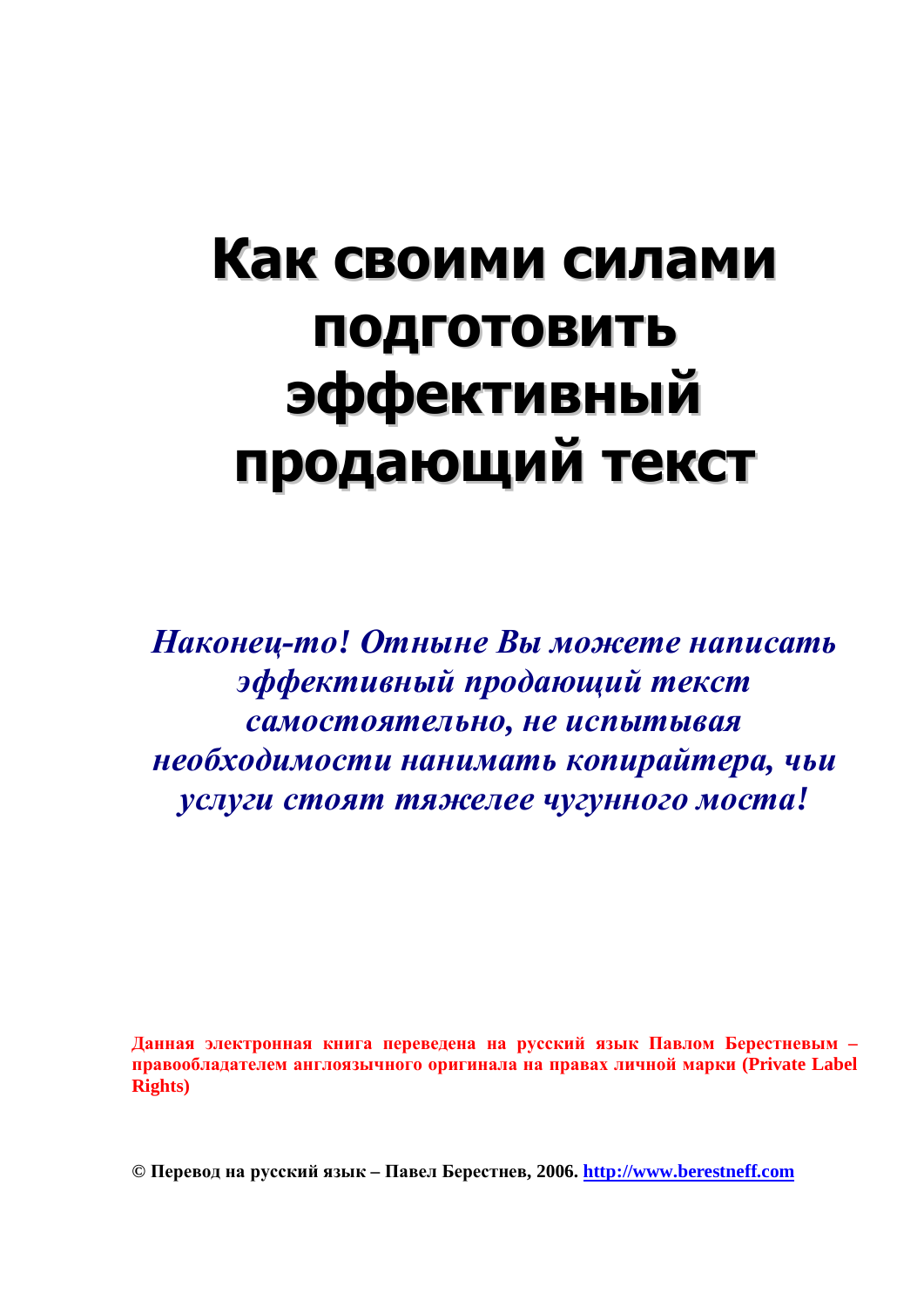# Как своими силами подготовить эффективный продающий текст

***Наконец-то! Отныне Вы можете написать эффективный продающий текст самостоятельно, не испытывая необходимости нанимать копирайтера, чьи услуги стоят тяжелее чугунного моста!***

**Данная электронная книга переведена на русский язык Павлом Берестневым – правообладателем англоязычного оригинала на правах личной марки (Private Label Rights)**

**© Перевод на русский язык – Павел Берестнев, 2006. [http://www.berestneff.com](http://www.berestneff.com)**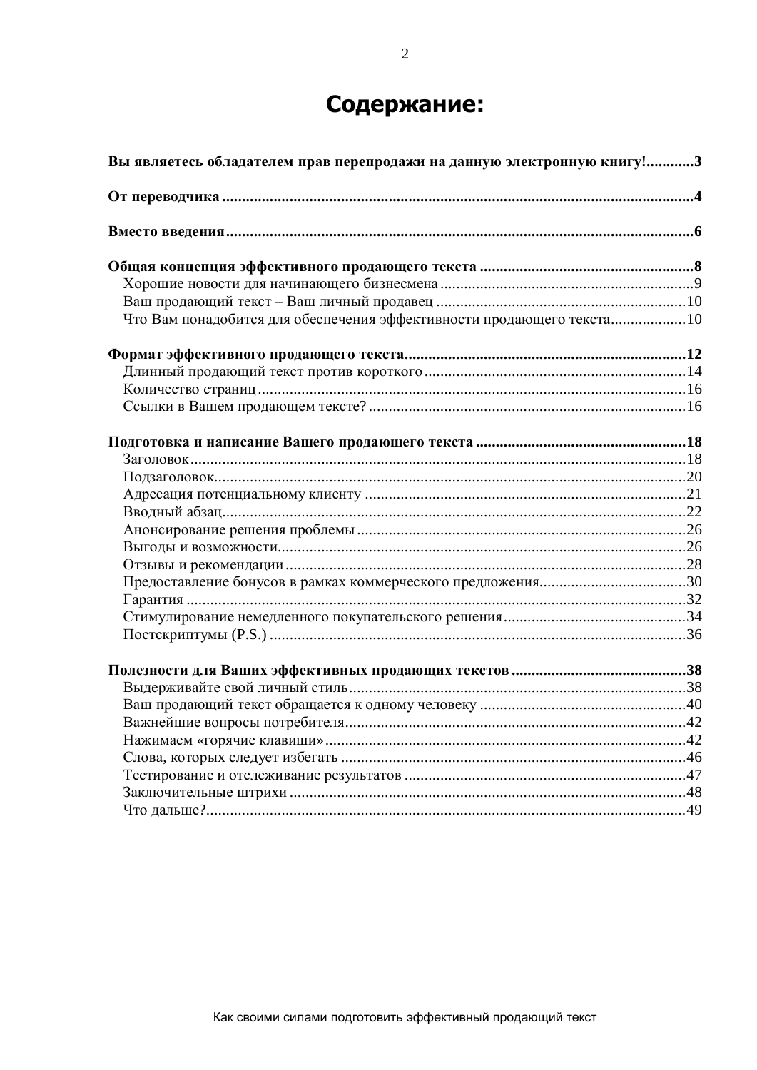# Содержание:

**Вы являетесь обладателем прав перепродажи на данную электронную книгу!............3**

**От переводчика ......................................................................................................................4**

**Вместо введения .....................................................................................................................6**

**Общая концепция эффективного продающего текста .....................................................8**
- Хорошие новости для начинающего бизнесмена ...............................................................9
- Ваш продающий текст – Ваш личный продавец ..............................................................10
- Что Вам понадобится для обеспечения эффективности продающего текста..................10

**Формат эффективного продающего текста......................................................................12**
- Длинный продающий текст против короткого .................................................................14
- Количество страниц ...........................................................................................................16
- Ссылки в Вашем продающем тексте? ...............................................................................16

**Подготовка и написание Вашего продающего текста ....................................................18**
- Заголовок ............................................................................................................................18
- Подзаголовок.......................................................................................................................20
- Адресация потенциальному клиенту ................................................................................21
- Вводный абзац.....................................................................................................................22
- Анонсирование решения проблемы ..................................................................................26
- Выгоды и возможности.......................................................................................................26
- Отзывы и рекомендации .....................................................................................................28
- Предоставление бонусов в рамках коммерческого предложения....................................30
- Гарантия ..............................................................................................................................32
- Стимулирование немедленного покупательского решения .............................................34
- Постскриптумы (P.S.) ........................................................................................................36

**Полезности для Ваших эффективных продающих текстов ...........................................38**
- Выдерживайте свой личный стиль.....................................................................................38
- Ваш продающий текст обращается к одному человеку ...................................................40
- Важнейшие вопросы потребителя......................................................................................42
- Нажимаем «горячие клавиши»...........................................................................................42
- Слова, которых следует избегать .......................................................................................46
- Тестирование и отслеживание результатов .......................................................................47
- Заключительные штрихи ....................................................................................................48
- Что дальше?.........................................................................................................................49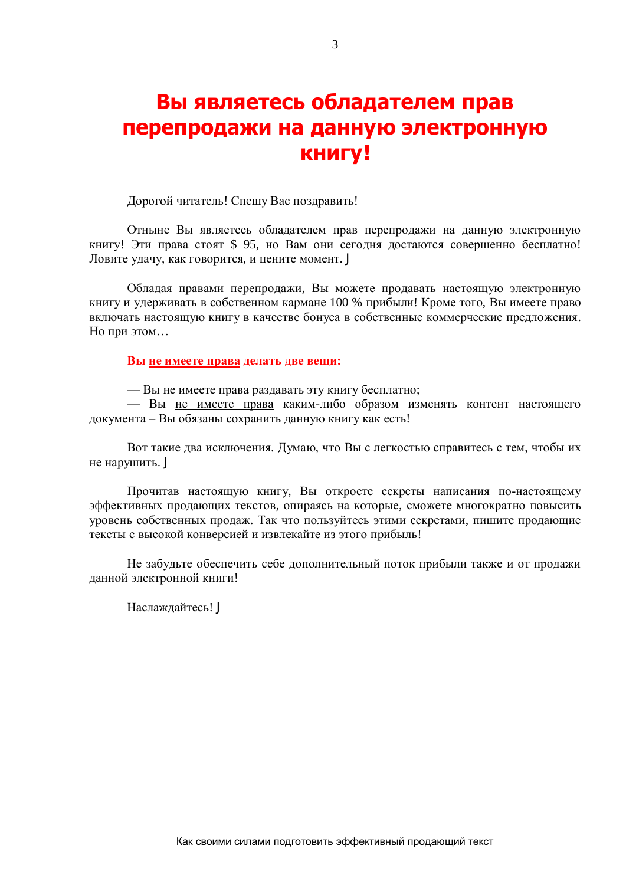# Вы являетесь обладателем прав перепродажи на данную электронную книгу!

Дорогой читатель! Спешу Вас поздравить!

Отныне Вы являетесь обладателем прав перепродажи на данную электронную книгу! Эти права стоят $ 95, но Вам они сегодня достаются совершенно бесплатно! Ловите удачу, как говорится, и цените момент. J

Обладая правами перепродажи, Вы можете продавать настоящую электронную книгу и удерживать в собственном кармане 100 % прибыли! Кроме того, Вы имеете право включать настоящую книгу в качестве бонуса в собственные коммерческие предложения. Но при этом…

**Вы <u>не имеете права</u> делать две вещи:**

— Вы <u>не имеете права</u> раздавать эту книгу бесплатно;
— Вы <u>не имеете права</u> каким-либо образом изменять контент настоящего документа – Вы обязаны сохранить данную книгу как есть!

Вот такие два исключения. Думаю, что Вы с легкостью справитесь с тем, чтобы их не нарушить. J

Прочитав настоящую книгу, Вы откроете секреты написания по-настоящему эффективных продающих текстов, опираясь на которые, сможете многократно повысить уровень собственных продаж. Так что пользуйтесь этими секретами, пишите продающие тексты с высокой конверсией и извлекайте из этого прибыль!

Не забудьте обеспечить себе дополнительный поток прибыли также и от продажи данной электронной книги!

Наслаждайтесь! J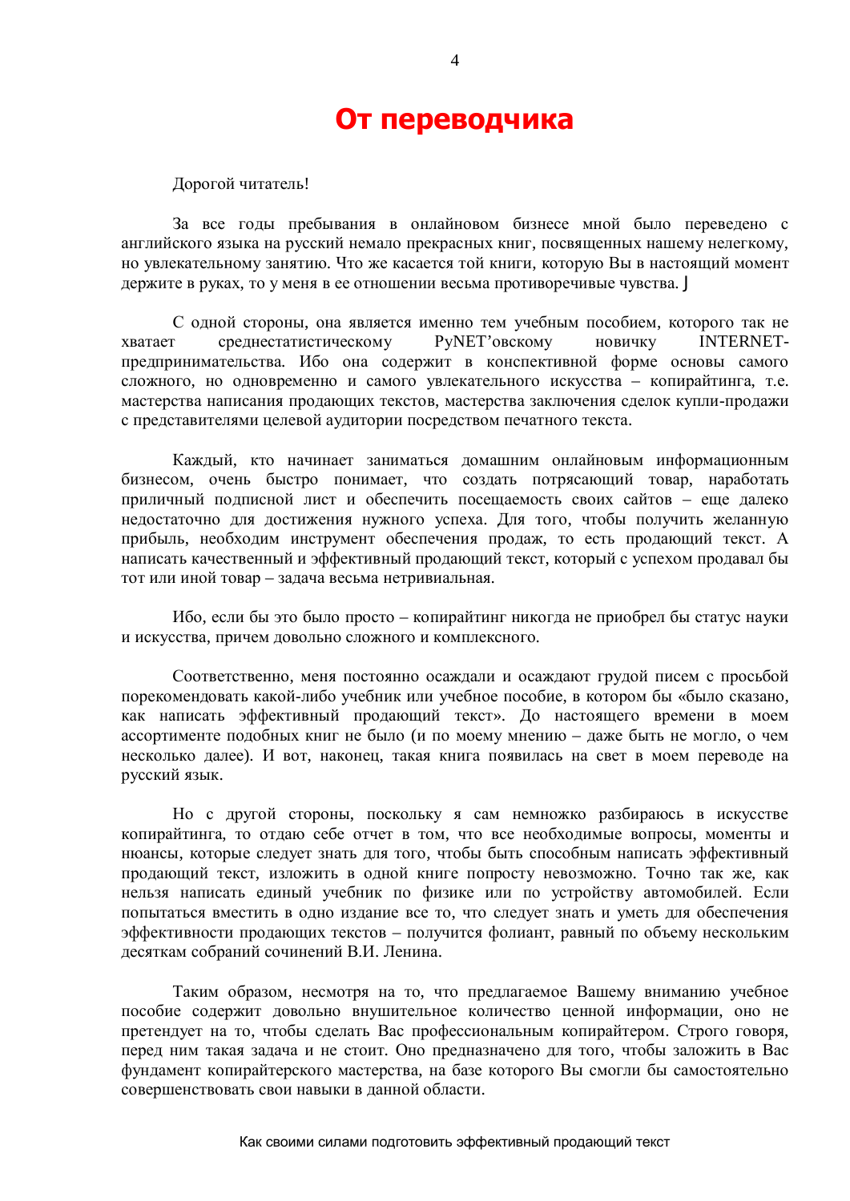# От переводчика

Дорогой читатель!

За все годы пребывания в онлайновом бизнесе мной было переведено с английского языка на русский немало прекрасных книг, посвященных нашему нелегкому, но увлекательному занятию. Что же касается той книги, которую Вы в настоящий момент держите в руках, то у меня в ее отношении весьма противоречивые чувства. J

С одной стороны, она является именно тем учебным пособием, которого так не хватает среднестатистическому РуNET'овскому новичку INTERNET-предпринимательства. Ибо она содержит в конспективной форме основы самого сложного, но одновременно и самого увлекательного искусства – копирайтинга, т.е. мастерства написания продающих текстов, мастерства заключения сделок купли-продажи с представителями целевой аудитории посредством печатного текста.

Каждый, кто начинает заниматься домашним онлайновым информационным бизнесом, очень быстро понимает, что создать потрясающий товар, наработать приличный подписной лист и обеспечить посещаемость своих сайтов – еще далеко недостаточно для достижения нужного успеха. Для того, чтобы получить желанную прибыль, необходим инструмент обеспечения продаж, то есть продающий текст. А написать качественный и эффективный продающий текст, который с успехом продавал бы тот или иной товар – задача весьма нетривиальная.

Ибо, если бы это было просто – копирайтинг никогда не приобрел бы статус науки и искусства, причем довольно сложного и комплексного.

Соответственно, меня постоянно осаждали и осаждают грудой писем с просьбой порекомендовать какой-либо учебник или учебное пособие, в котором бы «было сказано, как написать эффективный продающий текст». До настоящего времени в моем ассортименте подобных книг не было (и по моему мнению – даже быть не могло, о чем несколько далее). И вот, наконец, такая книга появилась на свет в моем переводе на русский язык.

Но с другой стороны, поскольку я сам немножко разбираюсь в искусстве копирайтинга, то отдаю себе отчет в том, что все необходимые вопросы, моменты и нюансы, которые следует знать для того, чтобы быть способным написать эффективный продающий текст, изложить в одной книге попросту невозможно. Точно так же, как нельзя написать единый учебник по физике или по устройству автомобилей. Если попытаться вместить в одно издание все то, что следует знать и уметь для обеспечения эффективности продающих текстов – получится фолиант, равный по объему нескольким десяткам собраний сочинений В.И. Ленина.

Таким образом, несмотря на то, что предлагаемое Вашему вниманию учебное пособие содержит довольно внушительное количество ценной информации, оно не претендует на то, чтобы сделать Вас профессиональным копирайтером. Строго говоря, перед ним такая задача и не стоит. Оно предназначено для того, чтобы заложить в Вас фундамент копирайтерского мастерства, на базе которого Вы смогли бы самостоятельно совершенствовать свои навыки в данной области.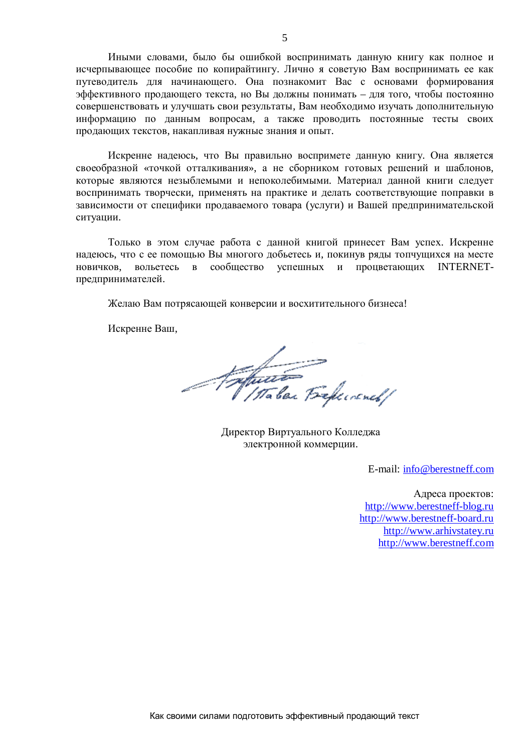Иными словами, было бы ошибкой воспринимать данную книгу как полное и исчерпывающее пособие по копирайтингу. Лично я советую Вам воспринимать ее как путеводитель для начинающего. Она познакомит Вас с основами формирования эффективного продающего текста, но Вы должны понимать – для того, чтобы постоянно совершенствовать и улучшать свои результаты, Вам необходимо изучать дополнительную информацию по данным вопросам, а также проводить постоянные тесты своих продающих текстов, накапливая нужные знания и опыт.

Искренне надеюсь, что Вы правильно воспримете данную книгу. Она является своеобразной «точкой отталкивания», а не сборником готовых решений и шаблонов, которые являются незыблемыми и непоколебимыми. Материал данной книги следует воспринимать творчески, применять на практике и делать соответствующие поправки в зависимости от специфики продаваемого товара (услуги) и Вашей предпринимательской ситуации.

Только в этом случае работа с данной книгой принесет Вам успех. Искренне надеюсь, что с ее помощью Вы многого добьетесь и, покинув ряды топчущихся на месте новичков, вольетесь в сообщество успешных и процветающих INTERNET-предпринимателей.

Желаю Вам потрясающей конверсии и восхитительного бизнеса!

Искренне Ваш,

/Павел Берестнев/

Директор Виртуального Колледжа электронной коммерции.

E-mail: info@berestneff.com

Адреса проектов:
http://www.berestneff-blog.ru
http://www.berestneff-board.ru
http://www.arhivstatey.ru
http://www.berestneff.com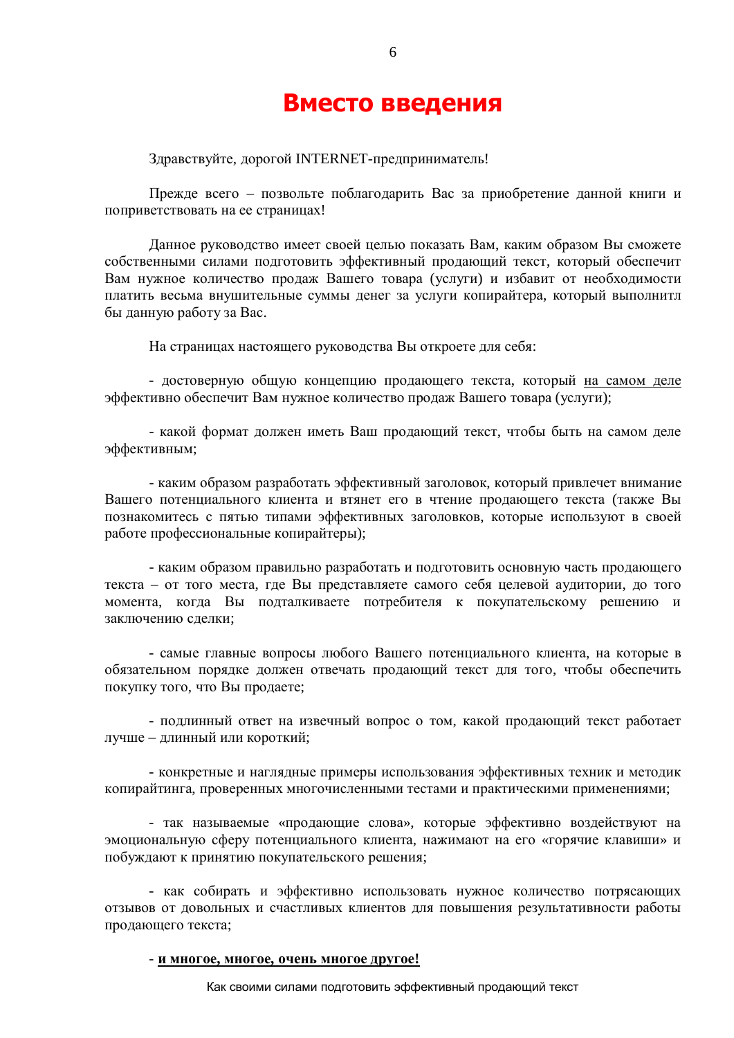# Вместо введения

Здравствуйте, дорогой INTERNET-предприниматель!

Прежде всего – позвольте поблагодарить Вас за приобретение данной книги и поприветствовать на ее страницах!

Данное руководство имеет своей целью показать Вам, каким образом Вы сможете собственными силами подготовить эффективный продающий текст, который обеспечит Вам нужное количество продаж Вашего товара (услуги) и избавит от необходимости платить весьма внушительные суммы денег за услуги копирайтера, который выполнитл бы данную работу за Вас.

На страницах настоящего руководства Вы откроете для себя:

- достоверную общую концепцию продающего текста, который <u>на самом деле</u> эффективно обеспечит Вам нужное количество продаж Вашего товара (услуги);

- какой формат должен иметь Ваш продающий текст, чтобы быть на самом деле эффективным;

- каким образом разработать эффективный заголовок, который привлечет внимание Вашего потенциального клиента и втянет его в чтение продающего текста (также Вы познакомитесь с пятью типами эффективных заголовков, которые используют в своей работе профессиональные копирайтеры);

- каким образом правильно разработать и подготовить основную часть продающего текста – от того места, где Вы представляете самого себя целевой аудитории, до того момента, когда Вы подталкиваете потребителя к покупательскому решению и заключению сделки;

- самые главные вопросы любого Вашего потенциального клиента, на которые в обязательном порядке должен отвечать продающий текст для того, чтобы обеспечить покупку того, что Вы продаете;

- подлинный ответ на извечный вопрос о том, какой продающий текст работает лучше – длинный или короткий;

- конкретные и наглядные примеры использования эффективных техник и методик копирайтинга, проверенных многочисленными тестами и практическими применениями;

- так называемые «продающие слова», которые эффективно воздействуют на эмоциональную сферу потенциального клиента, нажимают на его «горячие клавиши» и побуждают к принятию покупательского решения;

- как собирать и эффективно использовать нужное количество потрясающих отзывов от довольных и счастливых клиентов для повышения результативности работы продающего текста;

- **<u>и многое, многое, очень многое другое!</u>**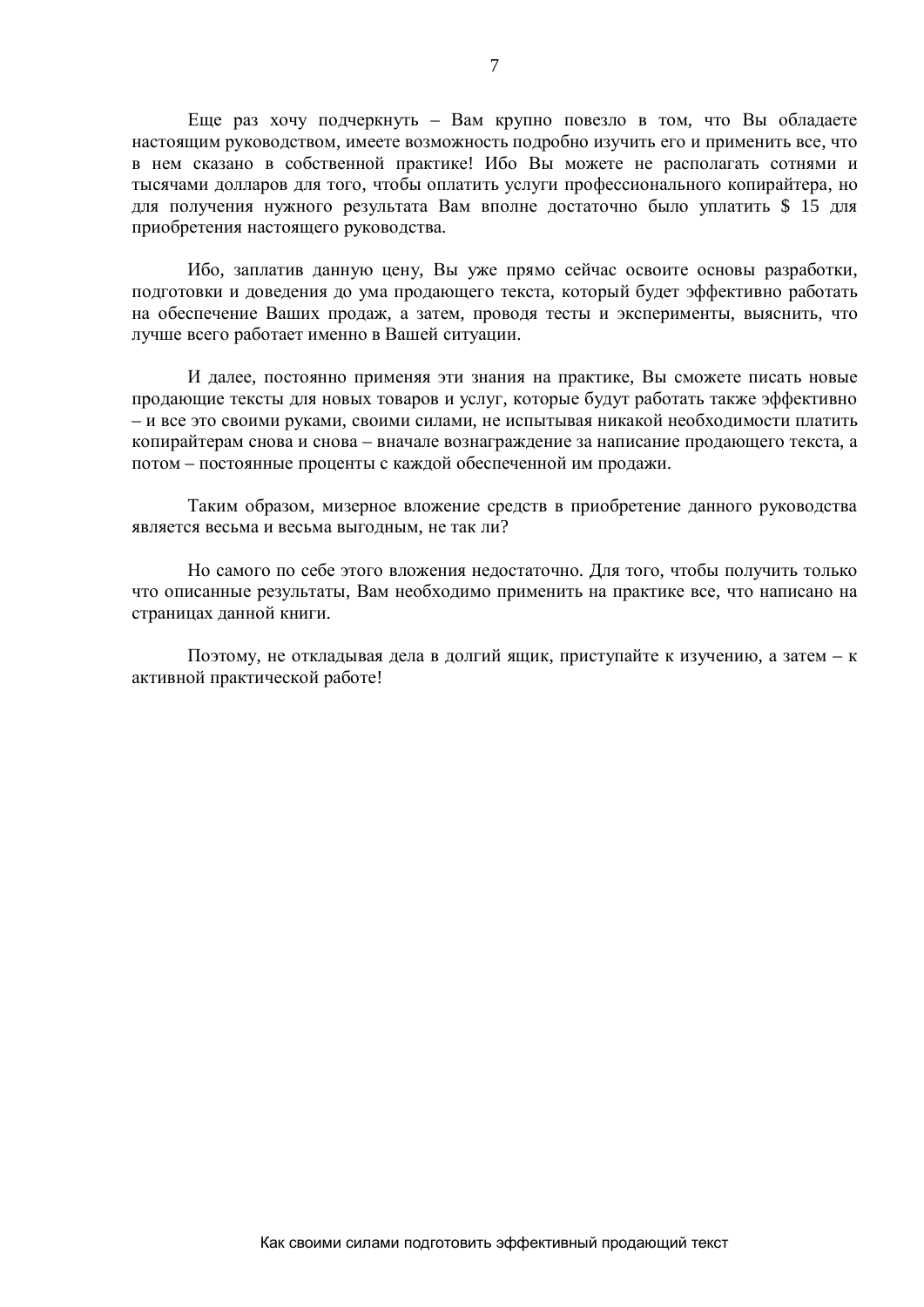Еще раз хочу подчеркнуть – Вам крупно повезло в том, что Вы обладаете настоящим руководством, имеете возможность подробно изучить его и применить все, что в нем сказано в собственной практике! Ибо Вы можете не располагать сотнями и тысячами долларов для того, чтобы оплатить услуги профессионального копирайтера, но для получения нужного результата Вам вполне достаточно было уплатить $ 15 для приобретения настоящего руководства.

Ибо, заплатив данную цену, Вы уже прямо сейчас освоите основы разработки, подготовки и доведения до ума продающего текста, который будет эффективно работать на обеспечение Ваших продаж, а затем, проводя тесты и эксперименты, выяснить, что лучше всего работает именно в Вашей ситуации.

И далее, постоянно применяя эти знания на практике, Вы сможете писать новые продающие тексты для новых товаров и услуг, которые будут работать также эффективно – и все это своими руками, своими силами, не испытывая никакой необходимости платить копирайтерам снова и снова – вначале вознаграждение за написание продающего текста, а потом – постоянные проценты с каждой обеспеченной им продажи.

Таким образом, мизерное вложение средств в приобретение данного руководства является весьма и весьма выгодным, не так ли?

Но самого по себе этого вложения недостаточно. Для того, чтобы получить только что описанные результаты, Вам необходимо применить на практике все, что написано на страницах данной книги.

Поэтому, не откладывая дела в долгий ящик, приступайте к изучению, а затем – к активной практической работе!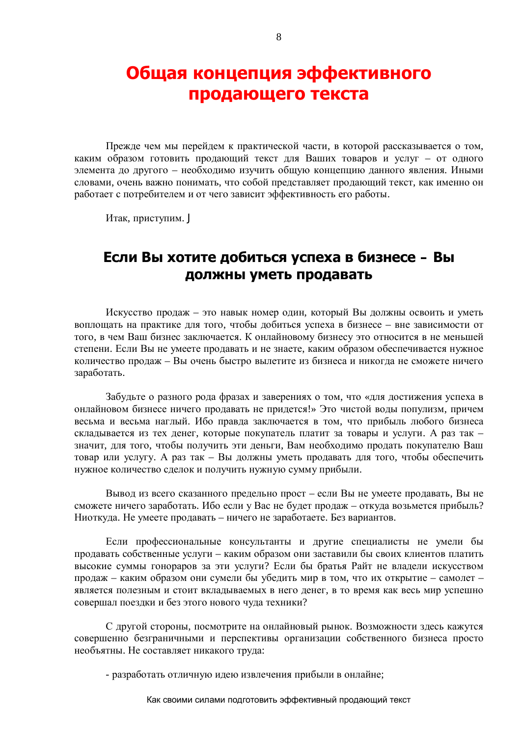# Общая концепция эффективного продающего текста

Прежде чем мы перейдем к практической части, в которой рассказывается о том, каким образом готовить продающий текст для Ваших товаров и услуг – от одного элемента до другого – необходимо изучить общую концепцию данного явления. Иными словами, очень важно понимать, что собой представляет продающий текст, как именно он работает с потребителем и от чего зависит эффективность его работы.

Итак, приступим. J

## Если Вы хотите добиться успеха в бизнесе - Вы должны уметь продавать

Искусство продаж – это навык номер один, который Вы должны освоить и уметь воплощать на практике для того, чтобы добиться успеха в бизнесе – вне зависимости от того, в чем Ваш бизнес заключается. К онлайновому бизнесу это относится в не меньшей степени. Если Вы не умеете продавать и не знаете, каким образом обеспечивается нужное количество продаж – Вы очень быстро вылетите из бизнеса и никогда не сможете ничего заработать.

Забудьте о разного рода фразах и заверениях о том, что «для достижения успеха в онлайновом бизнесе ничего продавать не придется!» Это чистой воды популизм, причем весьма и весьма наглый. Ибо правда заключается в том, что прибыль любого бизнеса складывается из тех денег, которые покупатель платит за товары и услуги. А раз так – значит, для того, чтобы получить эти деньги, Вам необходимо продать покупателю Ваш товар или услугу. А раз так – Вы должны уметь продавать для того, чтобы обеспечить нужное количество сделок и получить нужную сумму прибыли.

Вывод из всего сказанного предельно прост – если Вы не умеете продавать, Вы не сможете ничего заработать. Ибо если у Вас не будет продаж – откуда возьмется прибыль? Ниоткуда. Не умеете продавать – ничего не заработаете. Без вариантов.

Если профессиональные консультанты и другие специалисты не умели бы продавать собственные услуги – каким образом они заставили бы своих клиентов платить высокие суммы гонораров за эти услуги? Если бы братья Райт не владели искусством продаж – каким образом они сумели бы убедить мир в том, что их открытие – самолет – является полезным и стоит вкладываемых в него денег, в то время как весь мир успешно совершал поездки и без этого нового чуда техники?

С другой стороны, посмотрите на онлайновый рынок. Возможности здесь кажутся совершенно безграничными и перспективы организации собственного бизнеса просто необъятны. Не составляет никакого труда:

- разработать отличную идею извлечения прибыли в онлайне;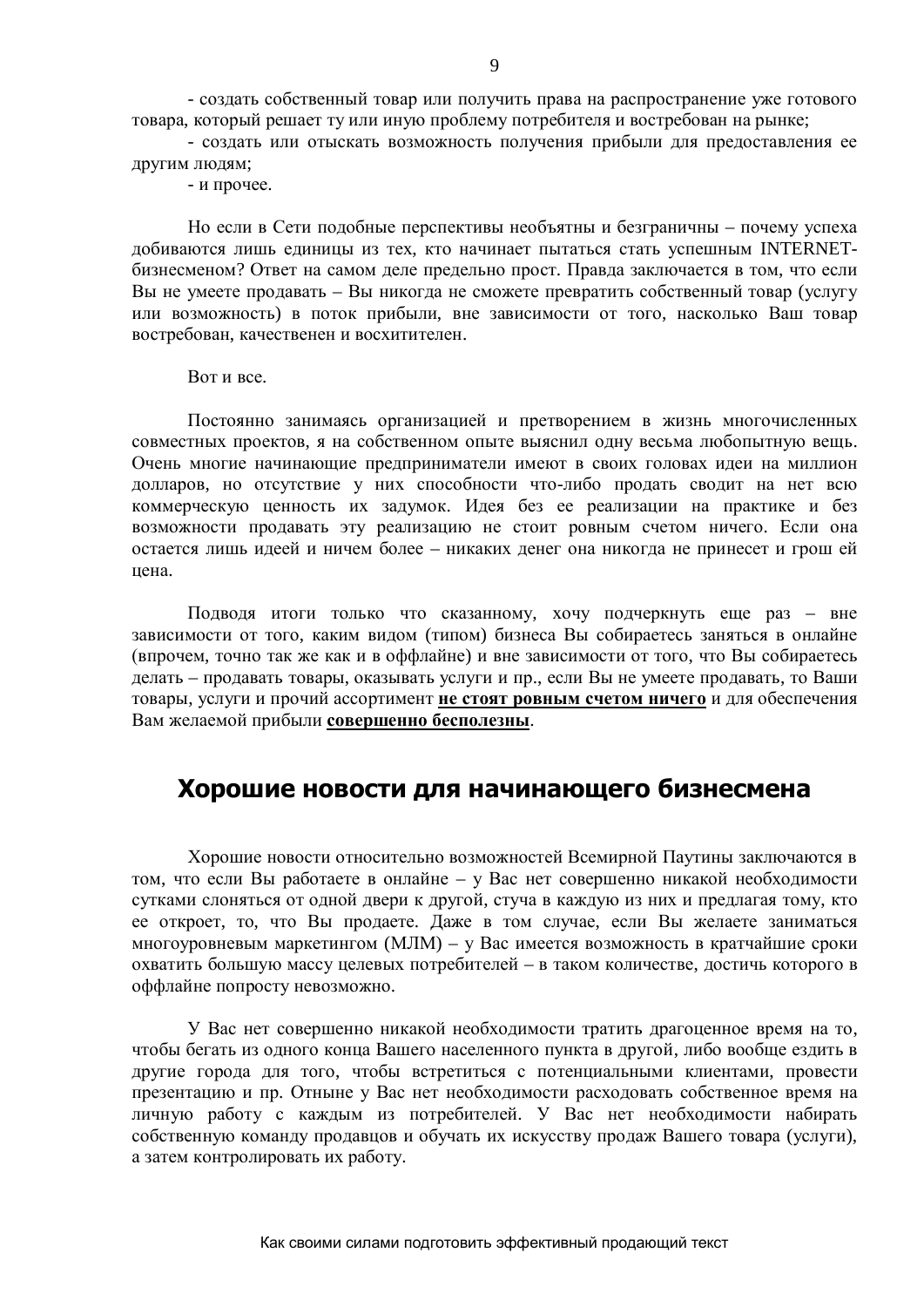- создать собственный товар или получить права на распространение уже готового товара, который решает ту или иную проблему потребителя и востребован на рынке;

- создать или отыскать возможность получения прибыли для предоставления ее другим людям;

- и прочее.

Но если в Сети подобные перспективы необъятны и безграничны – почему успеха добиваются лишь единицы из тех, кто начинает пытаться стать успешным INTERNET-бизнесменом? Ответ на самом деле предельно прост. Правда заключается в том, что если Вы не умеете продавать – Вы никогда не сможете превратить собственный товар (услугу или возможность) в поток прибыли, вне зависимости от того, насколько Ваш товар востребован, качественен и восхитителен.

Вот и все.

Постоянно занимаясь организацией и претворением в жизнь многочисленных совместных проектов, я на собственном опыте выяснил одну весьма любопытную вещь. Очень многие начинающие предприниматели имеют в своих головах идеи на миллион долларов, но отсутствие у них способности что-либо продать сводит на нет всю коммерческую ценность их задумок. Идея без ее реализации на практике и без возможности продавать эту реализацию не стоит ровным счетом ничего. Если она остается лишь идеей и ничем более – никаких денег она никогда не принесет и грош ей цена.

Подводя итоги только что сказанному, хочу подчеркнуть еще раз – вне зависимости от того, каким видом (типом) бизнеса Вы собираетесь заняться в онлайне (впрочем, точно так же как и в оффлайне) и вне зависимости от того, что Вы собираетесь делать – продавать товары, оказывать услуги и пр., если Вы не умеете продавать, то Ваши товары, услуги и прочий ассортимент **не стоят ровным счетом ничего** и для обеспечения Вам желаемой прибыли **совершенно бесполезны**.

## Хорошие новости для начинающего бизнесмена

Хорошие новости относительно возможностей Всемирной Паутины заключаются в том, что если Вы работаете в онлайне – у Вас нет совершенно никакой необходимости сутками слоняться от одной двери к другой, стуча в каждую из них и предлагая тому, кто ее откроет, то, что Вы продаете. Даже в том случае, если Вы желаете заниматься многоуровневым маркетингом (МЛМ) – у Вас имеется возможность в кратчайшие сроки охватить большую массу целевых потребителей – в таком количестве, достичь которого в оффлайне попросту невозможно.

У Вас нет совершенно никакой необходимости тратить драгоценное время на то, чтобы бегать из одного конца Вашего населенного пункта в другой, либо вообще ездить в другие города для того, чтобы встретиться с потенциальными клиентами, провести презентацию и пр. Отныне у Вас нет необходимости расходовать собственное время на личную работу с каждым из потребителей. У Вас нет необходимости набирать собственную команду продавцов и обучать их искусству продаж Вашего товара (услуги), а затем контролировать их работу.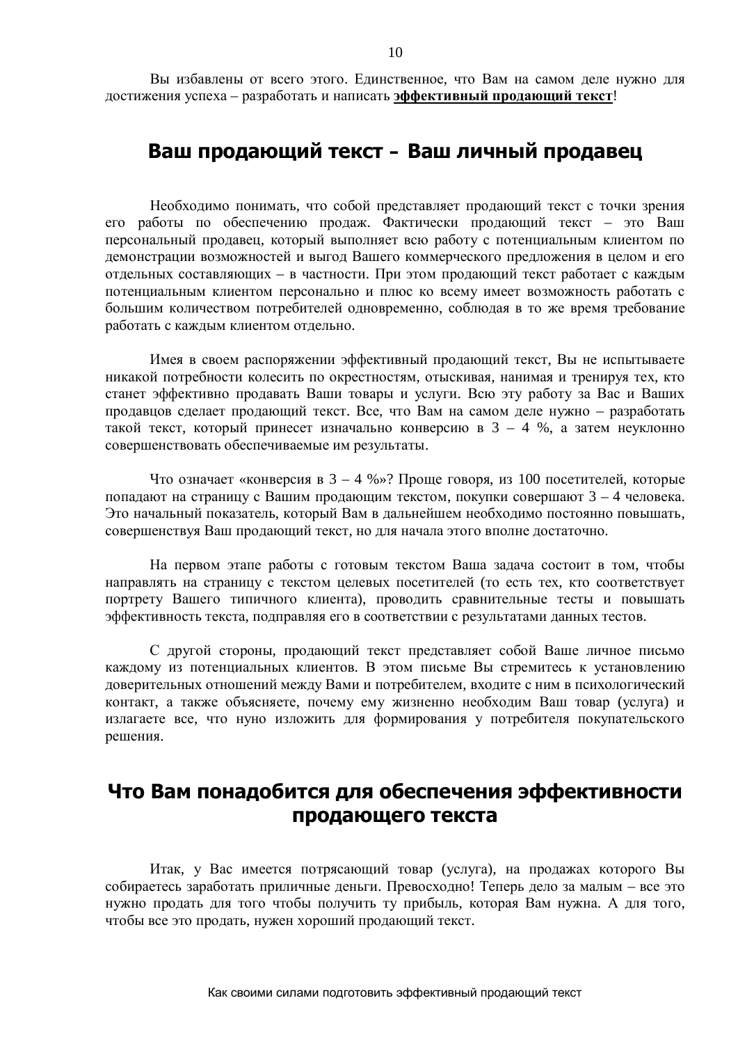Вы избавлены от всего этого. Единственное, что Вам на самом деле нужно для достижения успеха – разработать и написать **эффективный продающий текст**!

## Ваш продающий текст - Ваш личный продавец

Необходимо понимать, что собой представляет продающий текст с точки зрения его работы по обеспечению продаж. Фактически продающий текст – это Ваш персональный продавец, который выполняет всю работу с потенциальным клиентом по демонстрации возможностей и выгод Вашего коммерческого предложения в целом и его отдельных составляющих – в частности. При этом продающий текст работает с каждым потенциальным клиентом персонально и плюс ко всему имеет возможность работать с большим количеством потребителей одновременно, соблюдая в то же время требование работать с каждым клиентом отдельно.

Имея в своем распоряжении эффективный продающий текст, Вы не испытываете никакой потребности колесить по окрестностям, отыскивая, нанимая и тренируя тех, кто станет эффективно продавать Ваши товары и услуги. Всю эту работу за Вас и Ваших продавцов сделает продающий текст. Все, что Вам на самом деле нужно – разработать такой текст, который принесет изначально конверсию в 3 – 4 %, а затем неуклонно совершенствовать обеспечиваемые им результаты.

Что означает «конверсия в 3 – 4 %»? Проще говоря, из 100 посетителей, которые попадают на страницу с Вашим продающим текстом, покупки совершают 3 – 4 человека. Это начальный показатель, который Вам в дальнейшем необходимо постоянно повышать, совершенствуя Ваш продающий текст, но для начала этого вполне достаточно.

На первом этапе работы с готовым текстом Ваша задача состоит в том, чтобы направлять на страницу с текстом целевых посетителей (то есть тех, кто соответствует портрету Вашего типичного клиента), проводить сравнительные тесты и повышать эффективность текста, подправляя его в соответствии с результатами данных тестов.

С другой стороны, продающий текст представляет собой Ваше личное письмо каждому из потенциальных клиентов. В этом письме Вы стремитесь к установлению доверительных отношений между Вами и потребителем, входите с ним в психологический контакт, а также объясняете, почему ему жизненно необходим Ваш товар (услуга) и излагаете все, что нуно изложить для формирования у потребителя покупательского решения.

## Что Вам понадобится для обеспечения эффективности продающего текста

Итак, у Вас имеется потрясающий товар (услуга), на продажах которого Вы собираетесь заработать приличные деньги. Превосходно! Теперь дело за малым – все это нужно продать для того чтобы получить ту прибыль, которая Вам нужна. А для того, чтобы все это продать, нужен хороший продающий текст.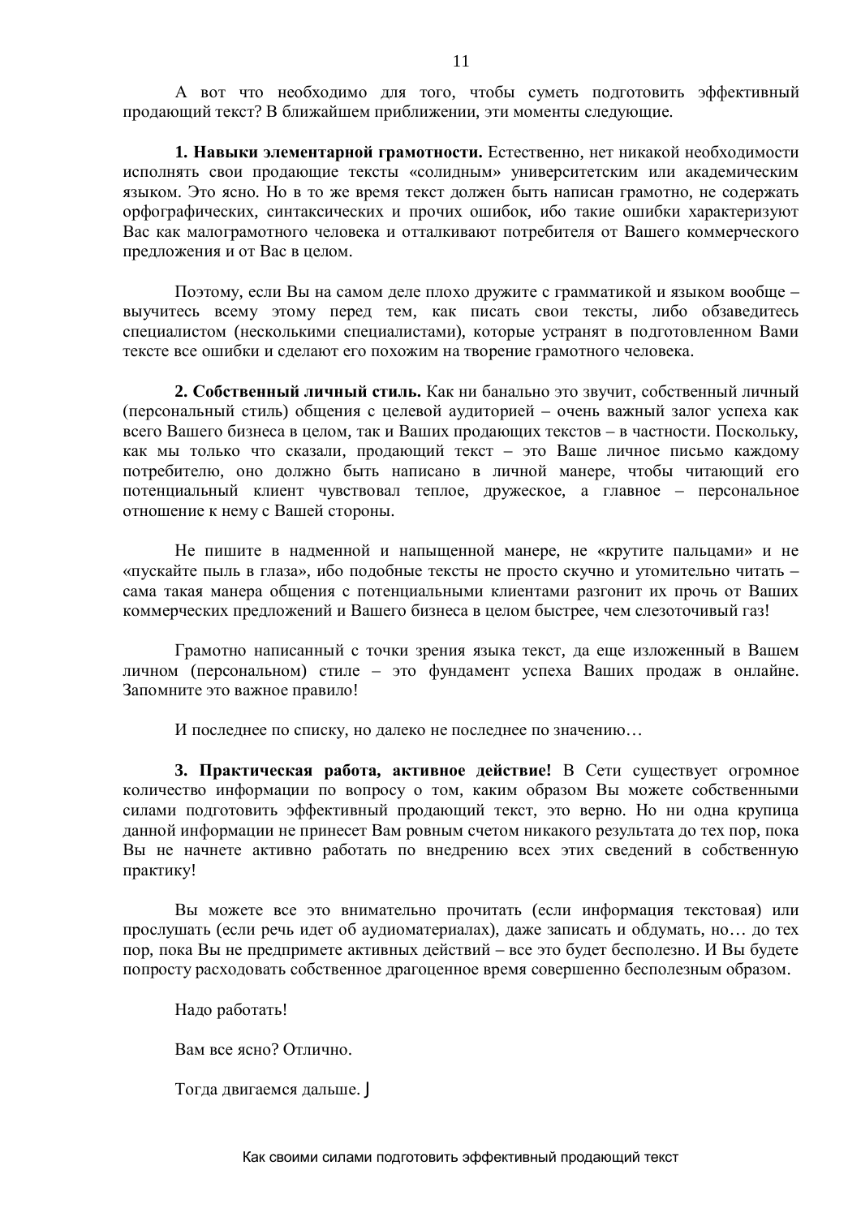А вот что необходимо для того, чтобы суметь подготовить эффективный продающий текст? В ближайшем приближении, эти моменты следующие.

**1. Навыки элементарной грамотности.** Естественно, нет никакой необходимости исполнять свои продающие тексты «солидным» университетским или академическим языком. Это ясно. Но в то же время текст должен быть написан грамотно, не содержать орфографических, синтаксических и прочих ошибок, ибо такие ошибки характеризуют Вас как малограмотного человека и отталкивают потребителя от Вашего коммерческого предложения и от Вас в целом.

Поэтому, если Вы на самом деле плохо дружите с грамматикой и языком вообще – выучитесь всему этому перед тем, как писать свои тексты, либо обзаведитесь специалистом (несколькими специалистами), которые устранят в подготовленном Вами тексте все ошибки и сделают его похожим на творение грамотного человека.

**2. Собственный личный стиль.** Как ни банально это звучит, собственный личный (персональный стиль) общения с целевой аудиторией – очень важный залог успеха как всего Вашего бизнеса в целом, так и Ваших продающих текстов – в частности. Поскольку, как мы только что сказали, продающий текст – это Ваше личное письмо каждому потребителю, оно должно быть написано в личной манере, чтобы читающий его потенциальный клиент чувствовал теплое, дружеское, а главное – персональное отношение к нему с Вашей стороны.

Не пишите в надменной и напыщенной манере, не «крутите пальцами» и не «пускайте пыль в глаза», ибо подобные тексты не просто скучно и утомительно читать – сама такая манера общения с потенциальными клиентами разгонит их прочь от Ваших коммерческих предложений и Вашего бизнеса в целом быстрее, чем слезоточивый газ!

Грамотно написанный с точки зрения языка текст, да еще изложенный в Вашем личном (персональном) стиле – это фундамент успеха Ваших продаж в онлайне. Запомните это важное правило!

И последнее по списку, но далеко не последнее по значению…

**3. Практическая работа, активное действие!** В Сети существует огромное количество информации по вопросу о том, каким образом Вы можете собственными силами подготовить эффективный продающий текст, это верно. Но ни одна крупица данной информации не принесет Вам ровным счетом никакого результата до тех пор, пока Вы не начнете активно работать по внедрению всех этих сведений в собственную практику!

Вы можете все это внимательно прочитать (если информация текстовая) или прослушать (если речь идет об аудиоматериалах), даже записать и обдумать, но… до тех пор, пока Вы не предпримете активных действий – все это будет бесполезно. И Вы будете попросту расходовать собственное драгоценное время совершенно бесполезным образом.

Надо работать!

Вам все ясно? Отлично.

Тогда двигаемся дальше. J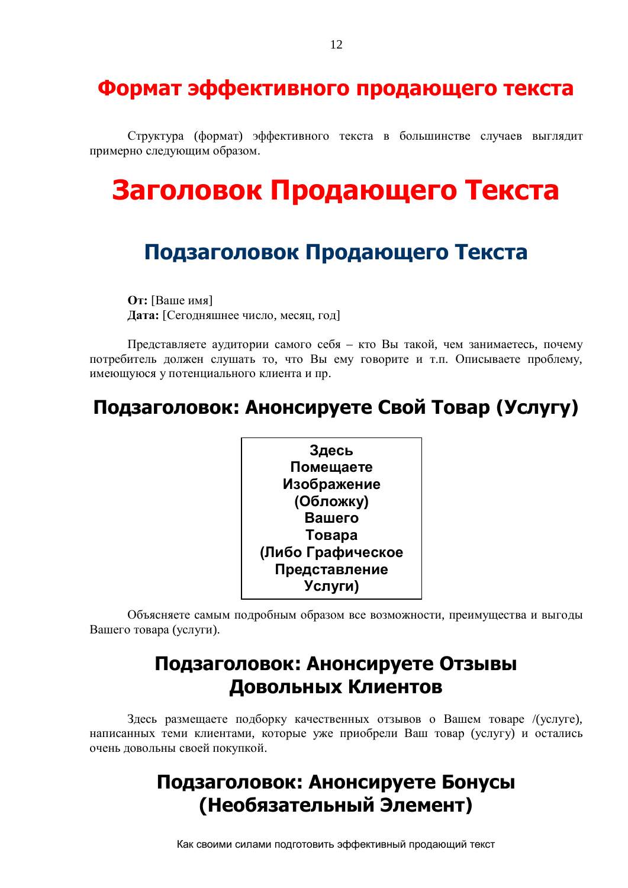# Формат эффективного продающего текста

Структура (формат) эффективного текста в большинстве случаев выглядит примерно следующим образом.

# Заголовок Продающего Текста

## Подзаголовок Продающего Текста

**От:** [Ваше имя]
**Дата:** [Сегодняшнее число, месяц, год]

Представляете аудитории самого себя – кто Вы такой, чем занимаетесь, почему потребитель должен слушать то, что Вы ему говорите и т.п. Описываете проблему, имеющуюся у потенциального клиента и пр.

## Подзаголовок: Анонсируете Свой Товар (Услугу)

| **Здесь Помещаете Изображение (Обложку) Вашего Товара (Либо Графическое Представление Услуги)** |
|---|

Объясняете самым подробным образом все возможности, преимущества и выгоды Вашего товара (услуги).

## Подзаголовок: Анонсируете Отзывы Довольных Клиентов

Здесь размещаете подборку качественных отзывов о Вашем товаре /(услуге), написанных теми клиентами, которые уже приобрели Ваш товар (услугу) и остались очень довольны своей покупкой.

## Подзаголовок: Анонсируете Бонусы (Необязательный Элемент)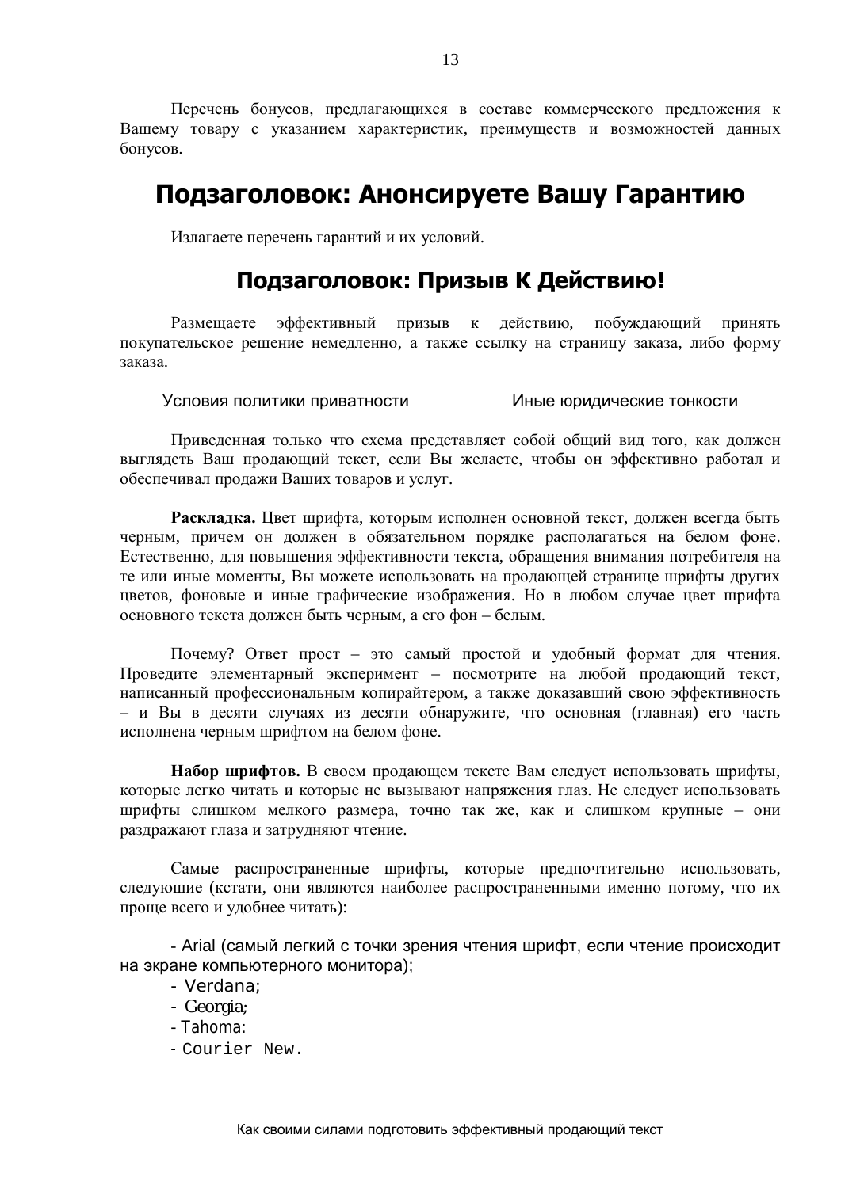Перечень бонусов, предлагающихся в составе коммерческого предложения к Вашему товару с указанием характеристик, преимуществ и возможностей данных бонусов.

## Подзаголовок: Анонсируете Вашу Гарантию

Излагаете перечень гарантий и их условий.

### Подзаголовок: Призыв К Действию!

Размещаете эффективный призыв к действию, побуждающий принять покупательское решение немедленно, а также ссылку на страницу заказа, либо форму заказа.

Условия политики приватности Иные юридические тонкости

Приведенная только что схема представляет собой общий вид того, как должен выглядеть Ваш продающий текст, если Вы желаете, чтобы он эффективно работал и обеспечивал продажи Ваших товаров и услуг.

**Раскладка.** Цвет шрифта, которым исполнен основной текст, должен всегда быть черным, причем он должен в обязательном порядке располагаться на белом фоне. Естественно, для повышения эффективности текста, обращения внимания потребителя на те или иные моменты, Вы можете использовать на продающей странице шрифты других цветов, фоновые и иные графические изображения. Но в любом случае цвет шрифта основного текста должен быть черным, а его фон – белым.

Почему? Ответ прост – это самый простой и удобный формат для чтения. Проведите элементарный эксперимент – посмотрите на любой продающий текст, написанный профессиональным копирайтером, а также доказавший свою эффективность – и Вы в десяти случаях из десяти обнаружите, что основная (главная) его часть исполнена черным шрифтом на белом фоне.

**Набор шрифтов.** В своем продающем тексте Вам следует использовать шрифты, которые легко читать и которые не вызывают напряжения глаз. Не следует использовать шрифты слишком мелкого размера, точно так же, как и слишком крупные – они раздражают глаза и затрудняют чтение.

Самые распространенные шрифты, которые предпочтительно использовать, следующие (кстати, они являются наиболее распространенными именно потому, что их проще всего и удобнее читать):

- Arial (самый легкий с точки зрения чтения шрифт, если чтение происходит на экране компьютерного монитора);
- Verdana;
- Georgia;
- Tahoma:
- Courier New.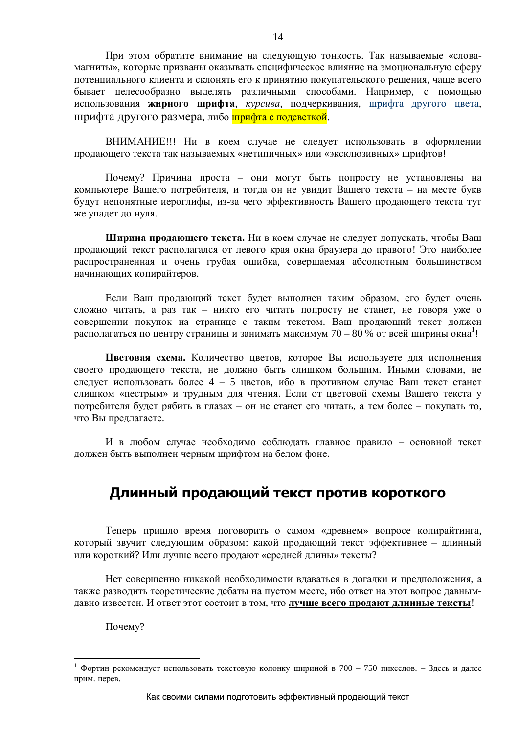При этом обратите внимание на следующую тонкость. Так называемые «слова-магниты», которые призваны оказывать специфическое влияние на эмоциональную сферу потенциального клиента и склонять его к принятию покупательского решения, чаще всего бывает целесообразно выделять различными способами. Например, с помощью использования **жирного шрифта**, *курсива*, <u>подчеркивания</u>, шрифта другого цвета, шрифта другого размера, либо шрифта с подсветкой.

ВНИМАНИЕ!!! Ни в коем случае не следует использовать в оформлении продающего текста так называемых «нетипичных» или «эксклюзивных» шрифтов!

Почему? Причина проста – они могут быть попросту не установлены на компьютере Вашего потребителя, и тогда он не увидит Вашего текста – на месте букв будут непонятные иероглифы, из-за чего эффективность Вашего продающего текста тут же упадет до нуля.

**Ширина продающего текста.** Ни в коем случае не следует допускать, чтобы Ваш продающий текст располагался от левого края окна браузера до правого! Это наиболее распространенная и очень грубая ошибка, совершаемая абсолютным большинством начинающих копирайтеров.

Если Ваш продающий текст будет выполнен таким образом, его будет очень сложно читать, а раз так – никто его читать попросту не станет, не говоря уже о совершении покупок на странице с таким текстом. Ваш продающий текст должен располагаться по центру страницы и занимать максимум 70 – 80 % от всей ширины окна[1]!

**Цветовая схема.** Количество цветов, которое Вы используете для исполнения своего продающего текста, не должно быть слишком большим. Иными словами, не следует использовать более 4 – 5 цветов, ибо в противном случае Ваш текст станет слишком «пестрым» и трудным для чтения. Если от цветовой схемы Вашего текста у потребителя будет рябить в глазах – он не станет его читать, а тем более – покупать то, что Вы предлагаете.

И в любом случае необходимо соблюдать главное правило – основной текст должен быть выполнен черным шрифтом на белом фоне.

## Длинный продающий текст против короткого

Теперь пришло время поговорить о самом «древнем» вопросе копирайтинга, который звучит следующим образом: какой продающий текст эффективнее – длинный или короткий? Или лучше всего продают «средней длины» тексты?

Нет совершенно никакой необходимости вдаваться в догадки и предположения, а также разводить теоретические дебаты на пустом месте, ибо ответ на этот вопрос давным-давно известен. И ответ этот состоит в том, что **<u>лучше всего продают длинные тексты</u>**!

Почему?

---

[1] Фортин рекомендует использовать текстовую колонку шириной в 700 – 750 пикселов. – Здесь и далее прим. перев.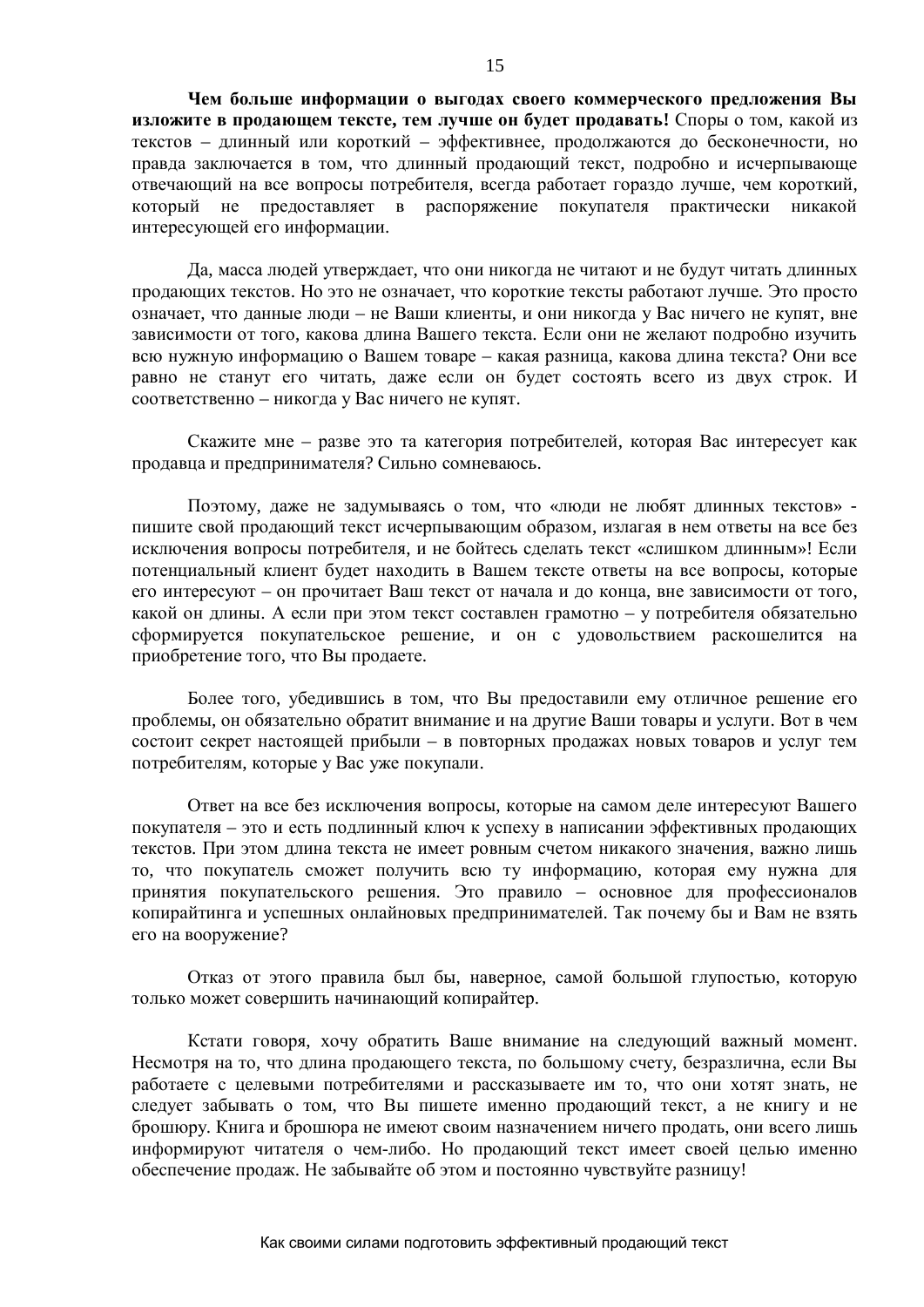**Чем больше информации о выгодах своего коммерческого предложения Вы изложите в продающем тексте, тем лучше он будет продавать!** Споры о том, какой из текстов – длинный или короткий – эффективнее, продолжаются до бесконечности, но правда заключается в том, что длинный продающий текст, подробно и исчерпывающе отвечающий на все вопросы потребителя, всегда работает гораздо лучше, чем короткий, который не предоставляет в распоряжение покупателя практически никакой интересующей его информации.

Да, масса людей утверждает, что они никогда не читают и не будут читать длинных продающих текстов. Но это не означает, что короткие тексты работают лучше. Это просто означает, что данные люди – не Ваши клиенты, и они никогда у Вас ничего не купят, вне зависимости от того, какова длина Вашего текста. Если они не желают подробно изучить всю нужную информацию о Вашем товаре – какая разница, какова длина текста? Они все равно не станут его читать, даже если он будет состоять всего из двух строк. И соответственно – никогда у Вас ничего не купят.

Скажите мне – разве это та категория потребителей, которая Вас интересует как продавца и предпринимателя? Сильно сомневаюсь.

Поэтому, даже не задумываясь о том, что «люди не любят длинных текстов» - пишите свой продающий текст исчерпывающим образом, излагая в нем ответы на все без исключения вопросы потребителя, и не бойтесь сделать текст «слишком длинным»! Если потенциальный клиент будет находить в Вашем тексте ответы на все вопросы, которые его интересуют – он прочитает Ваш текст от начала и до конца, вне зависимости от того, какой он длины. А если при этом текст составлен грамотно – у потребителя обязательно сформируется покупательское решение, и он с удовольствием раскошелится на приобретение того, что Вы продаете.

Более того, убедившись в том, что Вы предоставили ему отличное решение его проблемы, он обязательно обратит внимание и на другие Ваши товары и услуги. Вот в чем состоит секрет настоящей прибыли – в повторных продажах новых товаров и услуг тем потребителям, которые у Вас уже покупали.

Ответ на все без исключения вопросы, которые на самом деле интересуют Вашего покупателя – это и есть подлинный ключ к успеху в написании эффективных продающих текстов. При этом длина текста не имеет ровным счетом никакого значения, важно лишь то, что покупатель сможет получить всю ту информацию, которая ему нужна для принятия покупательского решения. Это правило – основное для профессионалов копирайтинга и успешных онлайновых предпринимателей. Так почему бы и Вам не взять его на вооружение?

Отказ от этого правила был бы, наверное, самой большой глупостью, которую только может совершить начинающий копирайтер.

Кстати говоря, хочу обратить Ваше внимание на следующий важный момент. Несмотря на то, что длина продающего текста, по большому счету, безразлична, если Вы работаете с целевыми потребителями и рассказываете им то, что они хотят знать, не следует забывать о том, что Вы пишете именно продающий текст, а не книгу и не брошюру. Книга и брошюра не имеют своим назначением ничего продать, они всего лишь информируют читателя о чем-либо. Но продающий текст имеет своей целью именно обеспечение продаж. Не забывайте об этом и постоянно чувствуйте разницу!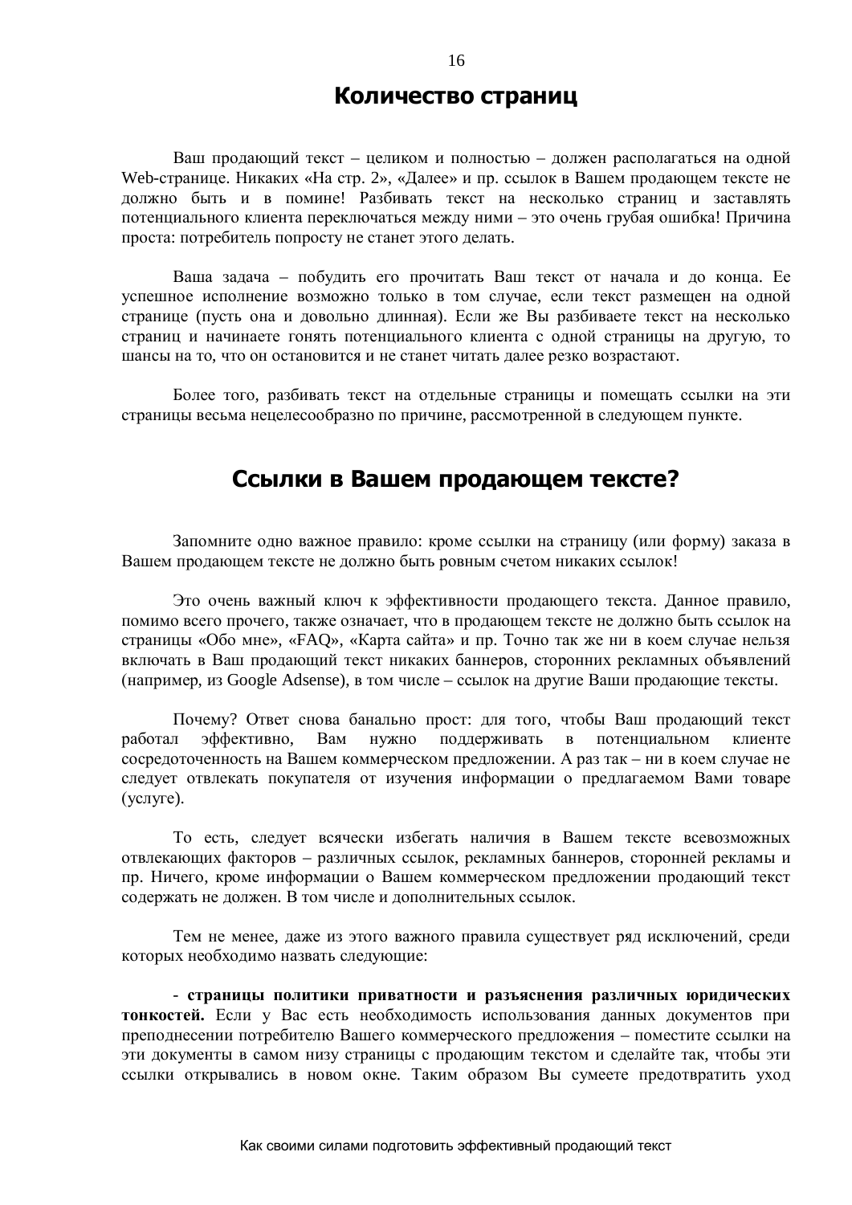## Количество страниц

Ваш продающий текст – целиком и полностью – должен располагаться на одной Web-странице. Никаких «На стр. 2», «Далее» и пр. ссылок в Вашем продающем тексте не должно быть и в помине! Разбивать текст на несколько страниц и заставлять потенциального клиента переключаться между ними – это очень грубая ошибка! Причина проста: потребитель попросту не станет этого делать.

Ваша задача – побудить его прочитать Ваш текст от начала и до конца. Ее успешное исполнение возможно только в том случае, если текст размещен на одной странице (пусть она и довольно длинная). Если же Вы разбиваете текст на несколько страниц и начинаете гонять потенциального клиента с одной страницы на другую, то шансы на то, что он остановится и не станет читать далее резко возрастают.

Более того, разбивать текст на отдельные страницы и помещать ссылки на эти страницы весьма нецелесообразно по причине, рассмотренной в следующем пункте.

## Ссылки в Вашем продающем тексте?

Запомните одно важное правило: кроме ссылки на страницу (или форму) заказа в Вашем продающем тексте не должно быть ровным счетом никаких ссылок!

Это очень важный ключ к эффективности продающего текста. Данное правило, помимо всего прочего, также означает, что в продающем тексте не должно быть ссылок на страницы «Обо мне», «FAQ», «Карта сайта» и пр. Точно так же ни в коем случае нельзя включать в Ваш продающий текст никаких баннеров, сторонних рекламных объявлений (например, из Google Adsense), в том числе – ссылок на другие Ваши продающие тексты.

Почему? Ответ снова банально прост: для того, чтобы Ваш продающий текст работал эффективно, Вам нужно поддерживать в потенциальном клиенте сосредоточенность на Вашем коммерческом предложении. А раз так – ни в коем случае не следует отвлекать покупателя от изучения информации о предлагаемом Вами товаре (услуге).

То есть, следует всячески избегать наличия в Вашем тексте всевозможных отвлекающих факторов – различных ссылок, рекламных баннеров, сторонней рекламы и пр. Ничего, кроме информации о Вашем коммерческом предложении продающий текст содержать не должен. В том числе и дополнительных ссылок.

Тем не менее, даже из этого важного правила существует ряд исключений, среди которых необходимо назвать следующие:

- **страницы политики приватности и разъяснения различных юридических тонкостей.** Если у Вас есть необходимость использования данных документов при преподнесении потребителю Вашего коммерческого предложения – поместите ссылки на эти документы в самом низу страницы с продающим текстом и сделайте так, чтобы эти ссылки открывались в новом окне. Таким образом Вы сумеете предотвратить уход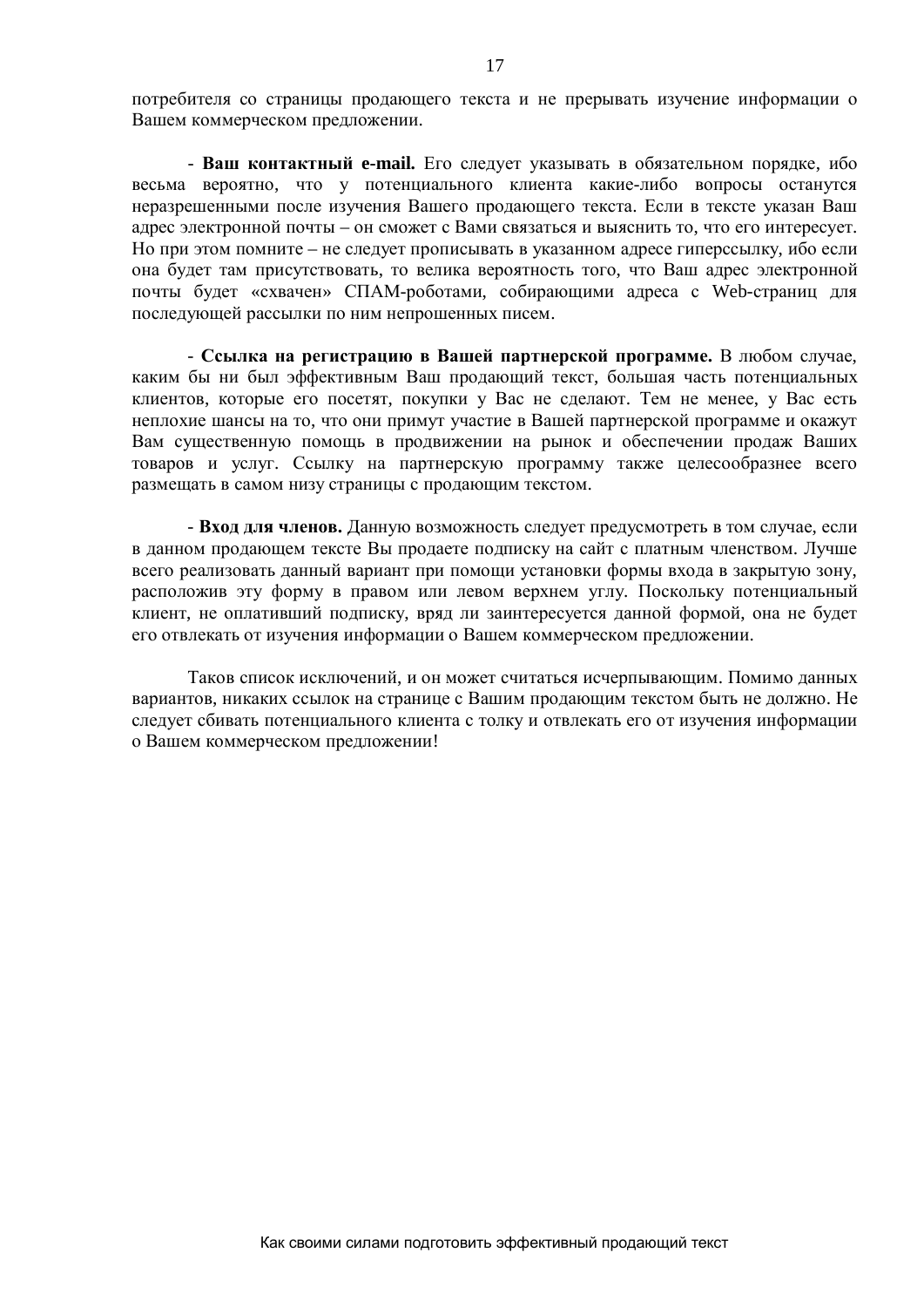потребителя со страницы продающего текста и не прерывать изучение информации о Вашем коммерческом предложении.

- **Ваш контактный e-mail.** Его следует указывать в обязательном порядке, ибо весьма вероятно, что у потенциального клиента какие-либо вопросы останутся неразрешенными после изучения Вашего продающего текста. Если в тексте указан Ваш адрес электронной почты – он сможет с Вами связаться и выяснить то, что его интересует. Но при этом помните – не следует прописывать в указанном адресе гиперссылку, ибо если она будет там присутствовать, то велика вероятность того, что Ваш адрес электронной почты будет «схвачен» СПАМ-роботами, собирающими адреса с Web-страниц для последующей рассылки по ним непрошенных писем.

- **Ссылка на регистрацию в Вашей партнерской программе.** В любом случае, каким бы ни был эффективным Ваш продающий текст, большая часть потенциальных клиентов, которые его посетят, покупки у Вас не сделают. Тем не менее, у Вас есть неплохие шансы на то, что они примут участие в Вашей партнерской программе и окажут Вам существенную помощь в продвижении на рынок и обеспечении продаж Ваших товаров и услуг. Ссылку на партнерскую программу также целесообразнее всего размещать в самом низу страницы с продающим текстом.

- **Вход для членов.** Данную возможность следует предусмотреть в том случае, если в данном продающем тексте Вы продаете подписку на сайт с платным членством. Лучше всего реализовать данный вариант при помощи установки формы входа в закрытую зону, расположив эту форму в правом или левом верхнем углу. Поскольку потенциальный клиент, не оплативший подписку, вряд ли заинтересуется данной формой, она не будет его отвлекать от изучения информации о Вашем коммерческом предложении.

Таков список исключений, и он может считаться исчерпывающим. Помимо данных вариантов, никаких ссылок на странице с Вашим продающим текстом быть не должно. Не следует сбивать потенциального клиента с толку и отвлекать его от изучения информации о Вашем коммерческом предложении!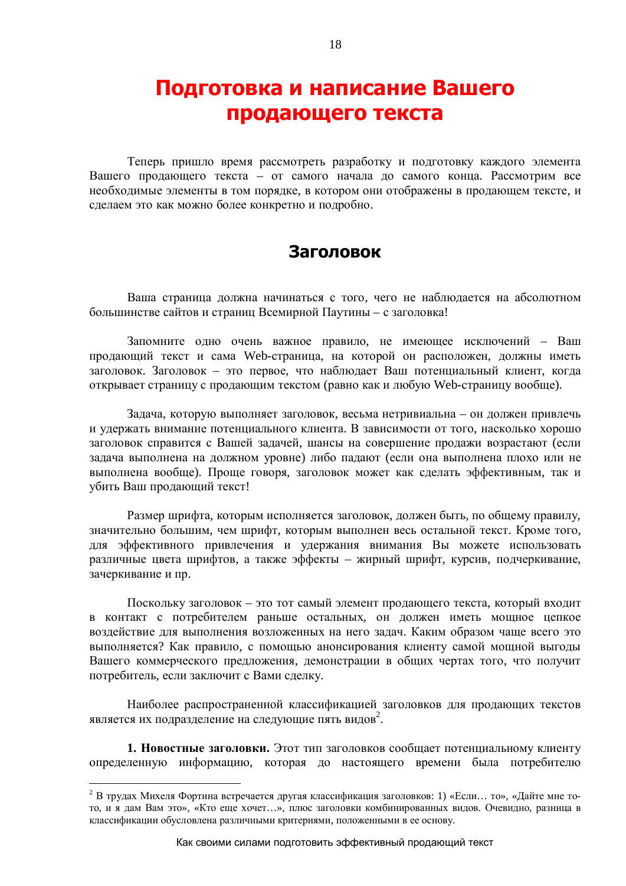# Подготовка и написание Вашего продающего текста

Теперь пришло время рассмотреть разработку и подготовку каждого элемента Вашего продающего текста – от самого начала до самого конца. Рассмотрим все необходимые элементы в том порядке, в котором они отображены в продающем тексте, и сделаем это как можно более конкретно и подробно.

## Заголовок

Ваша страница должна начинаться с того, чего не наблюдается на абсолютном большинстве сайтов и страниц Всемирной Паутины – с заголовка!

Запомните одно очень важное правило, не имеющее исключений – Ваш продающий текст и сама Web-страница, на которой он расположен, должны иметь заголовок. Заголовок – это первое, что наблюдает Ваш потенциальный клиент, когда открывает страницу с продающим текстом (равно как и любую Web-страницу вообще).

Задача, которую выполняет заголовок, весьма нетривиальна – он должен привлечь и удержать внимание потенциального клиента. В зависимости от того, насколько хорошо заголовок справится с Вашей задачей, шансы на совершение продажи возрастают (если задача выполнена на должном уровне) либо падают (если она выполнена плохо или не выполнена вообще). Проще говоря, заголовок может как сделать эффективным, так и убить Ваш продающий текст!

Размер шрифта, которым исполняется заголовок, должен быть, по общему правилу, значительно большим, чем шрифт, которым выполнен весь остальной текст. Кроме того, для эффективного привлечения и удержания внимания Вы можете использовать различные цвета шрифтов, а также эффекты – жирный шрифт, курсив, подчеркивание, зачеркивание и пр.

Поскольку заголовок – это тот самый элемент продающего текста, который входит в контакт с потребителем раньше остальных, он должен иметь мощное цепкое воздействие для выполнения возложенных на него задач. Каким образом чаще всего это выполняется? Как правило, с помощью анонсирования клиенту самой мощной выгоды Вашего коммерческого предложения, демонстрации в общих чертах того, что получит потребитель, если заключит с Вами сделку.

Наиболее распространенной классификацией заголовков для продающих текстов является их подразделение на следующие пять видов[2].

**1. Новостные заголовки.** Этот тип заголовков сообщает потенциальному клиенту определенную информацию, которая до настоящего времени была потребителю

---

[2] В трудах Михеля Фортина встречается другая классификация заголовков: 1) «Если… то», «Дайте мне то-то, и я дам Вам это», «Кто еще хочет…», плюс заголовки комбинированных видов. Очевидно, разница в классификации обусловлена различными критериями, положенными в ее основу.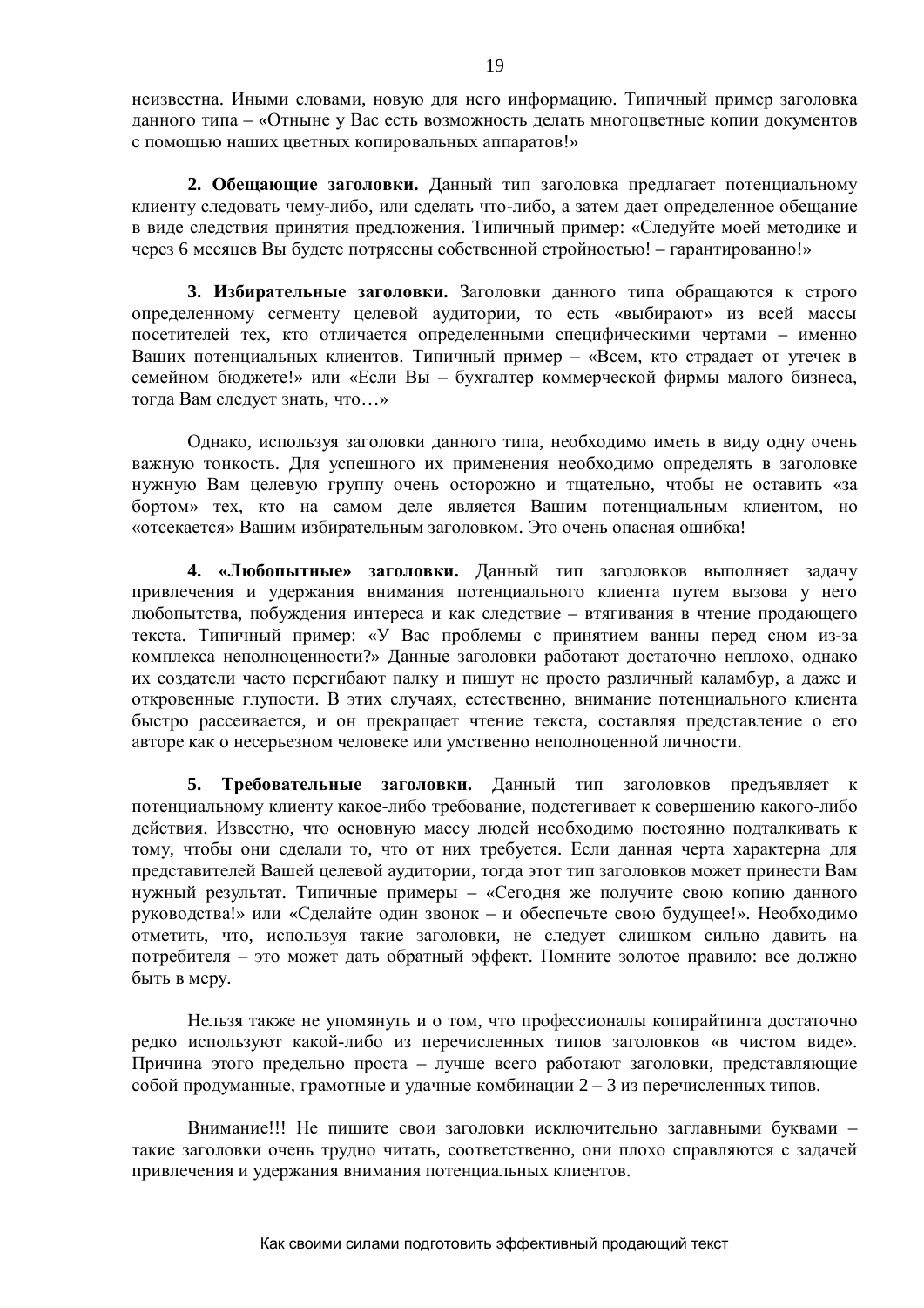неизвестна. Иными словами, новую для него информацию. Типичный пример заголовка данного типа – «Отныне у Вас есть возможность делать многоцветные копии документов с помощью наших цветных копировальных аппаратов!»

**2. Обещающие заголовки.** Данный тип заголовка предлагает потенциальному клиенту следовать чему-либо, или сделать что-либо, а затем дает определенное обещание в виде следствия принятия предложения. Типичный пример: «Следуйте моей методике и через 6 месяцев Вы будете потрясены собственной стройностью! – гарантированно!»

**3. Избирательные заголовки.** Заголовки данного типа обращаются к строго определенному сегменту целевой аудитории, то есть «выбирают» из всей массы посетителей тех, кто отличается определенными специфическими чертами – именно Ваших потенциальных клиентов. Типичный пример – «Всем, кто страдает от утечек в семейном бюджете!» или «Если Вы – бухгалтер коммерческой фирмы малого бизнеса, тогда Вам следует знать, что…»

Однако, используя заголовки данного типа, необходимо иметь в виду одну очень важную тонкость. Для успешного их применения необходимо определять в заголовке нужную Вам целевую группу очень осторожно и тщательно, чтобы не оставить «за бортом» тех, кто на самом деле является Вашим потенциальным клиентом, но «отсекается» Вашим избирательным заголовком. Это очень опасная ошибка!

**4. «Любопытные» заголовки.** Данный тип заголовков выполняет задачу привлечения и удержания внимания потенциального клиента путем вызова у него любопытства, побуждения интереса и как следствие – втягивания в чтение продающего текста. Типичный пример: «У Вас проблемы с принятием ванны перед сном из-за комплекса неполноценности?» Данные заголовки работают достаточно неплохо, однако их создатели часто перегибают палку и пишут не просто различный каламбур, а даже и откровенные глупости. В этих случаях, естественно, внимание потенциального клиента быстро рассеивается, и он прекращает чтение текста, составляя представление о его авторе как о несерьезном человеке или умственно неполноценной личности.

**5. Требовательные заголовки.** Данный тип заголовков предъявляет к потенциальному клиенту какое-либо требование, подстегивает к совершению какого-либо действия. Известно, что основную массу людей необходимо постоянно подталкивать к тому, чтобы они сделали то, что от них требуется. Если данная черта характерна для представителей Вашей целевой аудитории, тогда этот тип заголовков может принести Вам нужный результат. Типичные примеры – «Сегодня же получите свою копию данного руководства!» или «Сделайте один звонок – и обеспечьте свою будущее!». Необходимо отметить, что, используя такие заголовки, не следует слишком сильно давить на потребителя – это может дать обратный эффект. Помните золотое правило: все должно быть в меру.

Нельзя также не упомянуть и о том, что профессионалы копирайтинга достаточно редко используют какой-либо из перечисленных типов заголовков «в чистом виде». Причина этого предельно проста – лучше всего работают заголовки, представляющие собой продуманные, грамотные и удачные комбинации 2 – 3 из перечисленных типов.

Внимание!!! Не пишите свои заголовки исключительно заглавными буквами – такие заголовки очень трудно читать, соответственно, они плохо справляются с задачей привлечения и удержания внимания потенциальных клиентов.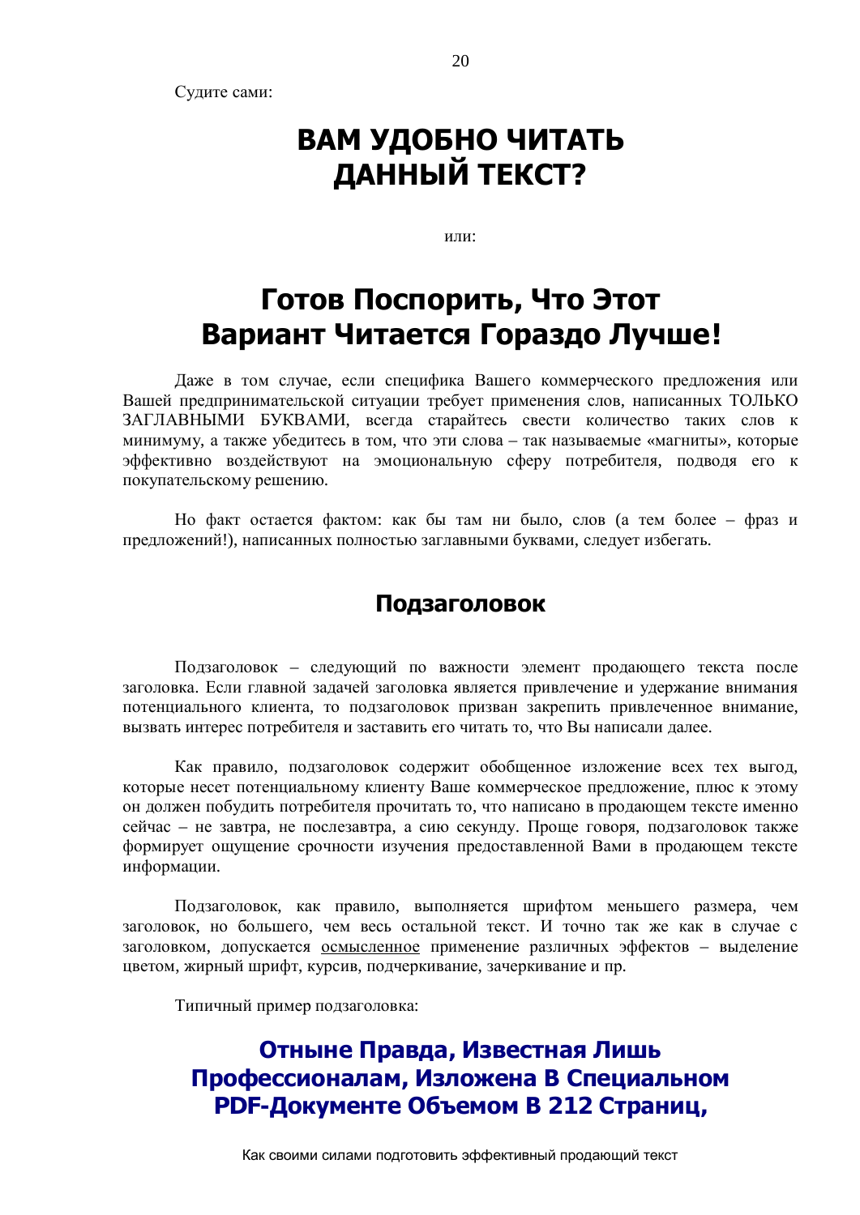Судите сами:

**ВАМ УДОБНО ЧИТАТЬ ДАННЫЙ ТЕКСТ?**

или:

**Готов Поспорить, Что Этот Вариант Читается Гораздо Лучше!**

Даже в том случае, если специфика Вашего коммерческого предложения или Вашей предпринимательской ситуации требует применения слов, написанных ТОЛЬКО ЗАГЛАВНЫМИ БУКВАМИ, всегда старайтесь свести количество таких слов к минимуму, а также убедитесь в том, что эти слова – так называемые «магниты», которые эффективно воздействуют на эмоциональную сферу потребителя, подводя его к покупательскому решению.

Но факт остается фактом: как бы там ни было, слов (а тем более – фраз и предложений!), написанных полностью заглавными буквами, следует избегать.

## Подзаголовок

Подзаголовок – следующий по важности элемент продающего текста после заголовка. Если главной задачей заголовка является привлечение и удержание внимания потенциального клиента, то подзаголовок призван закрепить привлеченное внимание, вызвать интерес потребителя и заставить его читать то, что Вы написали далее.

Как правило, подзаголовок содержит обобщенное изложение всех тех выгод, которые несет потенциальному клиенту Ваше коммерческое предложение, плюс к этому он должен побудить потребителя прочитать то, что написано в продающем тексте именно сейчас – не завтра, не послезавтра, а сию секунду. Проще говоря, подзаголовок также формирует ощущение срочности изучения предоставленной Вами в продающем тексте информации.

Подзаголовок, как правило, выполняется шрифтом меньшего размера, чем заголовок, но большего, чем весь остальной текст. И точно так же как в случае с заголовком, допускается <u>осмысленное</u> применение различных эффектов – выделение цветом, жирный шрифт, курсив, подчеркивание, зачеркивание и пр.

Типичный пример подзаголовка:

**Отныне Правда, Известная Лишь Профессионалам, Изложена В Специальном PDF-Документе Объемом В 212 Страниц,**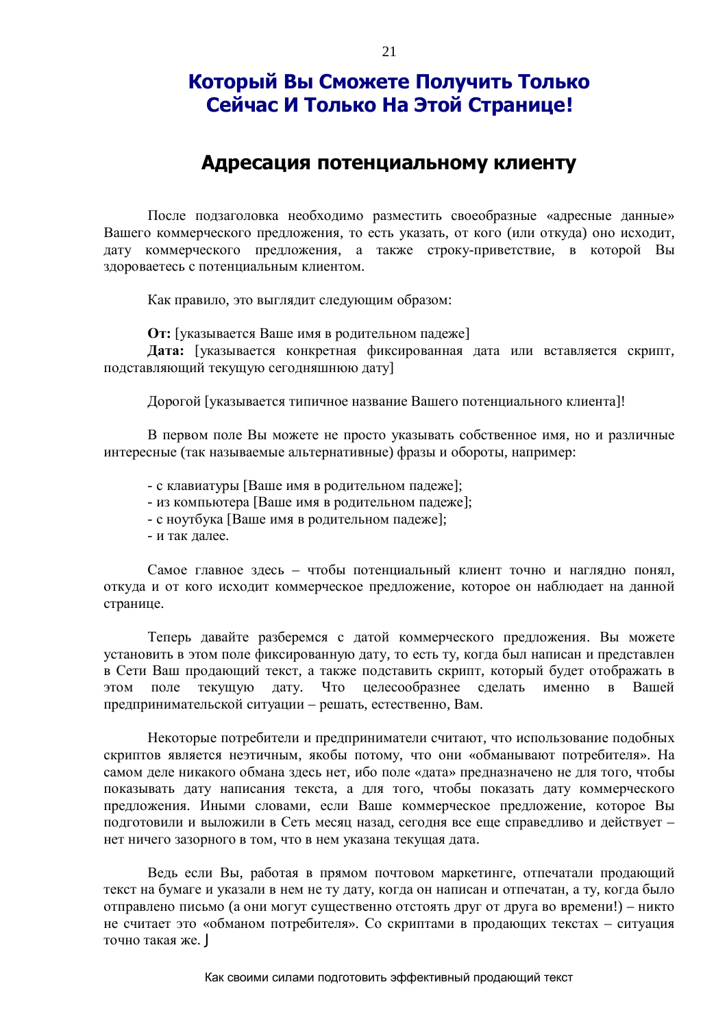## Который Вы Сможете Получить Только Сейчас И Только На Этой Странице!

## Адресация потенциальному клиенту

После подзаголовка необходимо разместить своеобразные «адресные данные» Вашего коммерческого предложения, то есть указать, от кого (или откуда) оно исходит, дату коммерческого предложения, а также строку-приветствие, в которой Вы здороваетесь с потенциальным клиентом.

Как правило, это выглядит следующим образом:

**От:** [указывается Ваше имя в родительном падеже]
**Дата:** [указывается конкретная фиксированная дата или вставляется скрипт, подставляющий текущую сегодняшнюю дату]

Дорогой [указывается типичное название Вашего потенциального клиента]!

В первом поле Вы можете не просто указывать собственное имя, но и различные интересные (так называемые альтернативные) фразы и обороты, например:

- с клавиатуры [Ваше имя в родительном падеже];
- из компьютера [Ваше имя в родительном падеже];
- с ноутбука [Ваше имя в родительном падеже];
- и так далее.

Самое главное здесь – чтобы потенциальный клиент точно и наглядно понял, откуда и от кого исходит коммерческое предложение, которое он наблюдает на данной странице.

Теперь давайте разберемся с датой коммерческого предложения. Вы можете установить в этом поле фиксированную дату, то есть ту, когда был написан и представлен в Сети Ваш продающий текст, а также подставить скрипт, который будет отображать в этом поле текущую дату. Что целесообразнее сделать именно в Вашей предпринимательской ситуации – решать, естественно, Вам.

Некоторые потребители и предприниматели считают, что использование подобных скриптов является неэтичным, якобы потому, что они «обманывают потребителя». На самом деле никакого обмана здесь нет, ибо поле «дата» предназначено не для того, чтобы показывать дату написания текста, а для того, чтобы показать дату коммерческого предложения. Иными словами, если Ваше коммерческое предложение, которое Вы подготовили и выложили в Сеть месяц назад, сегодня все еще справедливо и действует – нет ничего зазорного в том, что в нем указана текущая дата.

Ведь если Вы, работая в прямом почтовом маркетинге, отпечатали продающий текст на бумаге и указали в нем не ту дату, когда он написан и отпечатан, а ту, когда было отправлено письмо (а они могут существенно отстоять друг от друга во времени!) – никто не считает это «обманом потребителя». Со скриптами в продающих текстах – ситуация точно такая же. J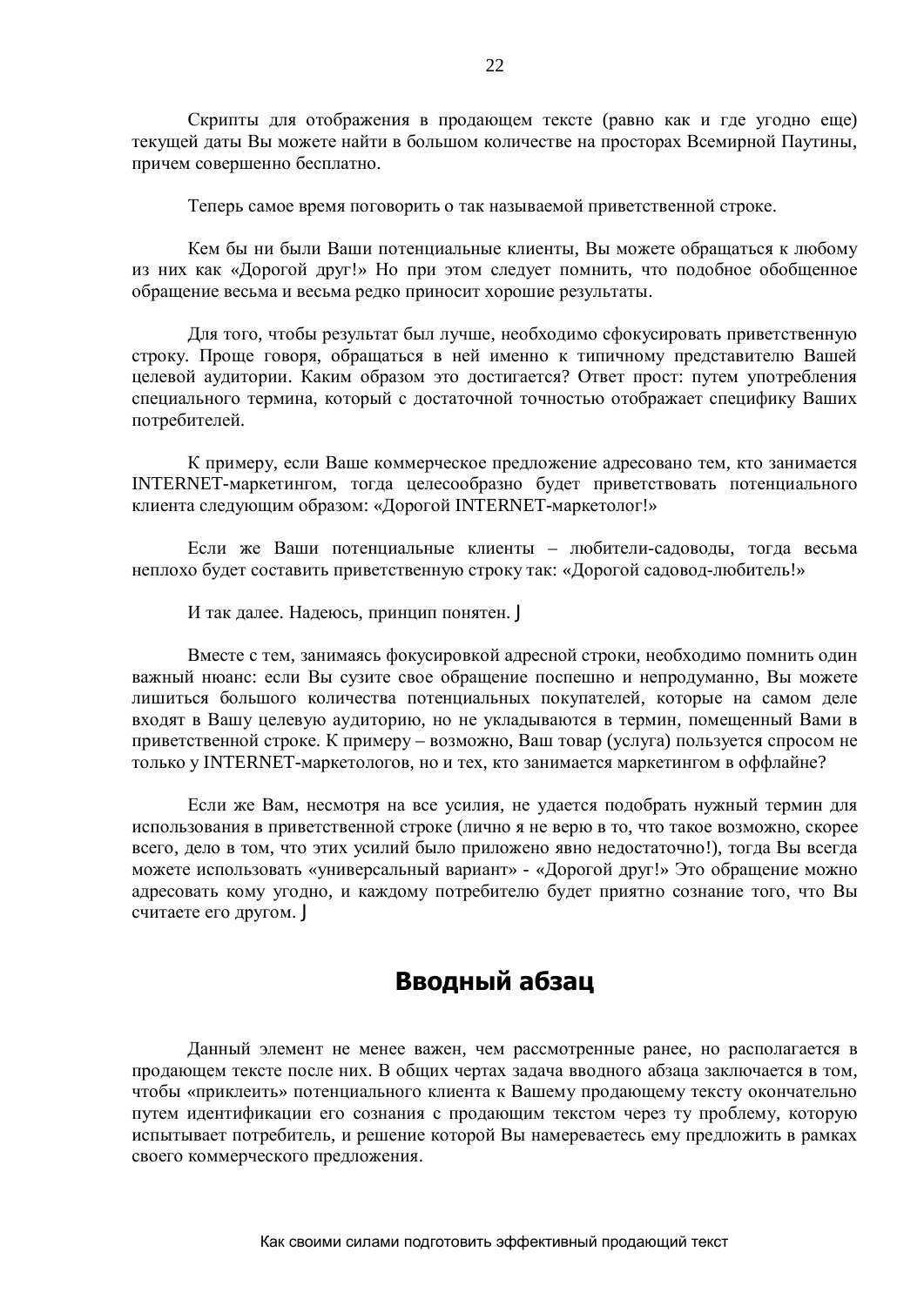Скрипты для отображения в продающем тексте (равно как и где угодно еще) текущей даты Вы можете найти в большом количестве на просторах Всемирной Паутины, причем совершенно бесплатно.

Теперь самое время поговорить о так называемой приветственной строке.

Кем бы ни были Ваши потенциальные клиенты, Вы можете обращаться к любому из них как «Дорогой друг!» Но при этом следует помнить, что подобное обобщенное обращение весьма и весьма редко приносит хорошие результаты.

Для того, чтобы результат был лучше, необходимо сфокусировать приветственную строку. Проще говоря, обращаться в ней именно к типичному представителю Вашей целевой аудитории. Каким образом это достигается? Ответ прост: путем употребления специального термина, который с достаточной точностью отображает специфику Ваших потребителей.

К примеру, если Ваше коммерческое предложение адресовано тем, кто занимается INTERNET-маркетингом, тогда целесообразно будет приветствовать потенциального клиента следующим образом: «Дорогой INTERNET-маркетолог!»

Если же Ваши потенциальные клиенты – любители-садоводы, тогда весьма неплохо будет составить приветственную строку так: «Дорогой садовод-любитель!»

И так далее. Надеюсь, принцип понятен. J

Вместе с тем, занимаясь фокусировкой адресной строки, необходимо помнить один важный нюанс: если Вы сузите свое обращение поспешно и непродуманно, Вы можете лишиться большого количества потенциальных покупателей, которые на самом деле входят в Вашу целевую аудиторию, но не укладываются в термин, помещенный Вами в приветственной строке. К примеру – возможно, Ваш товар (услуга) пользуется спросом не только у INTERNET-маркетологов, но и тех, кто занимается маркетингом в оффлайне?

Если же Вам, несмотря на все усилия, не удается подобрать нужный термин для использования в приветственной строке (лично я не верю в то, что такое возможно, скорее всего, дело в том, что этих усилий было приложено явно недостаточно!), тогда Вы всегда можете использовать «универсальный вариант» - «Дорогой друг!» Это обращение можно адресовать кому угодно, и каждому потребителю будет приятно сознание того, что Вы считаете его другом. J

## Вводный абзац

Данный элемент не менее важен, чем рассмотренные ранее, но располагается в продающем тексте после них. В общих чертах задача вводного абзаца заключается в том, чтобы «приклеить» потенциального клиента к Вашему продающему тексту окончательно путем идентификации его сознания с продающим текстом через ту проблему, которую испытывает потребитель, и решение которой Вы намереваетесь ему предложить в рамках своего коммерческого предложения.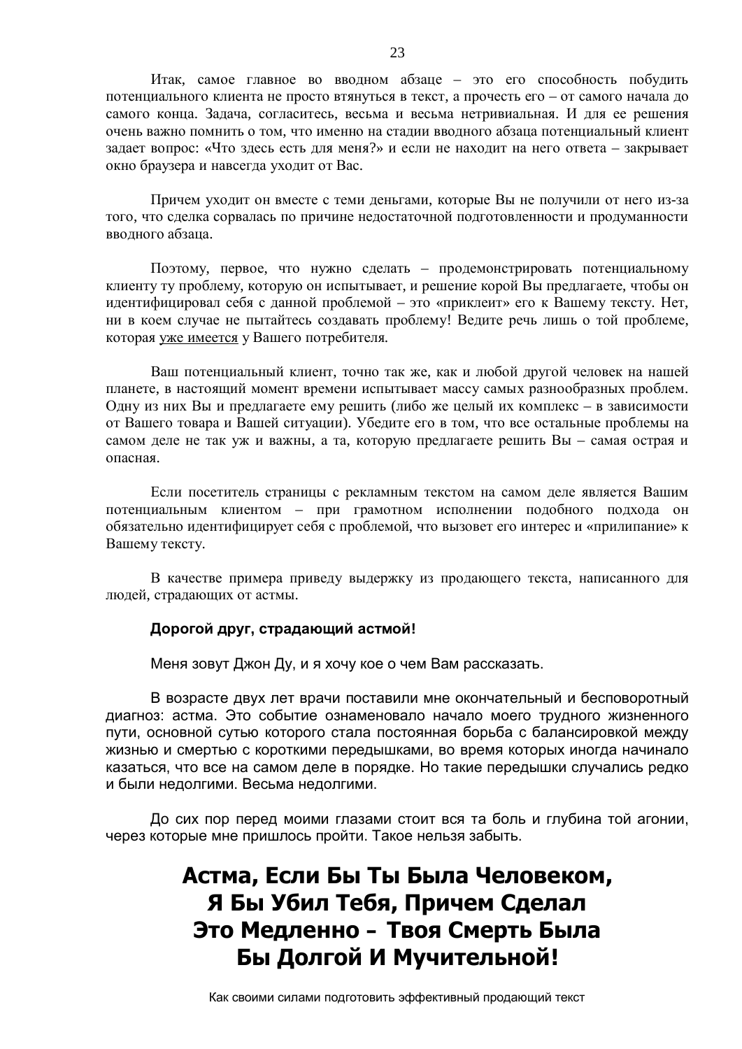Итак, самое главное во вводном абзаце – это его способность побудить потенциального клиента не просто втянуться в текст, а прочесть его – от самого начала до самого конца. Задача, согласитесь, весьма и весьма нетривиальная. И для ее решения очень важно помнить о том, что именно на стадии вводного абзаца потенциальный клиент задает вопрос: «Что здесь есть для меня?» и если не находит на него ответа – закрывает окно браузера и навсегда уходит от Вас.

Причем уходит он вместе с теми деньгами, которые Вы не получили от него из-за того, что сделка сорвалась по причине недостаточной подготовленности и продуманности вводного абзаца.

Поэтому, первое, что нужно сделать – продемонстрировать потенциальному клиенту ту проблему, которую он испытывает, и решение корой Вы предлагаете, чтобы он идентифицировал себя с данной проблемой – это «приклеит» его к Вашему тексту. Нет, ни в коем случае не пытайтесь создавать проблему! Ведите речь лишь о той проблеме, которая уже имеется у Вашего потребителя.

Ваш потенциальный клиент, точно так же, как и любой другой человек на нашей планете, в настоящий момент времени испытывает массу самых разнообразных проблем. Одну из них Вы и предлагаете ему решить (либо же целый их комплекс – в зависимости от Вашего товара и Вашей ситуации). Убедите его в том, что все остальные проблемы на самом деле не так уж и важны, а та, которую предлагаете решить Вы – самая острая и опасная.

Если посетитель страницы с рекламным текстом на самом деле является Вашим потенциальным клиентом – при грамотном исполнении подобного подхода он обязательно идентифицирует себя с проблемой, что вызовет его интерес и «прилипание» к Вашему тексту.

В качестве примера приведу выдержку из продающего текста, написанного для людей, страдающих от астмы.

**Дорогой друг, страдающий астмой!**

Меня зовут Джон Ду, и я хочу кое о чем Вам рассказать.

В возрасте двух лет врачи поставили мне окончательный и бесповоротный диагноз: астма. Это событие ознаменовало начало моего трудного жизненного пути, основной сутью которого стала постоянная борьба с балансировкой между жизнью и смертью с короткими передышками, во время которых иногда начинало казаться, что все на самом деле в порядке. Но такие передышки случались редко и были недолгими. Весьма недолгими.

До сих пор перед моими глазами стоит вся та боль и глубина той агонии, через которые мне пришлось пройти. Такое нельзя забыть.

## Астма, Если Бы Ты Была Человеком, Я Бы Убил Тебя, Причем Сделал Это Медленно - Твоя Смерть Была Бы Долгой И Мучительной!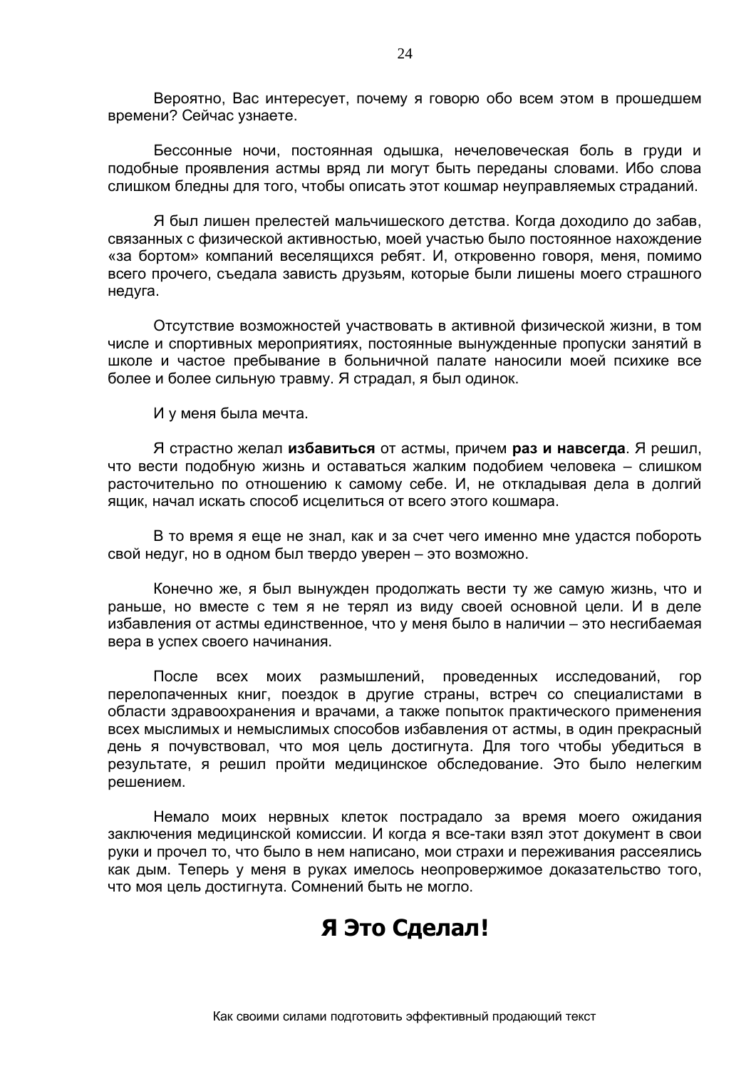Вероятно, Вас интересует, почему я говорю обо всем этом в прошедшем времени? Сейчас узнаете.

Бессонные ночи, постоянная одышка, нечеловеческая боль в груди и подобные проявления астмы вряд ли могут быть переданы словами. Ибо слова слишком бледны для того, чтобы описать этот кошмар неуправляемых страданий.

Я был лишен прелестей мальчишеского детства. Когда доходило до забав, связанных с физической активностью, моей участью было постоянное нахождение «за бортом» компаний веселящихся ребят. И, откровенно говоря, меня, помимо всего прочего, съедала зависть друзьям, которые были лишены моего страшного недуга.

Отсутствие возможностей участвовать в активной физической жизни, в том числе и спортивных мероприятиях, постоянные вынужденные пропуски занятий в школе и частое пребывание в больничной палате наносили моей психике все более и более сильную травму. Я страдал, я был одинок.

И у меня была мечта.

Я страстно желал **избавиться** от астмы, причем **раз и навсегда**. Я решил, что вести подобную жизнь и оставаться жалким подобием человека – слишком расточительно по отношению к самому себе. И, не откладывая дела в долгий ящик, начал искать способ исцелиться от всего этого кошмара.

В то время я еще не знал, как и за счет чего именно мне удастся побороть свой недуг, но в одном был твердо уверен – это возможно.

Конечно же, я был вынужден продолжать вести ту же самую жизнь, что и раньше, но вместе с тем я не терял из виду своей основной цели. И в деле избавления от астмы единственное, что у меня было в наличии – это несгибаемая вера в успех своего начинания.

После всех моих размышлений, проведенных исследований, гор перелопаченных книг, поездок в другие страны, встреч со специалистами в области здравоохранения и врачами, а также попыток практического применения всех мыслимых и немыслимых способов избавления от астмы, в один прекрасный день я почувствовал, что моя цель достигнута. Для того чтобы убедиться в результате, я решил пройти медицинское обследование. Это было нелегким решением.

Немало моих нервных клеток пострадало за время моего ожидания заключения медицинской комиссии. И когда я все-таки взял этот документ в свои руки и прочел то, что было в нем написано, мои страхи и переживания рассеялись как дым. Теперь у меня в руках имелось неопровержимое доказательство того, что моя цель достигнута. Сомнений быть не могло.

## Я Это Сделал!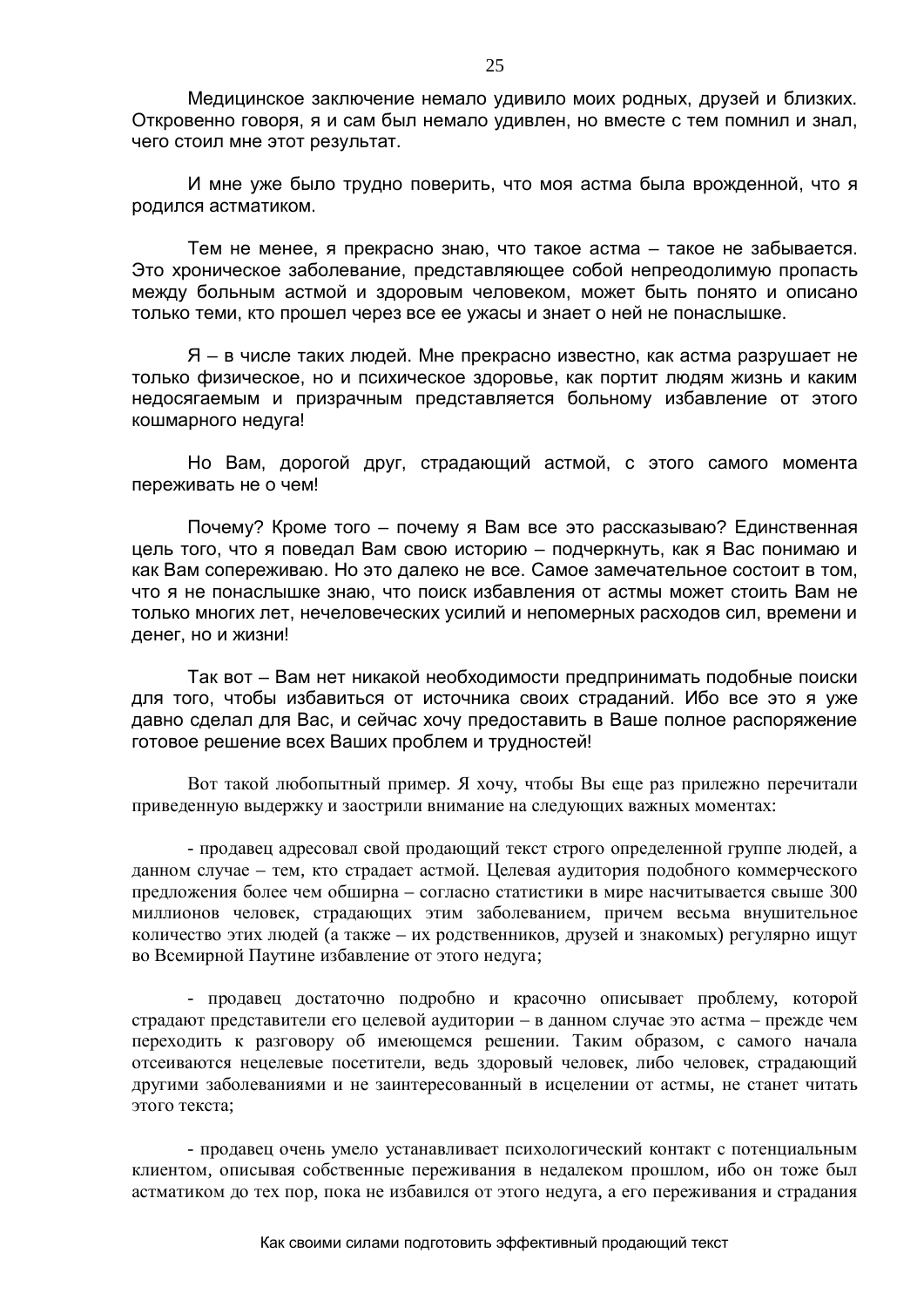Медицинское заключение немало удивило моих родных, друзей и близких. Откровенно говоря, я и сам был немало удивлен, но вместе с тем помнил и знал, чего стоил мне этот результат.

И мне уже было трудно поверить, что моя астма была врожденной, что я родился астматиком.

Тем не менее, я прекрасно знаю, что такое астма – такое не забывается. Это хроническое заболевание, представляющее собой непреодолимую пропасть между больным астмой и здоровым человеком, может быть понято и описано только теми, кто прошел через все ее ужасы и знает о ней не понаслышке.

Я – в числе таких людей. Мне прекрасно известно, как астма разрушает не только физическое, но и психическое здоровье, как портит людям жизнь и каким недосягаемым и призрачным представляется больному избавление от этого кошмарного недуга!

Но Вам, дорогой друг, страдающий астмой, с этого самого момента переживать не о чем!

Почему? Кроме того – почему я Вам все это рассказываю? Единственная цель того, что я поведал Вам свою историю – подчеркнуть, как я Вас понимаю и как Вам сопереживаю. Но это далеко не все. Самое замечательное состоит в том, что я не понаслышке знаю, что поиск избавления от астмы может стоить Вам не только многих лет, нечеловеческих усилий и непомерных расходов сил, времени и денег, но и жизни!

Так вот – Вам нет никакой необходимости предпринимать подобные поиски для того, чтобы избавиться от источника своих страданий. Ибо все это я уже давно сделал для Вас, и сейчас хочу предоставить в Ваше полное распоряжение готовое решение всех Ваших проблем и трудностей!

Вот такой любопытный пример. Я хочу, чтобы Вы еще раз прилежно перечитали приведенную выдержку и заострили внимание на следующих важных моментах:

- продавец адресовал свой продающий текст строго определенной группе людей, а данном случае – тем, кто страдает астмой. Целевая аудитория подобного коммерческого предложения более чем обширна – согласно статистики в мире насчитывается свыше 300 миллионов человек, страдающих этим заболеванием, причем весьма внушительное количество этих людей (а также – их родственников, друзей и знакомых) регулярно ищут во Всемирной Паутине избавление от этого недуга;

- продавец достаточно подробно и красочно описывает проблему, которой страдают представители его целевой аудитории – в данном случае это астма – прежде чем переходить к разговору об имеющемся решении. Таким образом, с самого начала отсеиваются нецелевые посетители, ведь здоровый человек, либо человек, страдающий другими заболеваниями и не заинтересованный в исцелении от астмы, не станет читать этого текста;

- продавец очень умело устанавливает психологический контакт с потенциальным клиентом, описывая собственные переживания в недалеком прошлом, ибо он тоже был астматиком до тех пор, пока не избавился от этого недуга, а его переживания и страдания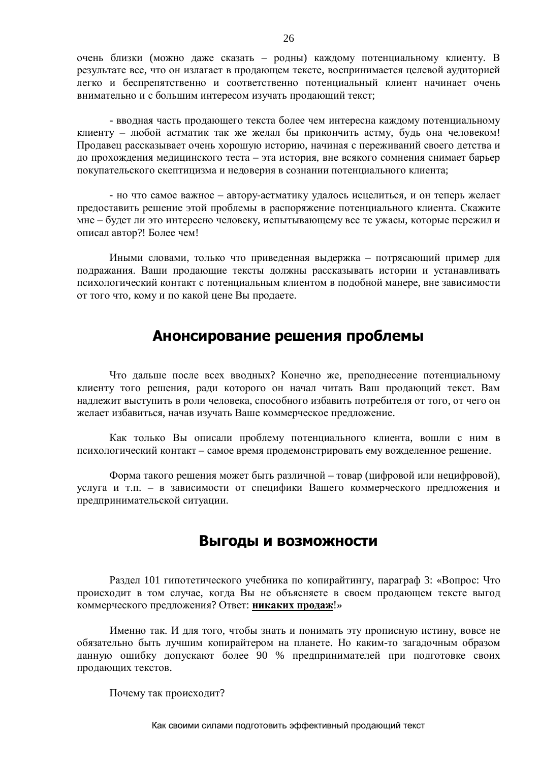очень близки (можно даже сказать – родны) каждому потенциальному клиенту. В результате все, что он излагает в продающем тексте, воспринимается целевой аудиторией легко и беспрепятственно и соответственно потенциальный клиент начинает очень внимательно и с большим интересом изучать продающий текст;

- вводная часть продающего текста более чем интересна каждому потенциальному клиенту – любой астматик так же желал бы прикончить астму, будь она человеком! Продавец рассказывает очень хорошую историю, начиная с переживаний своего детства и до прохождения медицинского теста – эта история, вне всякого сомнения снимает барьер покупательского скептицизма и недоверия в сознании потенциального клиента;

- но что самое важное – автору-астматику удалось исцелиться, и он теперь желает предоставить решение этой проблемы в распоряжение потенциального клиента. Скажите мне – будет ли это интересно человеку, испытывающему все те ужасы, которые пережил и описал автор?! Более чем!

Иными словами, только что приведенная выдержка – потрясающий пример для подражания. Ваши продающие тексты должны рассказывать истории и устанавливать психологический контакт с потенциальным клиентом в подобной манере, вне зависимости от того что, кому и по какой цене Вы продаете.

## Анонсирование решения проблемы

Что дальше после всех вводных? Конечно же, преподнесение потенциальному клиенту того решения, ради которого он начал читать Ваш продающий текст. Вам надлежит выступить в роли человека, способного избавить потребителя от того, от чего он желает избавиться, начав изучать Ваше коммерческое предложение.

Как только Вы описали проблему потенциального клиента, вошли с ним в психологический контакт – самое время продемонстрировать ему вожделенное решение.

Форма такого решения может быть различной – товар (цифровой или нецифровой), услуга и т.п. – в зависимости от специфики Вашего коммерческого предложения и предпринимательской ситуации.

## Выгоды и возможности

Раздел 101 гипотетического учебника по копирайтингу, параграф 3: «Вопрос: Что происходит в том случае, когда Вы не объясняете в своем продающем тексте выгод коммерческого предложения? Ответ: **никаких продаж**!»

Именно так. И для того, чтобы знать и понимать эту прописную истину, вовсе не обязательно быть лучшим копирайтером на планете. Но каким-то загадочным образом данную ошибку допускают более 90 % предпринимателей при подготовке своих продающих текстов.

Почему так происходит?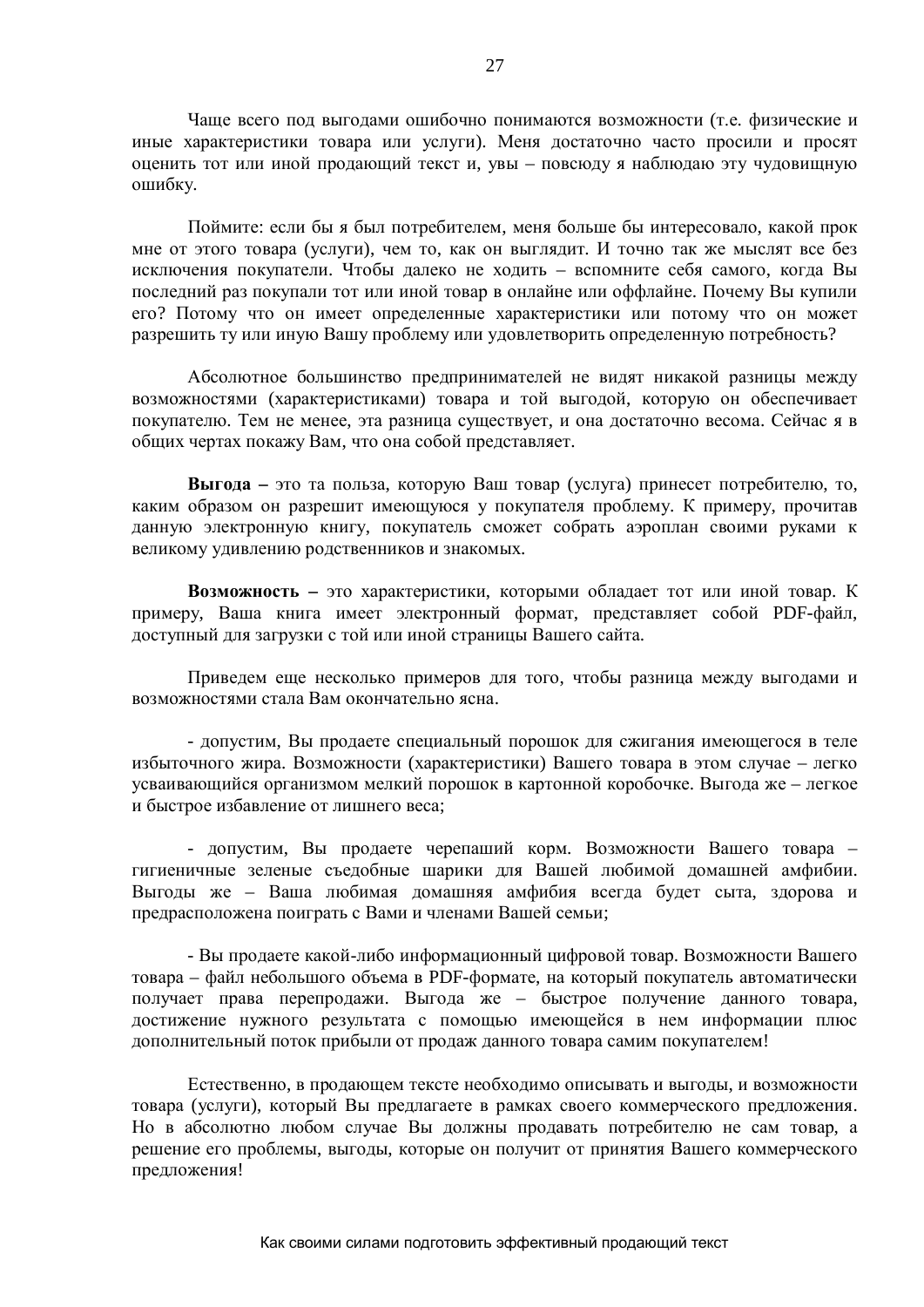Чаще всего под выгодами ошибочно понимаются возможности (т.е. физические и иные характеристики товара или услуги). Меня достаточно часто просили и просят оценить тот или иной продающий текст и, увы – повсюду я наблюдаю эту чудовищную ошибку.

Поймите: если бы я был потребителем, меня больше бы интересовало, какой прок мне от этого товара (услуги), чем то, как он выглядит. И точно так же мыслят все без исключения покупатели. Чтобы далеко не ходить – вспомните себя самого, когда Вы последний раз покупали тот или иной товар в онлайне или оффлайне. Почему Вы купили его? Потому что он имеет определенные характеристики или потому что он может разрешить ту или иную Вашу проблему или удовлетворить определенную потребность?

Абсолютное большинство предпринимателей не видят никакой разницы между возможностями (характеристиками) товара и той выгодой, которую он обеспечивает покупателю. Тем не менее, эта разница существует, и она достаточно весома. Сейчас я в общих чертах покажу Вам, что она собой представляет.

**Выгода –** это та польза, которую Ваш товар (услуга) принесет потребителю, то, каким образом он разрешит имеющуюся у покупателя проблему. К примеру, прочитав данную электронную книгу, покупатель сможет собрать аэроплан своими руками к великому удивлению родственников и знакомых.

**Возможность –** это характеристики, которыми обладает тот или иной товар. К примеру, Ваша книга имеет электронный формат, представляет собой PDF-файл, доступный для загрузки с той или иной страницы Вашего сайта.

Приведем еще несколько примеров для того, чтобы разница между выгодами и возможностями стала Вам окончательно ясна.

- допустим, Вы продаете специальный порошок для сжигания имеющегося в теле избыточного жира. Возможности (характеристики) Вашего товара в этом случае – легко усваивающийся организмом мелкий порошок в картонной коробочке. Выгода же – легкое и быстрое избавление от лишнего веса;

- допустим, Вы продаете черепаший корм. Возможности Вашего товара – гигиеничные зеленые съедобные шарики для Вашей любимой домашней амфибии. Выгоды же – Ваша любимая домашняя амфибия всегда будет сыта, здорова и предрасположена поиграть с Вами и членами Вашей семьи;

- Вы продаете какой-либо информационный цифровой товар. Возможности Вашего товара – файл небольшого объема в PDF-формате, на который покупатель автоматически получает права перепродажи. Выгода же – быстрое получение данного товара, достижение нужного результата с помощью имеющейся в нем информации плюс дополнительный поток прибыли от продаж данного товара самим покупателем!

Естественно, в продающем тексте необходимо описывать и выгоды, и возможности товара (услуги), который Вы предлагаете в рамках своего коммерческого предложения. Но в абсолютно любом случае Вы должны продавать потребителю не сам товар, а решение его проблемы, выгоды, которые он получит от принятия Вашего коммерческого предложения!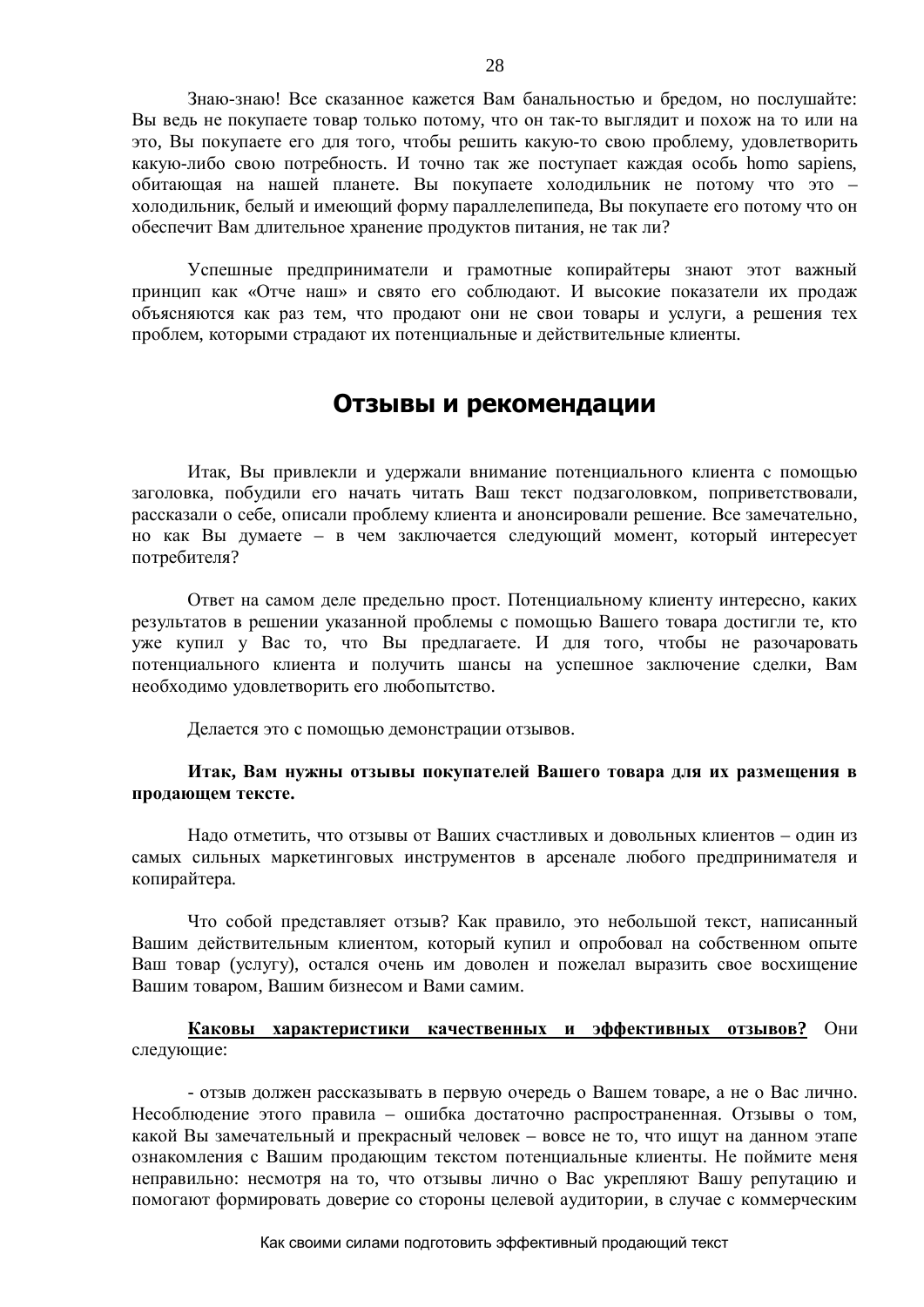Знаю-знаю! Все сказанное кажется Вам банальностью и бредом, но послушайте: Вы ведь не покупаете товар только потому, что он так-то выглядит и похож на то или на это, Вы покупаете его для того, чтобы решить какую-то свою проблему, удовлетворить какую-либо свою потребность. И точно так же поступает каждая особь homo sapiens, обитающая на нашей планете. Вы покупаете холодильник не потому что это – холодильник, белый и имеющий форму параллелепипеда, Вы покупаете его потому что он обеспечит Вам длительное хранение продуктов питания, не так ли?

Успешные предприниматели и грамотные копирайтеры знают этот важный принцип как «Отче наш» и свято его соблюдают. И высокие показатели их продаж объясняются как раз тем, что продают они не свои товары и услуги, а решения тех проблем, которыми страдают их потенциальные и действительные клиенты.

## Отзывы и рекомендации

Итак, Вы привлекли и удержали внимание потенциального клиента с помощью заголовка, побудили его начать читать Ваш текст подзаголовком, поприветствовали, рассказали о себе, описали проблему клиента и анонсировали решение. Все замечательно, но как Вы думаете – в чем заключается следующий момент, который интересует потребителя?

Ответ на самом деле предельно прост. Потенциальному клиенту интересно, каких результатов в решении указанной проблемы с помощью Вашего товара достигли те, кто уже купил у Вас то, что Вы предлагаете. И для того, чтобы не разочаровать потенциального клиента и получить шансы на успешное заключение сделки, Вам необходимо удовлетворить его любопытство.

Делается это с помощью демонстрации отзывов.

**Итак, Вам нужны отзывы покупателей Вашего товара для их размещения в продающем тексте.**

Надо отметить, что отзывы от Ваших счастливых и довольных клиентов – один из самых сильных маркетинговых инструментов в арсенале любого предпринимателя и копирайтера.

Что собой представляет отзыв? Как правило, это небольшой текст, написанный Вашим действительным клиентом, который купил и опробовал на собственном опыте Ваш товар (услугу), остался очень им доволен и пожелал выразить свое восхищение Вашим товаром, Вашим бизнесом и Вами самим.

**Каковы характеристики качественных и эффективных отзывов?** Они следующие:

- отзыв должен рассказывать в первую очередь о Вашем товаре, а не о Вас лично. Несоблюдение этого правила – ошибка достаточно распространенная. Отзывы о том, какой Вы замечательный и прекрасный человек – вовсе не то, что ищут на данном этапе ознакомления с Вашим продающим текстом потенциальные клиенты. Не поймите меня неправильно: несмотря на то, что отзывы лично о Вас укрепляют Вашу репутацию и помогают формировать доверие со стороны целевой аудитории, в случае с коммерческим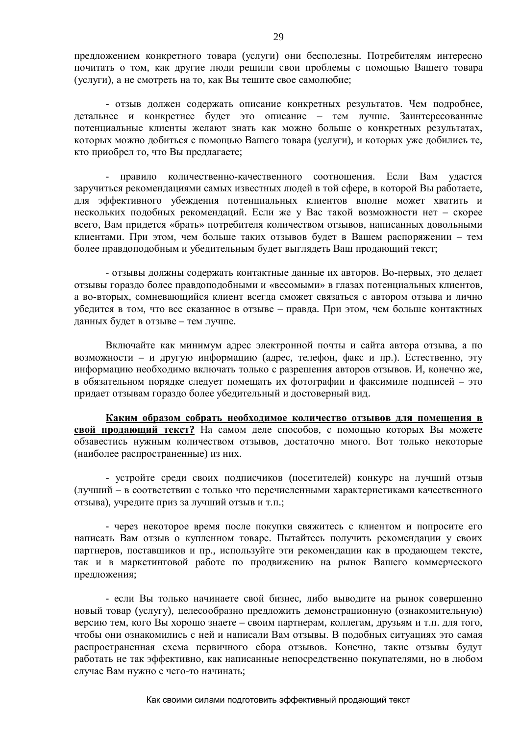предложением конкретного товара (услуги) они бесполезны. Потребителям интересно почитать о том, как другие люди решили свои проблемы с помощью Вашего товара (услуги), а не смотреть на то, как Вы тешите свое самолюбие;

- отзыв должен содержать описание конкретных результатов. Чем подробнее, детальнее и конкретнее будет это описание – тем лучше. Заинтересованные потенциальные клиенты желают знать как можно больше о конкретных результатах, которых можно добиться с помощью Вашего товара (услуги), и которых уже добились те, кто приобрел то, что Вы предлагаете;

- правило количественно-качественного соотношения. Если Вам удастся заручиться рекомендациями самых известных людей в той сфере, в которой Вы работаете, для эффективного убеждения потенциальных клиентов вполне может хватить и нескольких подобных рекомендаций. Если же у Вас такой возможности нет – скорее всего, Вам придется «брать» потребителя количеством отзывов, написанных довольными клиентами. При этом, чем больше таких отзывов будет в Вашем распоряжении – тем более правдоподобным и убедительным будет выглядеть Ваш продающий текст;

- отзывы должны содержать контактные данные их авторов. Во-первых, это делает отзывы гораздо более правдоподобными и «весомыми» в глазах потенциальных клиентов, а во-вторых, сомневающийся клиент всегда сможет связаться с автором отзыва и лично убедится в том, что все сказанное в отзыве – правда. При этом, чем больше контактных данных будет в отзыве – тем лучше.

Включайте как минимум адрес электронной почты и сайта автора отзыва, а по возможности – и другую информацию (адрес, телефон, факс и пр.). Естественно, эту информацию необходимо включать только с разрешения авторов отзывов. И, конечно же, в обязательном порядке следует помещать их фотографии и факсимиле подписей – это придает отзывам гораздо более убедительный и достоверный вид.

**Каким образом собрать необходимое количество отзывов для помещения в свой продающий текст?** На самом деле способов, с помощью которых Вы можете обзавестись нужным количеством отзывов, достаточно много. Вот только некоторые (наиболее распространенные) из них.

- устройте среди своих подписчиков (посетителей) конкурс на лучший отзыв (лучший – в соответствии с только что перечисленными характеристиками качественного отзыва), учредите приз за лучший отзыв и т.п.;

- через некоторое время после покупки свяжитесь с клиентом и попросите его написать Вам отзыв о купленном товаре. Пытайтесь получить рекомендации у своих партнеров, поставщиков и пр., используйте эти рекомендации как в продающем тексте, так и в маркетинговой работе по продвижению на рынок Вашего коммерческого предложения;

- если Вы только начинаете свой бизнес, либо выводите на рынок совершенно новый товар (услугу), целесообразно предложить демонстрационную (ознакомительную) версию тем, кого Вы хорошо знаете – своим партнерам, коллегам, друзьям и т.п. для того, чтобы они ознакомились с ней и написали Вам отзывы. В подобных ситуациях это самая распространенная схема первичного сбора отзывов. Конечно, такие отзывы будут работать не так эффективно, как написанные непосредственно покупателями, но в любом случае Вам нужно с чего-то начинать;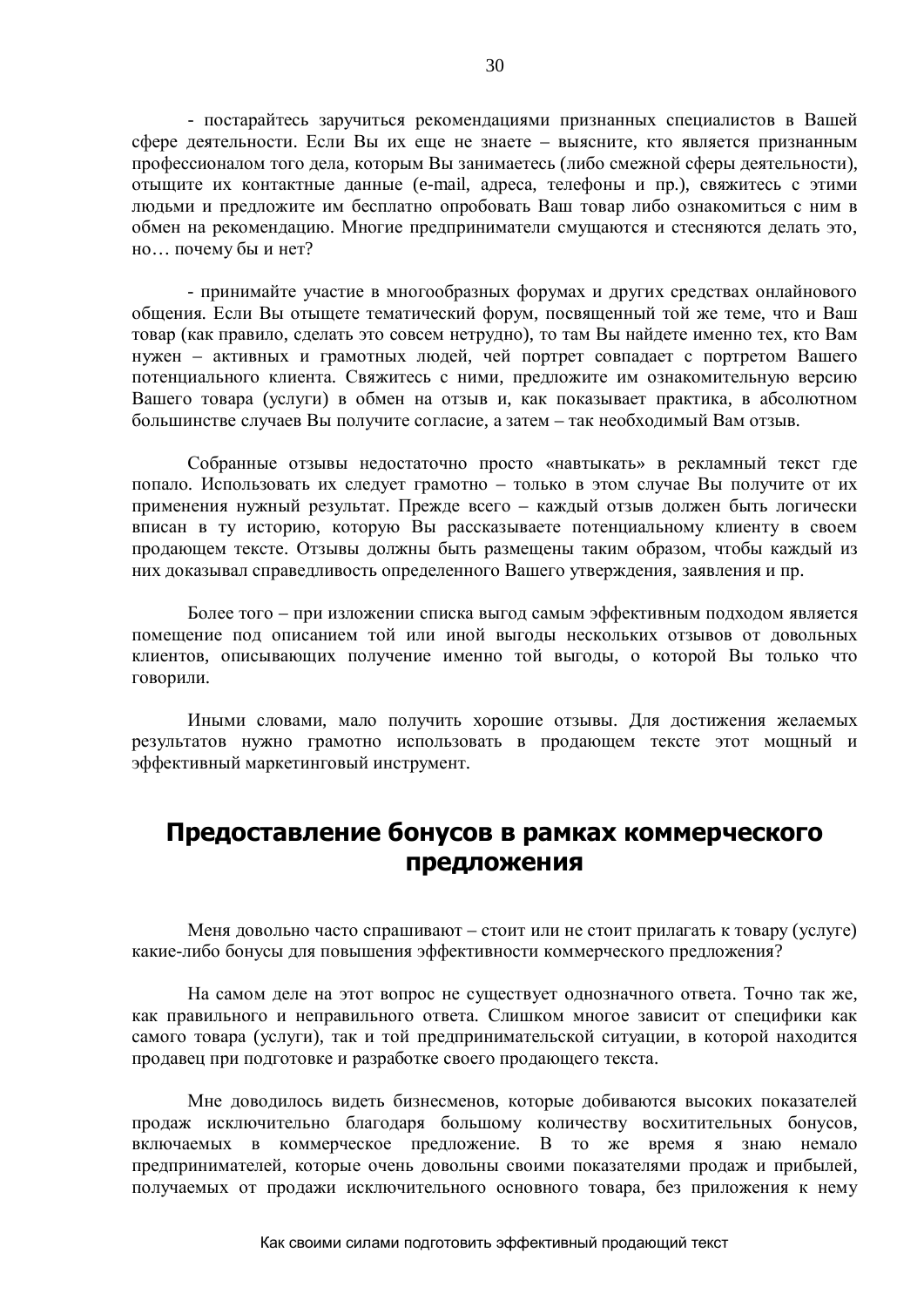- постарайтесь заручиться рекомендациями признанных специалистов в Вашей сфере деятельности. Если Вы их еще не знаете – выясните, кто является признанным профессионалом того дела, которым Вы занимаетесь (либо смежной сферы деятельности), отыщите их контактные данные (e-mail, адреса, телефоны и пр.), свяжитесь с этими людьми и предложите им бесплатно опробовать Ваш товар либо ознакомиться с ним в обмен на рекомендацию. Многие предприниматели смущаются и стесняются делать это, но… почему бы и нет?

- принимайте участие в многообразных форумах и других средствах онлайнового общения. Если Вы отыщете тематический форум, посвященный той же теме, что и Ваш товар (как правило, сделать это совсем нетрудно), то там Вы найдете именно тех, кто Вам нужен – активных и грамотных людей, чей портрет совпадает с портретом Вашего потенциального клиента. Свяжитесь с ними, предложите им ознакомительную версию Вашего товара (услуги) в обмен на отзыв и, как показывает практика, в абсолютном большинстве случаев Вы получите согласие, а затем – так необходимый Вам отзыв.

Собранные отзывы недостаточно просто «навтыкать» в рекламный текст где попало. Использовать их следует грамотно – только в этом случае Вы получите от их применения нужный результат. Прежде всего – каждый отзыв должен быть логически вписан в ту историю, которую Вы рассказываете потенциальному клиенту в своем продающем тексте. Отзывы должны быть размещены таким образом, чтобы каждый из них доказывал справедливость определенного Вашего утверждения, заявления и пр.

Более того – при изложении списка выгод самым эффективным подходом является помещение под описанием той или иной выгоды нескольких отзывов от довольных клиентов, описывающих получение именно той выгоды, о которой Вы только что говорили.

Иными словами, мало получить хорошие отзывы. Для достижения желаемых результатов нужно грамотно использовать в продающем тексте этот мощный и эффективный маркетинговый инструмент.

## Предоставление бонусов в рамках коммерческого предложения

Меня довольно часто спрашивают – стоит или не стоит прилагать к товару (услуге) какие-либо бонусы для повышения эффективности коммерческого предложения?

На самом деле на этот вопрос не существует однозначного ответа. Точно так же, как правильного и неправильного ответа. Слишком многое зависит от специфики как самого товара (услуги), так и той предпринимательской ситуации, в которой находится продавец при подготовке и разработке своего продающего текста.

Мне доводилось видеть бизнесменов, которые добиваются высоких показателей продаж исключительно благодаря большому количеству восхитительных бонусов, включаемых в коммерческое предложение. В то же время я знаю немало предпринимателей, которые очень довольны своими показателями продаж и прибылей, получаемых от продажи исключительного основного товара, без приложения к нему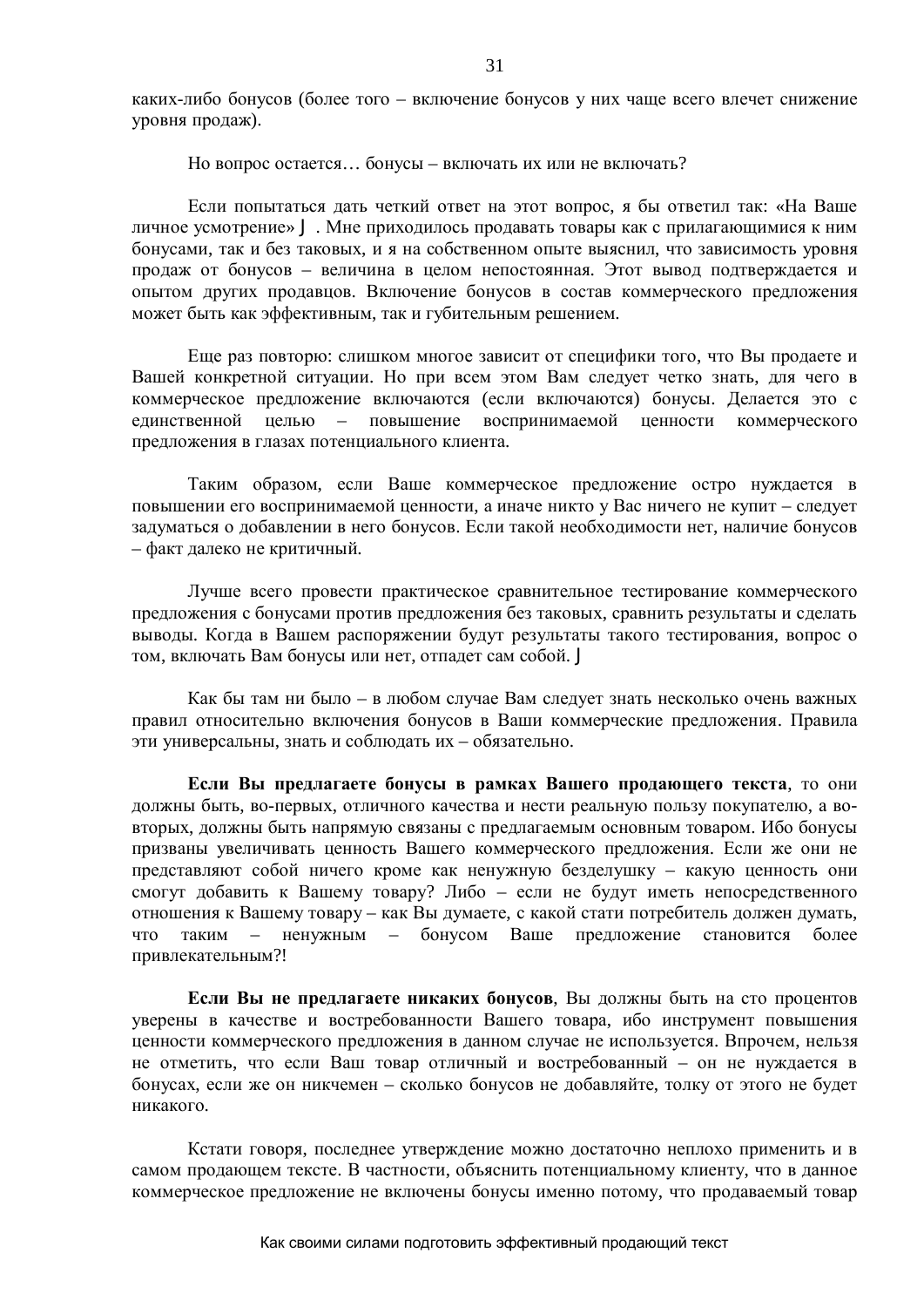каких-либо бонусов (более того – включение бонусов у них чаще всего влечет снижение уровня продаж).

Но вопрос остается… бонусы – включать их или не включать?

Если попытаться дать четкий ответ на этот вопрос, я бы ответил так: «На Ваше личное усмотрение» J . Мне приходилось продавать товары как с прилагающимися к ним бонусами, так и без таковых, и я на собственном опыте выяснил, что зависимость уровня продаж от бонусов – величина в целом непостоянная. Этот вывод подтверждается и опытом других продавцов. Включение бонусов в состав коммерческого предложения может быть как эффективным, так и губительным решением.

Еще раз повторю: слишком многое зависит от специфики того, что Вы продаете и Вашей конкретной ситуации. Но при всем этом Вам следует четко знать, для чего в коммерческое предложение включаются (если включаются) бонусы. Делается это с единственной целью – повышение воспринимаемой ценности коммерческого предложения в глазах потенциального клиента.

Таким образом, если Ваше коммерческое предложение остро нуждается в повышении его воспринимаемой ценности, а иначе никто у Вас ничего не купит – следует задуматься о добавлении в него бонусов. Если такой необходимости нет, наличие бонусов – факт далеко не критичный.

Лучше всего провести практическое сравнительное тестирование коммерческого предложения с бонусами против предложения без таковых, сравнить результаты и сделать выводы. Когда в Вашем распоряжении будут результаты такого тестирования, вопрос о том, включать Вам бонусы или нет, отпадет сам собой. J

Как бы там ни было – в любом случае Вам следует знать несколько очень важных правил относительно включения бонусов в Ваши коммерческие предложения. Правила эти универсальны, знать и соблюдать их – обязательно.

**Если Вы предлагаете бонусы в рамках Вашего продающего текста**, то они должны быть, во-первых, отличного качества и нести реальную пользу покупателю, а во-вторых, должны быть напрямую связаны с предлагаемым основным товаром. Ибо бонусы призваны увеличивать ценность Вашего коммерческого предложения. Если же они не представляют собой ничего кроме как ненужную безделушку – какую ценность они смогут добавить к Вашему товару? Либо – если не будут иметь непосредственного отношения к Вашему товару – как Вы думаете, с какой стати потребитель должен думать, что таким – ненужным – бонусом Ваше предложение становится более привлекательным?!

**Если Вы не предлагаете никаких бонусов**, Вы должны быть на сто процентов уверены в качестве и востребованности Вашего товара, ибо инструмент повышения ценности коммерческого предложения в данном случае не используется. Впрочем, нельзя не отметить, что если Ваш товар отличный и востребованный – он не нуждается в бонусах, если же он никчемен – сколько бонусов не добавляйте, толку от этого не будет никакого.

Кстати говоря, последнее утверждение можно достаточно неплохо применить и в самом продающем тексте. В частности, объяснить потенциальному клиенту, что в данное коммерческое предложение не включены бонусы именно потому, что продаваемый товар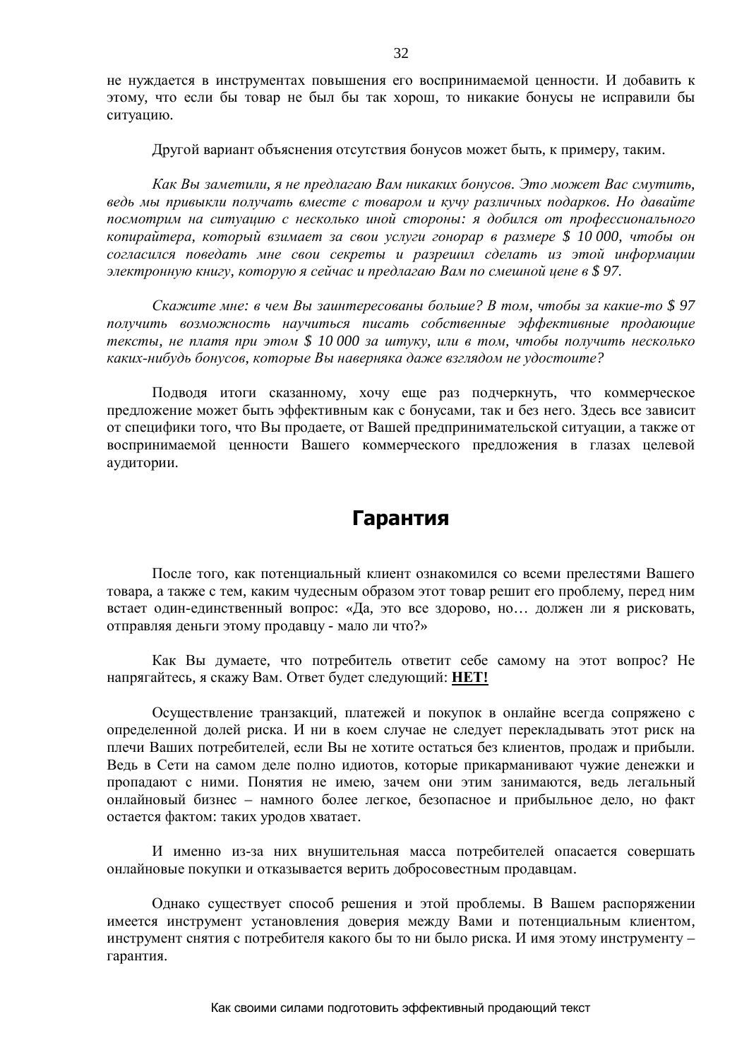не нуждается в инструментах повышения его воспринимаемой ценности. И добавить к этому, что если бы товар не был бы так хорош, то никакие бонусы не исправили бы ситуацию.

Другой вариант объяснения отсутствия бонусов может быть, к примеру, таким.

*Как Вы заметили, я не предлагаю Вам никаких бонусов. Это может Вас смутить, ведь мы привыкли получать вместе с товаром и кучу различных подарков. Но давайте посмотрим на ситуацию с несколько иной стороны: я добился от профессионального копирайтера, который взимает за свои услуги гонорар в размере $ 10 000, чтобы он согласился поведать мне свои секреты и разрешил сделать из этой информации электронную книгу, которую я сейчас и предлагаю Вам по смешной цене в $ 97.*

*Скажите мне: в чем Вы заинтересованы больше? В том, чтобы за какие-то $ 97 получить возможность научиться писать собственные эффективные продающие тексты, не платя при этом $ 10 000 за штуку, или в том, чтобы получить несколько каких-нибудь бонусов, которые Вы наверняка даже взглядом не удостоите?*

Подводя итоги сказанному, хочу еще раз подчеркнуть, что коммерческое предложение может быть эффективным как с бонусами, так и без него. Здесь все зависит от специфики того, что Вы продаете, от Вашей предпринимательской ситуации, а также от воспринимаемой ценности Вашего коммерческого предложения в глазах целевой аудитории.

## Гарантия

После того, как потенциальный клиент ознакомился со всеми прелестями Вашего товара, а также с тем, каким чудесным образом этот товар решит его проблему, перед ним встает один-единственный вопрос: «Да, это все здорово, но… должен ли я рисковать, отправляя деньги этому продавцу - мало ли что?»

Как Вы думаете, что потребитель ответит себе самому на этот вопрос? Не напрягайтесь, я скажу Вам. Ответ будет следующий: <u>**НЕТ!**</u>

Осуществление транзакций, платежей и покупок в онлайне всегда сопряжено с определенной долей риска. И ни в коем случае не следует перекладывать этот риск на плечи Ваших потребителей, если Вы не хотите остаться без клиентов, продаж и прибыли. Ведь в Сети на самом деле полно идиотов, которые прикарманивают чужие денежки и пропадают с ними. Понятия не имею, зачем они этим занимаются, ведь легальный онлайновый бизнес – намного более легкое, безопасное и прибыльное дело, но факт остается фактом: таких уродов хватает.

И именно из-за них внушительная масса потребителей опасается совершать онлайновые покупки и отказывается верить добросовестным продавцам.

Однако существует способ решения и этой проблемы. В Вашем распоряжении имеется инструмент установления доверия между Вами и потенциальным клиентом, инструмент снятия с потребителя какого бы то ни было риска. И имя этому инструменту – гарантия.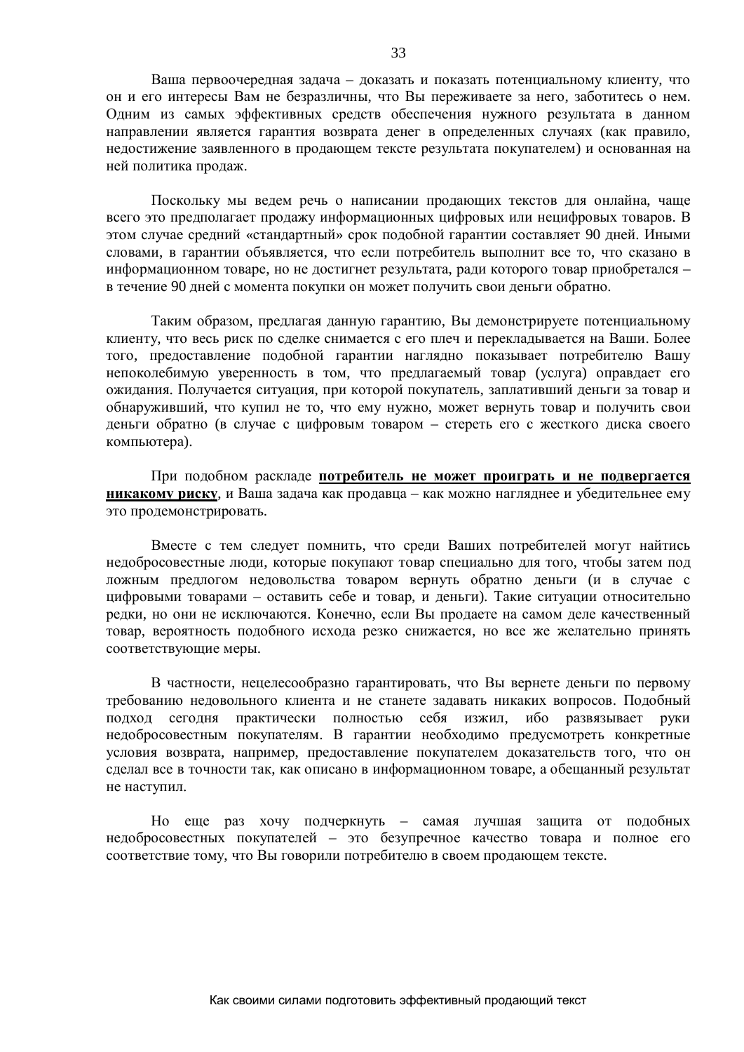Ваша первоочередная задача – доказать и показать потенциальному клиенту, что он и его интересы Вам не безразличны, что Вы переживаете за него, заботитесь о нем. Одним из самых эффективных средств обеспечения нужного результата в данном направлении является гарантия возврата денег в определенных случаях (как правило, недостижение заявленного в продающем тексте результата покупателем) и основанная на ней политика продаж.

Поскольку мы ведем речь о написании продающих текстов для онлайна, чаще всего это предполагает продажу информационных цифровых или нецифровых товаров. В этом случае средний «стандартный» срок подобной гарантии составляет 90 дней. Иными словами, в гарантии объявляется, что если потребитель выполнит все то, что сказано в информационном товаре, но не достигнет результата, ради которого товар приобретался – в течение 90 дней с момента покупки он может получить свои деньги обратно.

Таким образом, предлагая данную гарантию, Вы демонстрируете потенциальному клиенту, что весь риск по сделке снимается с его плеч и перекладывается на Ваши. Более того, предоставление подобной гарантии наглядно показывает потребителю Вашу непоколебимую уверенность в том, что предлагаемый товар (услуга) оправдает его ожидания. Получается ситуация, при которой покупатель, заплативший деньги за товар и обнаруживший, что купил не то, что ему нужно, может вернуть товар и получить свои деньги обратно (в случае с цифровым товаром – стереть его с жесткого диска своего компьютера).

При подобном раскладе **<u>потребитель не может проиграть и не подвергается никакому риску</u>**, и Ваша задача как продавца – как можно нагляднее и убедительнее ему это продемонстрировать.

Вместе с тем следует помнить, что среди Ваших потребителей могут найтись недобросовестные люди, которые покупают товар специально для того, чтобы затем под ложным предлогом недовольства товаром вернуть обратно деньги (и в случае с цифровыми товарами – оставить себе и товар, и деньги). Такие ситуации относительно редки, но они не исключаются. Конечно, если Вы продаете на самом деле качественный товар, вероятность подобного исхода резко снижается, но все же желательно принять соответствующие меры.

В частности, нецелесообразно гарантировать, что Вы вернете деньги по первому требованию недовольного клиента и не станете задавать никаких вопросов. Подобный подход сегодня практически полностью себя изжил, ибо развязывает руки недобросовестным покупателям. В гарантии необходимо предусмотреть конкретные условия возврата, например, предоставление покупателем доказательств того, что он сделал все в точности так, как описано в информационном товаре, а обещанный результат не наступил.

Но еще раз хочу подчеркнуть – самая лучшая защита от подобных недобросовестных покупателей – это безупречное качество товара и полное его соответствие тому, что Вы говорили потребителю в своем продающем тексте.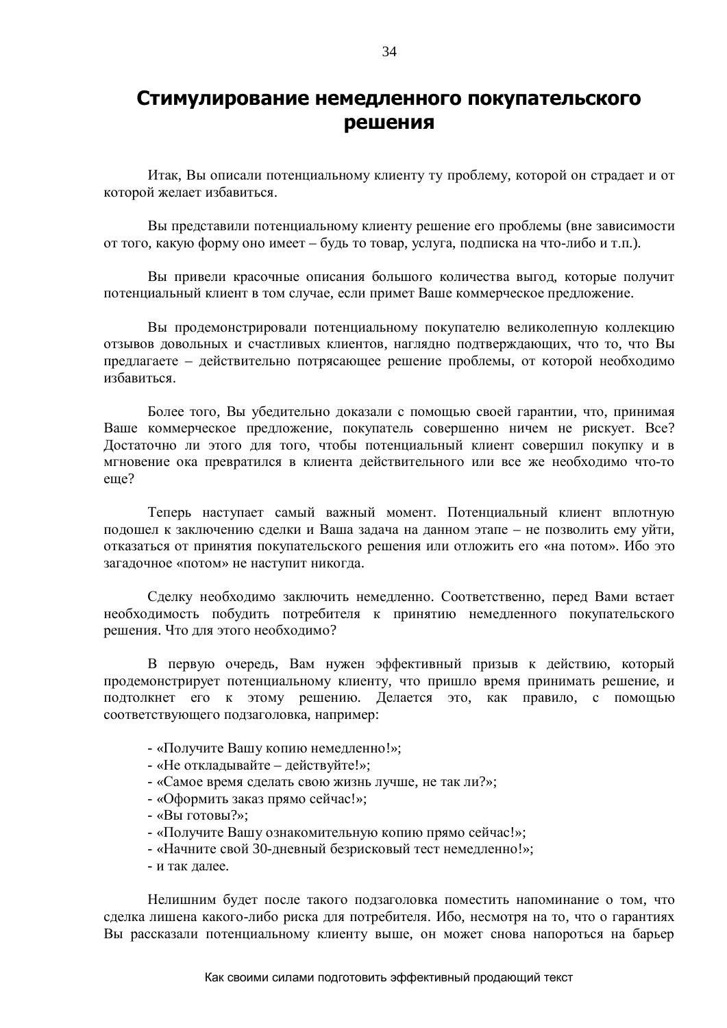# Стимулирование немедленного покупательского решения

Итак, Вы описали потенциальному клиенту ту проблему, которой он страдает и от которой желает избавиться.

Вы представили потенциальному клиенту решение его проблемы (вне зависимости от того, какую форму оно имеет – будь то товар, услуга, подписка на что-либо и т.п.).

Вы привели красочные описания большого количества выгод, которые получит потенциальный клиент в том случае, если примет Ваше коммерческое предложение.

Вы продемонстрировали потенциальному покупателю великолепную коллекцию отзывов довольных и счастливых клиентов, наглядно подтверждающих, что то, что Вы предлагаете – действительно потрясающее решение проблемы, от которой необходимо избавиться.

Более того, Вы убедительно доказали с помощью своей гарантии, что, принимая Ваше коммерческое предложение, покупатель совершенно ничем не рискует. Все? Достаточно ли этого для того, чтобы потенциальный клиент совершил покупку и в мгновение ока превратился в клиента действительного или все же необходимо что-то еще?

Теперь наступает самый важный момент. Потенциальный клиент вплотную подошел к заключению сделки и Ваша задача на данном этапе – не позволить ему уйти, отказаться от принятия покупательского решения или отложить его «на потом». Ибо это загадочное «потом» не наступит никогда.

Сделку необходимо заключить немедленно. Соответственно, перед Вами встает необходимость побудить потребителя к принятию немедленного покупательского решения. Что для этого необходимо?

В первую очередь, Вам нужен эффективный призыв к действию, который продемонстрирует потенциальному клиенту, что пришло время принимать решение, и подтолкнет его к этому решению. Делается это, как правило, с помощью соответствующего подзаголовка, например:

- «Получите Вашу копию немедленно!»;
- «Не откладывайте – действуйте!»;
- «Самое время сделать свою жизнь лучше, не так ли?»;
- «Оформить заказ прямо сейчас!»;
- «Вы готовы?»;
- «Получите Вашу ознакомительную копию прямо сейчас!»;
- «Начните свой 30-дневный безрисковый тест немедленно!»;
- и так далее.

Нелишним будет после такого подзаголовка поместить напоминание о том, что сделка лишена какого-либо риска для потребителя. Ибо, несмотря на то, что о гарантиях Вы рассказали потенциальному клиенту выше, он может снова напороться на барьер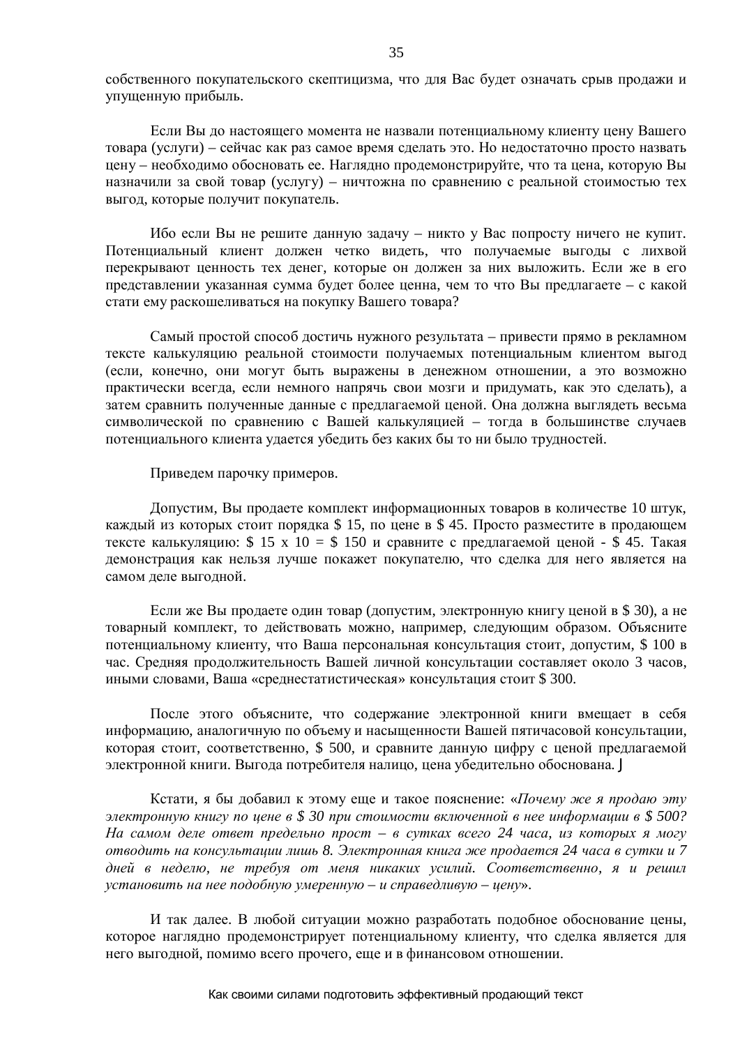собственного покупательского скептицизма, что для Вас будет означать срыв продажи и упущенную прибыль.

Если Вы до настоящего момента не назвали потенциальному клиенту цену Вашего товара (услуги) – сейчас как раз самое время сделать это. Но недостаточно просто назвать цену – необходимо обосновать ее. Наглядно продемонстрируйте, что та цена, которую Вы назначили за свой товар (услугу) – ничтожна по сравнению с реальной стоимостью тех выгод, которые получит покупатель.

Ибо если Вы не решите данную задачу – никто у Вас попросту ничего не купит. Потенциальный клиент должен четко видеть, что получаемые выгоды с лихвой перекрывают ценность тех денег, которые он должен за них выложить. Если же в его представлении указанная сумма будет более ценна, чем то что Вы предлагаете – с какой стати ему раскошеливаться на покупку Вашего товара?

Самый простой способ достичь нужного результата – привести прямо в рекламном тексте калькуляцию реальной стоимости получаемых потенциальным клиентом выгод (если, конечно, они могут быть выражены в денежном отношении, а это возможно практически всегда, если немного напрячь свои мозги и придумать, как это сделать), а затем сравнить полученные данные с предлагаемой ценой. Она должна выглядеть весьма символической по сравнению с Вашей калькуляцией – тогда в большинстве случаев потенциального клиента удается убедить без каких бы то ни было трудностей.

Приведем парочку примеров.

Допустим, Вы продаете комплект информационных товаров в количестве 10 штук, каждый из которых стоит порядка $ 15, по цене в $ 45. Просто разместите в продающем тексте калькуляцию: $ 15 x 10 = $ 150 и сравните с предлагаемой ценой - $ 45. Такая демонстрация как нельзя лучше покажет покупателю, что сделка для него является на самом деле выгодной.

Если же Вы продаете один товар (допустим, электронную книгу ценой в $ 30), а не товарный комплект, то действовать можно, например, следующим образом. Объясните потенциальному клиенту, что Ваша персональная консультация стоит, допустим, $ 100 в час. Средняя продолжительность Вашей личной консультации составляет около 3 часов, иными словами, Ваша «среднестатистическая» консультация стоит $ 300.

После этого объясните, что содержание электронной книги вмещает в себя информацию, аналогичную по объему и насыщенности Вашей пятичасовой консультации, которая стоит, соответственно, $ 500, и сравните данную цифру с ценой предлагаемой электронной книги. Выгода потребителя налицо, цена убедительно обоснована. J

Кстати, я бы добавил к этому еще и такое пояснение: «*Почему же я продаю эту электронную книгу по цене в $ 30 при стоимости включенной в нее информации в $ 500? На самом деле ответ предельно прост – в сутках всего 24 часа, из которых я могу отводить на консультации лишь 8. Электронная книга же продается 24 часа в сутки и 7 дней в неделю, не требуя от меня никаких усилий. Соответственно, я и решил установить на нее подобную умеренную – и справедливую – цену*».

И так далее. В любой ситуации можно разработать подобное обоснование цены, которое наглядно продемонстрирует потенциальному клиенту, что сделка является для него выгодной, помимо всего прочего, еще и в финансовом отношении.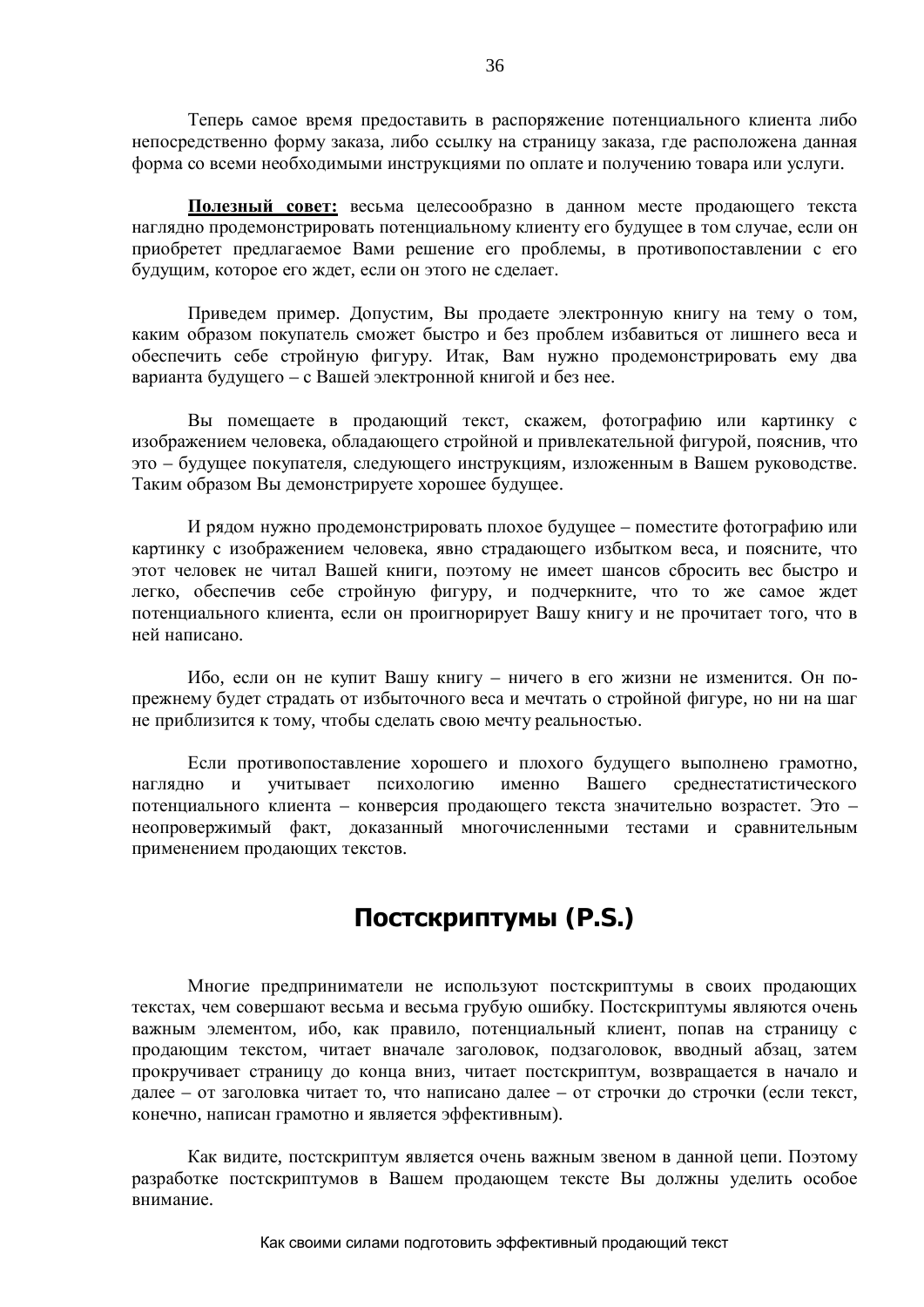Теперь самое время предоставить в распоряжение потенциального клиента либо непосредственно форму заказа, либо ссылку на страницу заказа, где расположена данная форма со всеми необходимыми инструкциями по оплате и получению товара или услуги.

**Полезный совет:** весьма целесообразно в данном месте продающего текста наглядно продемонстрировать потенциальному клиенту его будущее в том случае, если он приобретет предлагаемое Вами решение его проблемы, в противопоставлении с его будущим, которое его ждет, если он этого не сделает.

Приведем пример. Допустим, Вы продаете электронную книгу на тему о том, каким образом покупатель сможет быстро и без проблем избавиться от лишнего веса и обеспечить себе стройную фигуру. Итак, Вам нужно продемонстрировать ему два варианта будущего – с Вашей электронной книгой и без нее.

Вы помещаете в продающий текст, скажем, фотографию или картинку с изображением человека, обладающего стройной и привлекательной фигурой, пояснив, что это – будущее покупателя, следующего инструкциям, изложенным в Вашем руководстве. Таким образом Вы демонстрируете хорошее будущее.

И рядом нужно продемонстрировать плохое будущее – поместите фотографию или картинку с изображением человека, явно страдающего избытком веса, и поясните, что этот человек не читал Вашей книги, поэтому не имеет шансов сбросить вес быстро и легко, обеспечив себе стройную фигуру, и подчеркните, что то же самое ждет потенциального клиента, если он проигнорирует Вашу книгу и не прочитает того, что в ней написано.

Ибо, если он не купит Вашу книгу – ничего в его жизни не изменится. Он по-прежнему будет страдать от избыточного веса и мечтать о стройной фигуре, но ни на шаг не приблизится к тому, чтобы сделать свою мечту реальностью.

Если противопоставление хорошего и плохого будущего выполнено грамотно, наглядно и учитывает психологию именно Вашего среднестатистического потенциального клиента – конверсия продающего текста значительно возрастет. Это – неопровержимый факт, доказанный многочисленными тестами и сравнительным применением продающих текстов.

## Постскриптумы (P.S.)

Многие предприниматели не используют постскриптумы в своих продающих текстах, чем совершают весьма и весьма грубую ошибку. Постскриптумы являются очень важным элементом, ибо, как правило, потенциальный клиент, попав на страницу с продающим текстом, читает вначале заголовок, подзаголовок, вводный абзац, затем прокручивает страницу до конца вниз, читает постскриптум, возвращается в начало и далее – от заголовка читает то, что написано далее – от строчки до строчки (если текст, конечно, написан грамотно и является эффективным).

Как видите, постскриптум является очень важным звеном в данной цепи. Поэтому разработке постскриптумов в Вашем продающем тексте Вы должны уделить особое внимание.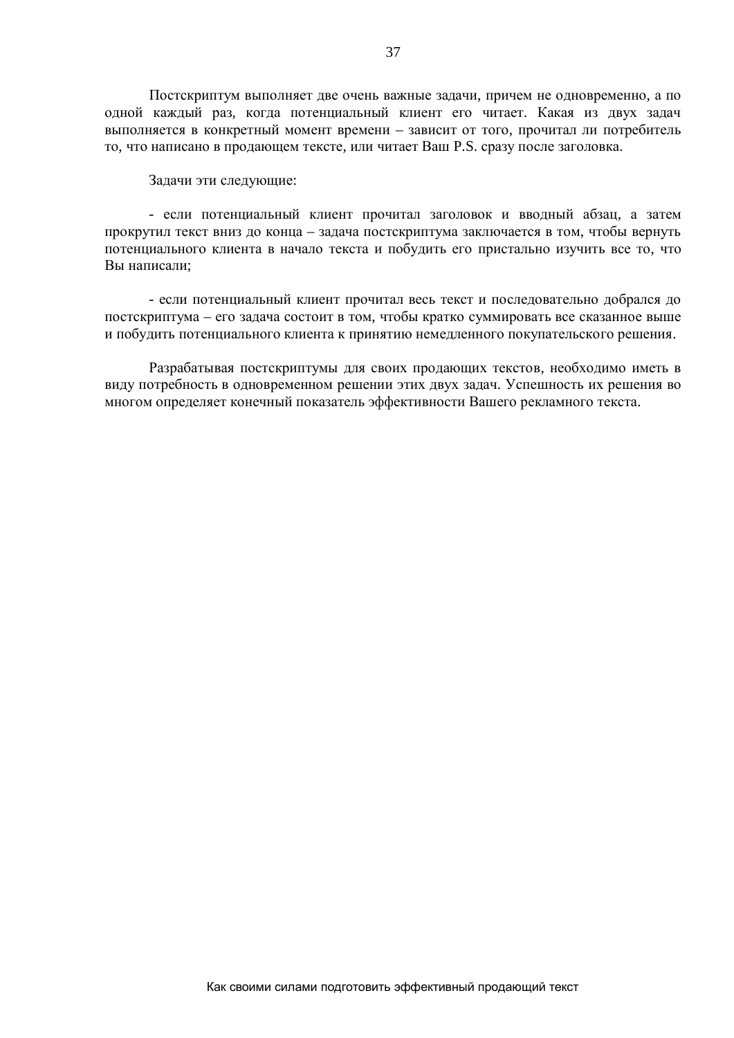Постскриптум выполняет две очень важные задачи, причем не одновременно, а по одной каждый раз, когда потенциальный клиент его читает. Какая из двух задач выполняется в конкретный момент времени – зависит от того, прочитал ли потребитель то, что написано в продающем тексте, или читает Ваш P.S. сразу после заголовка.

Задачи эти следующие:

- если потенциальный клиент прочитал заголовок и вводный абзац, а затем прокрутил текст вниз до конца – задача постскриптума заключается в том, чтобы вернуть потенциального клиента в начало текста и побудить его пристально изучить все то, что Вы написали;

- если потенциальный клиент прочитал весь текст и последовательно добрался до постскриптума – его задача состоит в том, чтобы кратко суммировать все сказанное выше и побудить потенциального клиента к принятию немедленного покупательского решения.

Разрабатывая постскриптумы для своих продающих текстов, необходимо иметь в виду потребность в одновременном решении этих двух задач. Успешность их решения во многом определяет конечный показатель эффективности Вашего рекламного текста.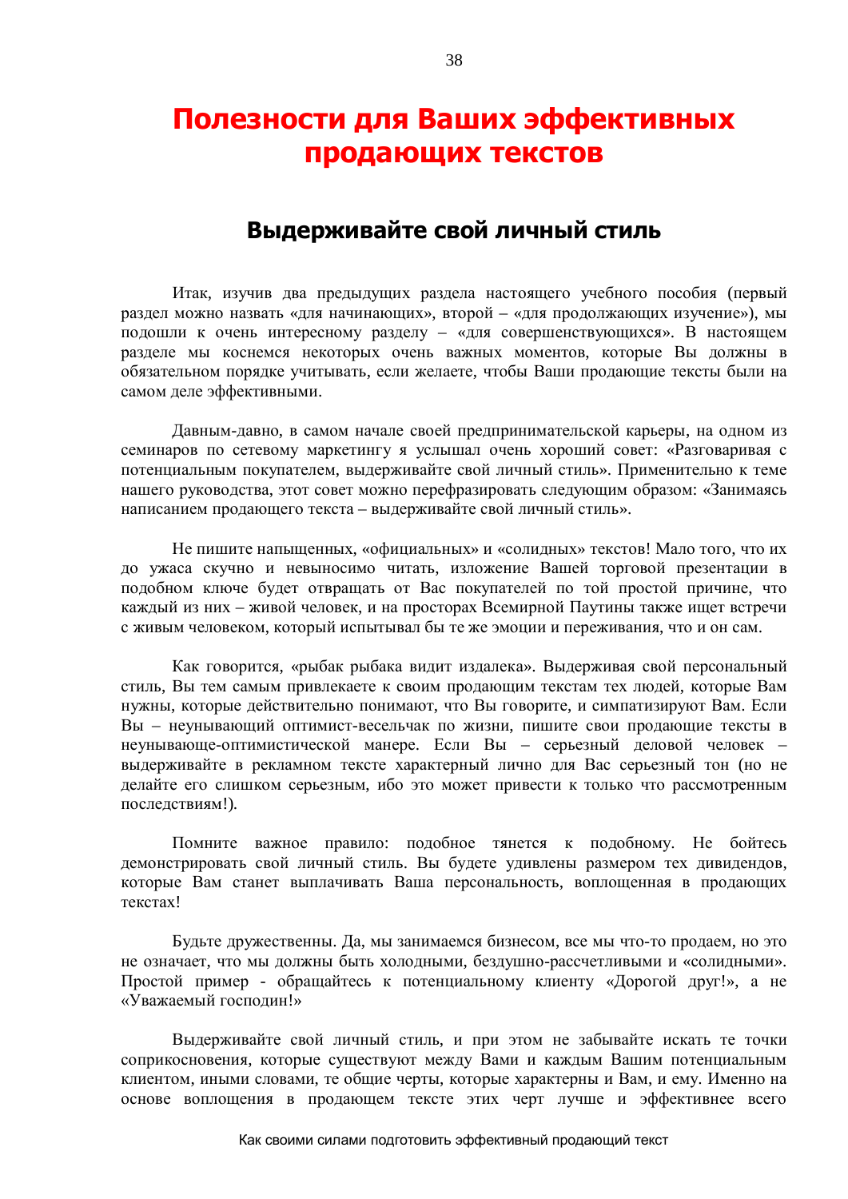# Полезности для Ваших эффективных продающих текстов

## Выдерживайте свой личный стиль

Итак, изучив два предыдущих раздела настоящего учебного пособия (первый раздел можно назвать «для начинающих», второй – «для продолжающих изучение»), мы подошли к очень интересному разделу – «для совершенствующихся». В настоящем разделе мы коснемся некоторых очень важных моментов, которые Вы должны в обязательном порядке учитывать, если желаете, чтобы Ваши продающие тексты были на самом деле эффективными.

Давным-давно, в самом начале своей предпринимательской карьеры, на одном из семинаров по сетевому маркетингу я услышал очень хороший совет: «Разговаривая с потенциальным покупателем, выдерживайте свой личный стиль». Применительно к теме нашего руководства, этот совет можно перефразировать следующим образом: «Занимаясь написанием продающего текста – выдерживайте свой личный стиль».

Не пишите напыщенных, «официальных» и «солидных» текстов! Мало того, что их до ужаса скучно и невыносимо читать, изложение Вашей торговой презентации в подобном ключе будет отвращать от Вас покупателей по той простой причине, что каждый из них – живой человек, и на просторах Всемирной Паутины также ищет встречи с живым человеком, который испытывал бы те же эмоции и переживания, что и он сам.

Как говорится, «рыбак рыбака видит издалека». Выдерживая свой персональный стиль, Вы тем самым привлекаете к своим продающим текстам тех людей, которые Вам нужны, которые действительно понимают, что Вы говорите, и симпатизируют Вам. Если Вы – неунывающий оптимист-весельчак по жизни, пишите свои продающие тексты в неунывающе-оптимистической манере. Если Вы – серьезный деловой человек – выдерживайте в рекламном тексте характерный лично для Вас серьезный тон (но не делайте его слишком серьезным, ибо это может привести к только что рассмотренным последствиям!).

Помните важное правило: подобное тянется к подобному. Не бойтесь демонстрировать свой личный стиль. Вы будете удивлены размером тех дивидендов, которые Вам станет выплачивать Ваша персональность, воплощенная в продающих текстах!

Будьте дружественны. Да, мы занимаемся бизнесом, все мы что-то продаем, но это не означает, что мы должны быть холодными, бездушно-рассчетливыми и «солидными». Простой пример - обращайтесь к потенциальному клиенту «Дорогой друг!», а не «Уважаемый господин!»

Выдерживайте свой личный стиль, и при этом не забывайте искать те точки соприкосновения, которые существуют между Вами и каждым Вашим потенциальным клиентом, иными словами, те общие черты, которые характерны и Вам, и ему. Именно на основе воплощения в продающем тексте этих черт лучше и эффективнее всего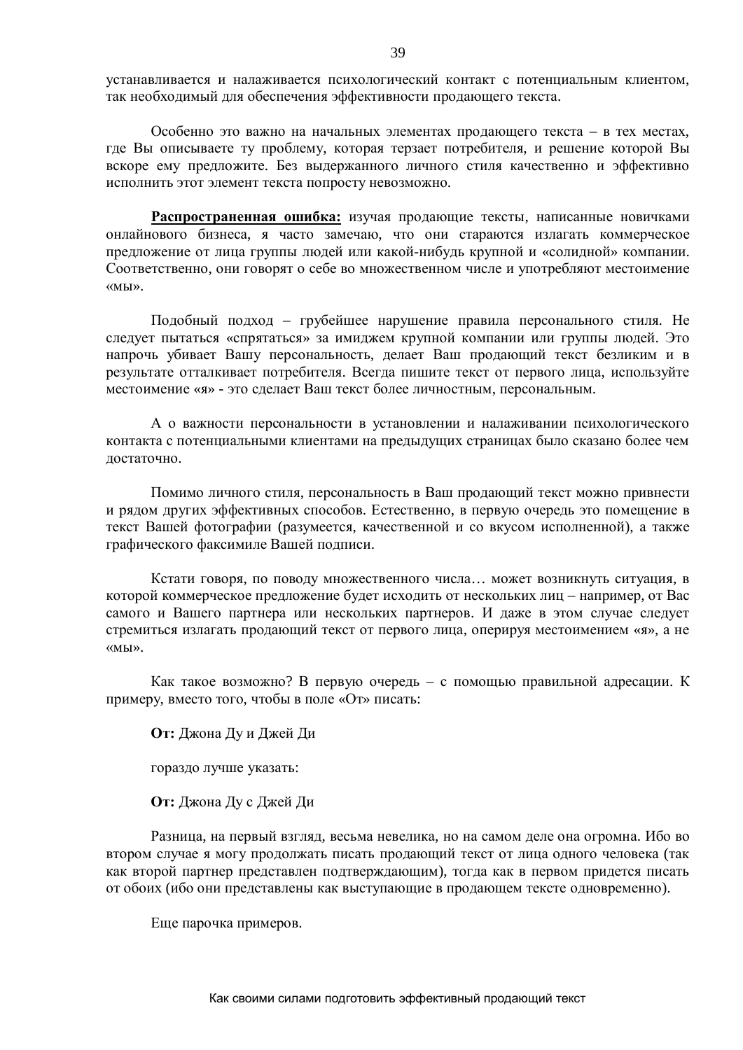устанавливается и налаживается психологический контакт с потенциальным клиентом, так необходимый для обеспечения эффективности продающего текста.

Особенно это важно на начальных элементах продающего текста – в тех местах, где Вы описываете ту проблему, которая терзает потребителя, и решение которой Вы вскоре ему предложите. Без выдержанного личного стиля качественно и эффективно исполнить этот элемент текста попросту невозможно.

**Распространенная ошибка:** изучая продающие тексты, написанные новичками онлайнового бизнеса, я часто замечаю, что они стараются излагать коммерческое предложение от лица группы людей или какой-нибудь крупной и «солидной» компании. Соответственно, они говорят о себе во множественном числе и употребляют местоимение «мы».

Подобный подход – грубейшее нарушение правила персонального стиля. Не следует пытаться «спрятаться» за имиджем крупной компании или группы людей. Это напрочь убивает Вашу персональность, делает Ваш продающий текст безликим и в результате отталкивает потребителя. Всегда пишите текст от первого лица, используйте местоимение «я» - это сделает Ваш текст более личностным, персональным.

А о важности персональности в установлении и налаживании психологического контакта с потенциальными клиентами на предыдущих страницах было сказано более чем достаточно.

Помимо личного стиля, персональность в Ваш продающий текст можно привнести и рядом других эффективных способов. Естественно, в первую очередь это помещение в текст Вашей фотографии (разумеется, качественной и со вкусом исполненной), а также графического факсимиле Вашей подписи.

Кстати говоря, по поводу множественного числа… может возникнуть ситуация, в которой коммерческое предложение будет исходить от нескольких лиц – например, от Вас самого и Вашего партнера или нескольких партнеров. И даже в этом случае следует стремиться излагать продающий текст от первого лица, оперируя местоимением «я», а не «мы».

Как такое возможно? В первую очередь – с помощью правильной адресации. К примеру, вместо того, чтобы в поле «От» писать:

**От:** Джона Ду и Джей Ди

гораздо лучше указать:

**От:** Джона Ду с Джей Ди

Разница, на первый взгляд, весьма невелика, но на самом деле она огромна. Ибо во втором случае я могу продолжать писать продающий текст от лица одного человека (так как второй партнер представлен подтверждающим), тогда как в первом придется писать от обоих (ибо они представлены как выступающие в продающем тексте одновременно).

Еще парочка примеров.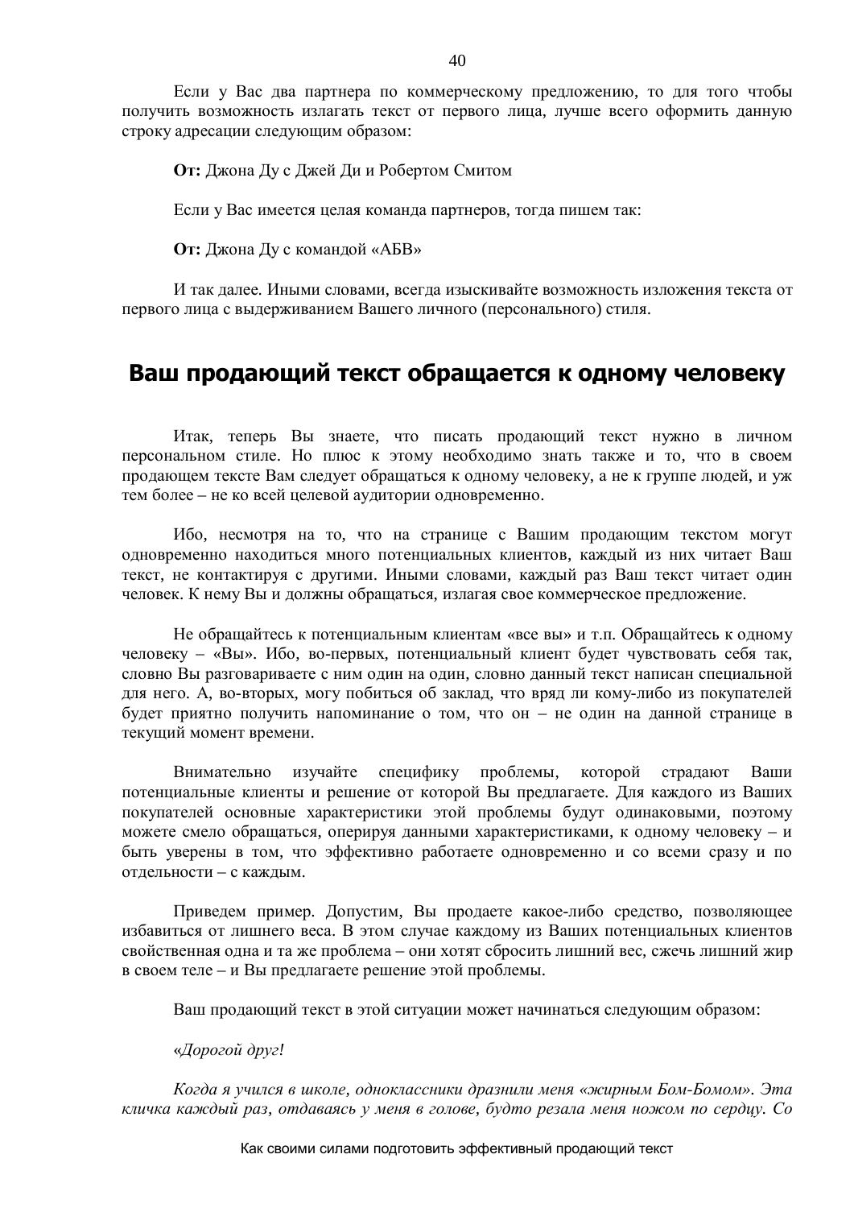Если у Вас два партнера по коммерческому предложению, то для того чтобы получить возможность излагать текст от первого лица, лучше всего оформить данную строку адресации следующим образом:

**От:** Джона Ду с Джей Ди и Робертом Смитом

Если у Вас имеется целая команда партнеров, тогда пишем так:

**От:** Джона Ду с командой «АБВ»

И так далее. Иными словами, всегда изыскивайте возможность изложения текста от первого лица с выдерживанием Вашего личного (персонального) стиля.

## Ваш продающий текст обращается к одному человеку

Итак, теперь Вы знаете, что писать продающий текст нужно в личном персональном стиле. Но плюс к этому необходимо знать также и то, что в своем продающем тексте Вам следует обращаться к одному человеку, а не к группе людей, и уж тем более – не ко всей целевой аудитории одновременно.

Ибо, несмотря на то, что на странице с Вашим продающим текстом могут одновременно находиться много потенциальных клиентов, каждый из них читает Ваш текст, не контактируя с другими. Иными словами, каждый раз Ваш текст читает один человек. К нему Вы и должны обращаться, излагая свое коммерческое предложение.

Не обращайтесь к потенциальным клиентам «все вы» и т.п. Обращайтесь к одному человеку – «Вы». Ибо, во-первых, потенциальный клиент будет чувствовать себя так, словно Вы разговариваете с ним один на один, словно данный текст написан специальной для него. А, во-вторых, могу побиться об заклад, что вряд ли кому-либо из покупателей будет приятно получить напоминание о том, что он – не один на данной странице в текущий момент времени.

Внимательно изучайте специфику проблемы, которой страдают Ваши потенциальные клиенты и решение от которой Вы предлагаете. Для каждого из Ваших покупателей основные характеристики этой проблемы будут одинаковыми, поэтому можете смело обращаться, оперируя данными характеристиками, к одному человеку – и быть уверены в том, что эффективно работаете одновременно и со всеми сразу и по отдельности – с каждым.

Приведем пример. Допустим, Вы продаете какое-либо средство, позволяющее избавиться от лишнего веса. В этом случае каждому из Ваших потенциальных клиентов свойственная одна и та же проблема – они хотят сбросить лишний вес, сжечь лишний жир в своем теле – и Вы предлагаете решение этой проблемы.

Ваш продающий текст в этой ситуации может начинаться следующим образом:

«*Дорогой друг!*

*Когда я учился в школе, одноклассники дразнили меня «жирным Бом-Бомом». Эта кличка каждый раз, отдаваясь у меня в голове, будто резала меня ножом по сердцу. Со*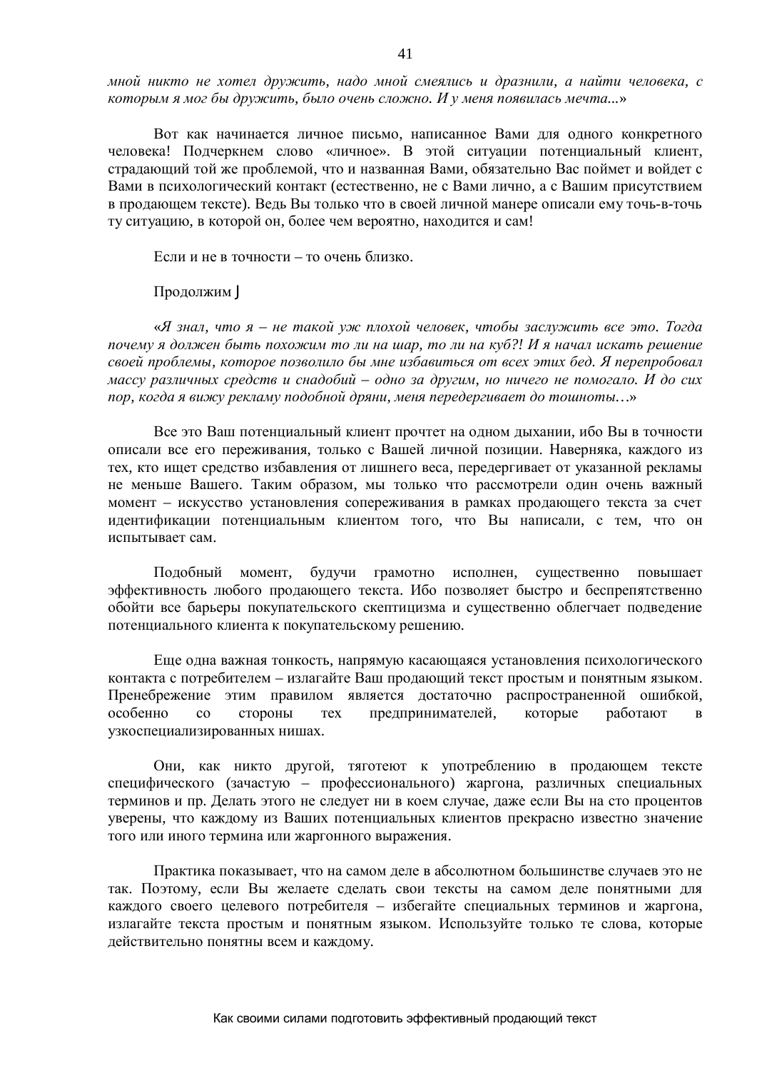*мной никто не хотел дружить, надо мной смеялись и дразнили, а найти человека, с которым я мог бы дружить, было очень сложно. И у меня появилась мечта...*»

Вот как начинается личное письмо, написанное Вами для одного конкретного человека! Подчеркнем слово «личное». В этой ситуации потенциальный клиент, страдающий той же проблемой, что и названная Вами, обязательно Вас поймет и войдет с Вами в психологический контакт (естественно, не с Вами лично, а с Вашим присутствием в продающем тексте). Ведь Вы только что в своей личной манере описали ему точь-в-точь ту ситуацию, в которой он, более чем вероятно, находится и сам!

Если и не в точности – то очень близко.

Продолжим J

«*Я знал, что я – не такой уж плохой человек, чтобы заслужить все это. Тогда почему я должен быть похожим то ли на шар, то ли на куб?! И я начал искать решение своей проблемы, которое позволило бы мне избавиться от всех этих бед. Я перепробовал массу различных средств и снадобий – одно за другим, но ничего не помогало. И до сих пор, когда я вижу рекламу подобной дряни, меня передергивает до тошноты…*»

Все это Ваш потенциальный клиент прочтет на одном дыхании, ибо Вы в точности описали все его переживания, только с Вашей личной позиции. Наверняка, каждого из тех, кто ищет средство избавления от лишнего веса, передергивает от указанной рекламы не меньше Вашего. Таким образом, мы только что рассмотрели один очень важный момент – искусство установления сопереживания в рамках продающего текста за счет идентификации потенциальным клиентом того, что Вы написали, с тем, что он испытывает сам.

Подобный момент, будучи грамотно исполнен, существенно повышает эффективность любого продающего текста. Ибо позволяет быстро и беспрепятственно обойти все барьеры покупательского скептицизма и существенно облегчает подведение потенциального клиента к покупательскому решению.

Еще одна важная тонкость, напрямую касающаяся установления психологического контакта с потребителем – излагайте Ваш продающий текст простым и понятным языком. Пренебрежение этим правилом является достаточно распространенной ошибкой, особенно со стороны тех предпринимателей, которые работают в узкоспециализированных нишах.

Они, как никто другой, тяготеют к употреблению в продающем тексте специфического (зачастую – профессионального) жаргона, различных специальных терминов и пр. Делать этого не следует ни в коем случае, даже если Вы на сто процентов уверены, что каждому из Ваших потенциальных клиентов прекрасно известно значение того или иного термина или жаргонного выражения.

Практика показывает, что на самом деле в абсолютном большинстве случаев это не так. Поэтому, если Вы желаете сделать свои тексты на самом деле понятными для каждого своего целевого потребителя – избегайте специальных терминов и жаргона, излагайте текста простым и понятным языком. Используйте только те слова, которые действительно понятны всем и каждому.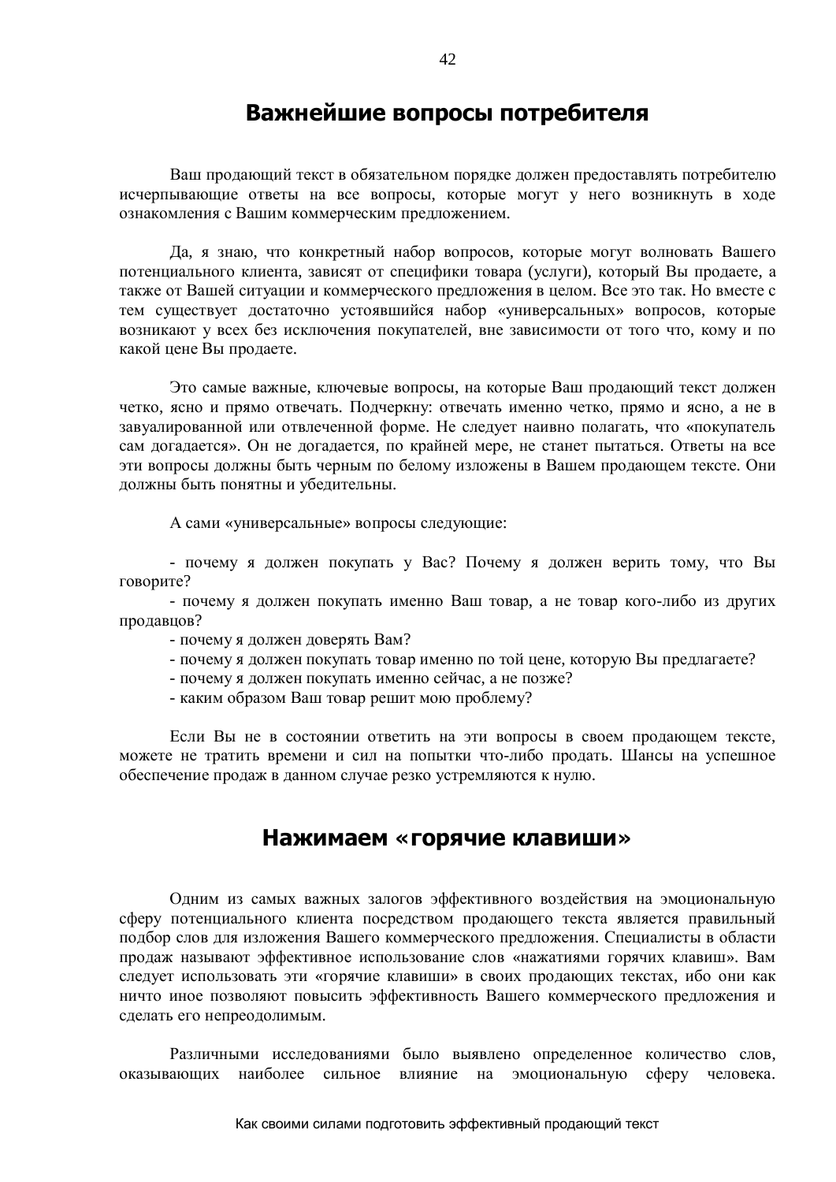## Важнейшие вопросы потребителя

Ваш продающий текст в обязательном порядке должен предоставлять потребителю исчерпывающие ответы на все вопросы, которые могут у него возникнуть в ходе ознакомления с Вашим коммерческим предложением.

Да, я знаю, что конкретный набор вопросов, которые могут волновать Вашего потенциального клиента, зависят от специфики товара (услуги), который Вы продаете, а также от Вашей ситуации и коммерческого предложения в целом. Все это так. Но вместе с тем существует достаточно устоявшийся набор «универсальных» вопросов, которые возникают у всех без исключения покупателей, вне зависимости от того что, кому и по какой цене Вы продаете.

Это самые важные, ключевые вопросы, на которые Ваш продающий текст должен четко, ясно и прямо отвечать. Подчеркну: отвечать именно четко, прямо и ясно, а не в завуалированной или отвлеченной форме. Не следует наивно полагать, что «покупатель сам догадается». Он не догадается, по крайней мере, не станет пытаться. Ответы на все эти вопросы должны быть черным по белому изложены в Вашем продающем тексте. Они должны быть понятны и убедительны.

А сами «универсальные» вопросы следующие:

- почему я должен покупать у Вас? Почему я должен верить тому, что Вы говорите?
- почему я должен покупать именно Ваш товар, а не товар кого-либо из других продавцов?
- почему я должен доверять Вам?
- почему я должен покупать товар именно по той цене, которую Вы предлагаете?
- почему я должен покупать именно сейчас, а не позже?
- каким образом Ваш товар решит мою проблему?

Если Вы не в состоянии ответить на эти вопросы в своем продающем тексте, можете не тратить времени и сил на попытки что-либо продать. Шансы на успешное обеспечение продаж в данном случае резко устремляются к нулю.

## Нажимаем «горячие клавиши»

Одним из самых важных залогов эффективного воздействия на эмоциональную сферу потенциального клиента посредством продающего текста является правильный подбор слов для изложения Вашего коммерческого предложения. Специалисты в области продаж называют эффективное использование слов «нажатиями горячих клавиш». Вам следует использовать эти «горячие клавиши» в своих продающих текстах, ибо они как ничто иное позволяют повысить эффективность Вашего коммерческого предложения и сделать его непреодолимым.

Различными исследованиями было выявлено определенное количество слов, оказывающих наиболее сильное влияние на эмоциональную сферу человека.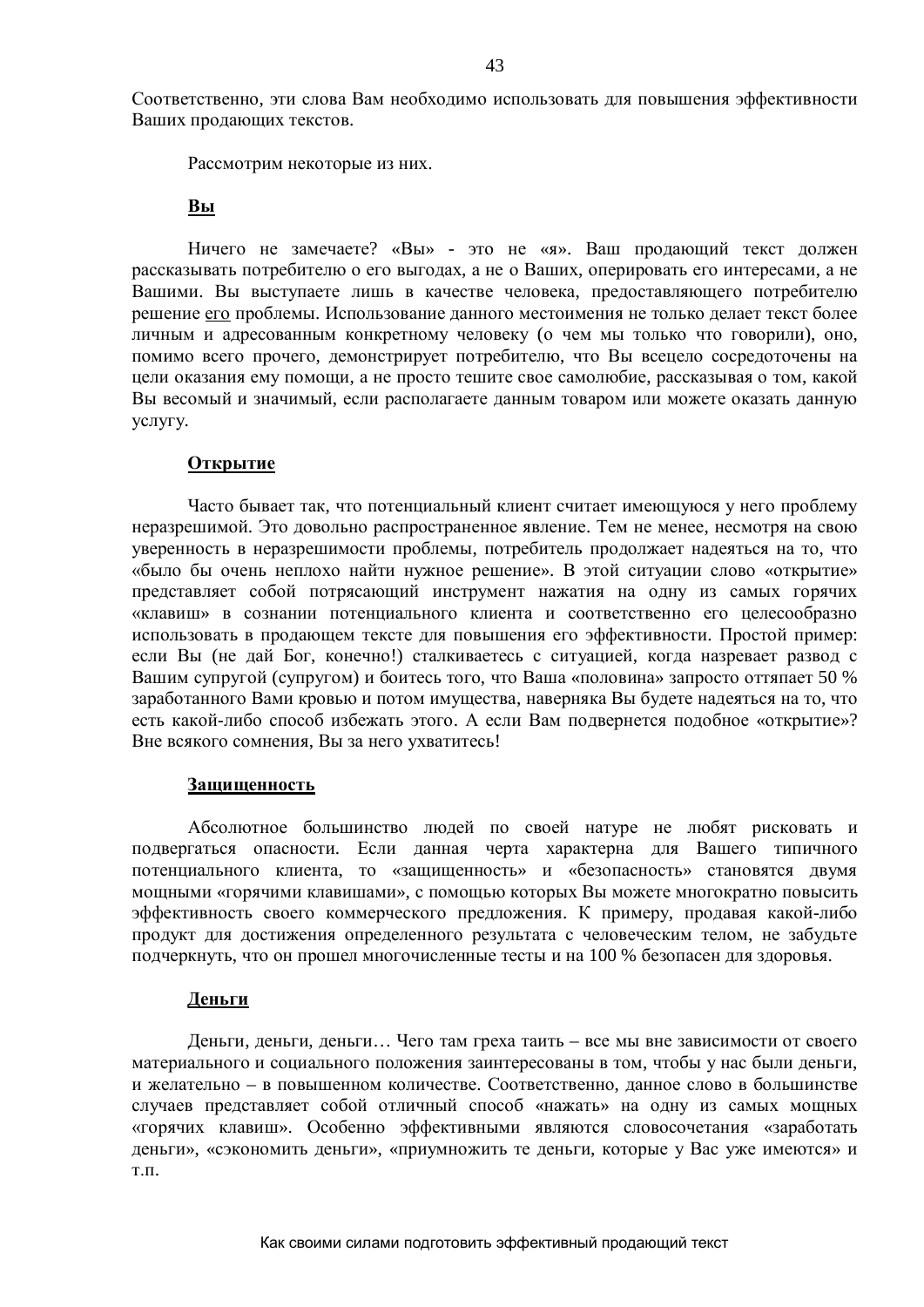Соответственно, эти слова Вам необходимо использовать для повышения эффективности Ваших продающих текстов.

Рассмотрим некоторые из них.

### Вы

Ничего не замечаете? «Вы» - это не «я». Ваш продающий текст должен рассказывать потребителю о его выгодах, а не о Ваших, оперировать его интересами, а не Вашими. Вы выступаете лишь в качестве человека, предоставляющего потребителю решение его проблемы. Использование данного местоимения не только делает текст более личным и адресованным конкретному человеку (о чем мы только что говорили), оно, помимо всего прочего, демонстрирует потребителю, что Вы всецело сосредоточены на цели оказания ему помощи, а не просто тешите свое самолюбие, рассказывая о том, какой Вы весомый и значимый, если располагаете данным товаром или можете оказать данную услугу.

### Открытие

Часто бывает так, что потенциальный клиент считает имеющуюся у него проблему неразрешимой. Это довольно распространенное явление. Тем не менее, несмотря на свою уверенность в неразрешимости проблемы, потребитель продолжает надеяться на то, что «было бы очень неплохо найти нужное решение». В этой ситуации слово «открытие» представляет собой потрясающий инструмент нажатия на одну из самых горячих «клавиш» в сознании потенциального клиента и соответственно его целесообразно использовать в продающем тексте для повышения его эффективности. Простой пример: если Вы (не дай Бог, конечно!) сталкиваетесь с ситуацией, когда назревает развод с Вашим супругой (супругом) и боитесь того, что Ваша «половина» запросто оттяпает 50 % заработанного Вами кровью и потом имущества, наверняка Вы будете надеяться на то, что есть какой-либо способ избежать этого. А если Вам подвернется подобное «открытие»? Вне всякого сомнения, Вы за него ухватитесь!

### Защищенность

Абсолютное большинство людей по своей натуре не любят рисковать и подвергаться опасности. Если данная черта характерна для Вашего типичного потенциального клиента, то «защищенность» и «безопасность» становятся двумя мощными «горячими клавишами», с помощью которых Вы можете многократно повысить эффективность своего коммерческого предложения. К примеру, продавая какой-либо продукт для достижения определенного результата с человеческим телом, не забудьте подчеркнуть, что он прошел многочисленные тесты и на 100 % безопасен для здоровья.

### Деньги

Деньги, деньги, деньги… Чего там греха таить – все мы вне зависимости от своего материального и социального положения заинтересованы в том, чтобы у нас были деньги, и желательно – в повышенном количестве. Соответственно, данное слово в большинстве случаев представляет собой отличный способ «нажать» на одну из самых мощных «горячих клавиш». Особенно эффективными являются словосочетания «заработать деньги», «сэкономить деньги», «приумножить те деньги, которые у Вас уже имеются» и т.п.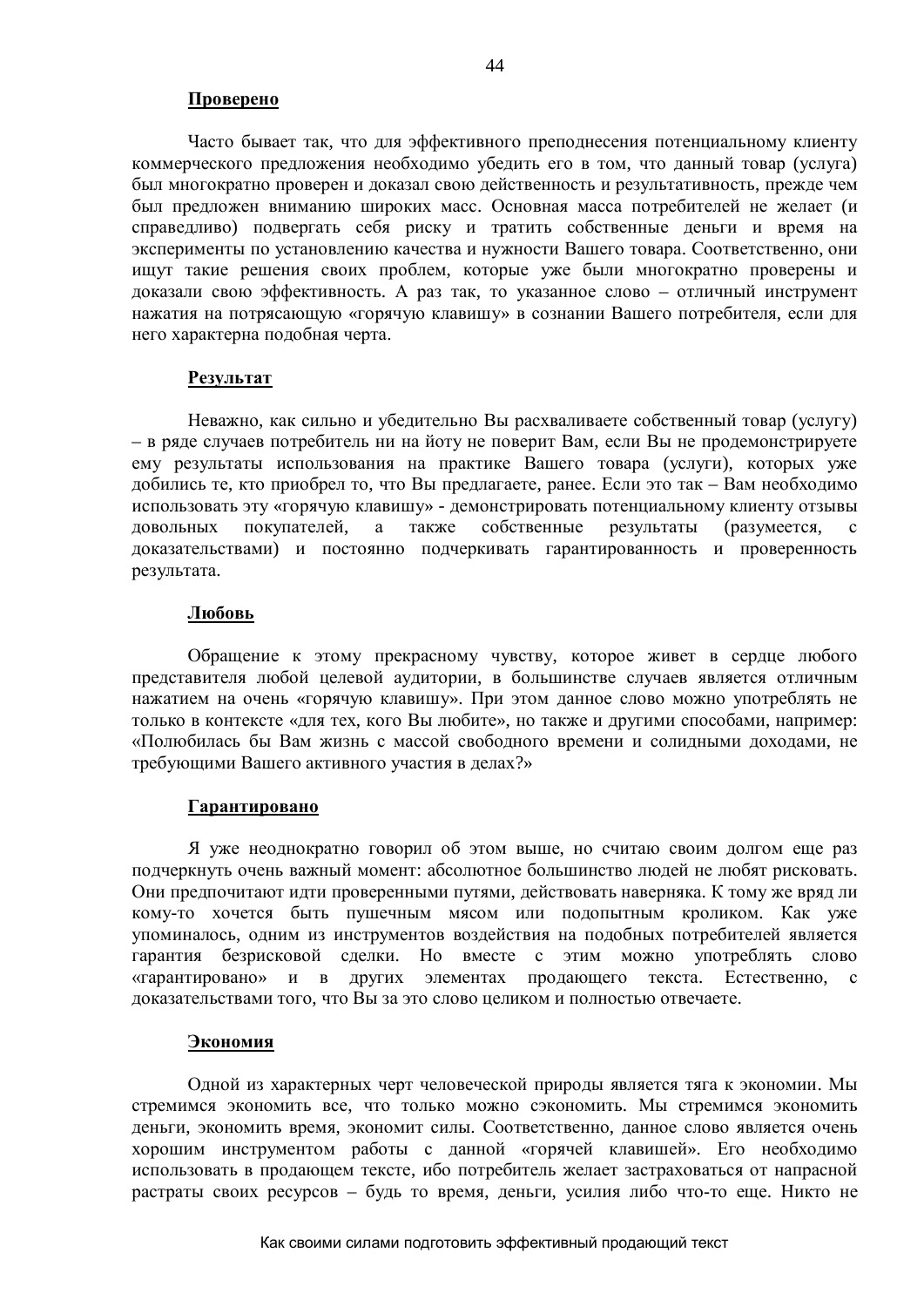**Проверено**

Часто бывает так, что для эффективного преподнесения потенциальному клиенту коммерческого предложения необходимо убедить его в том, что данный товар (услуга) был многократно проверен и доказал свою действенность и результативность, прежде чем был предложен вниманию широких масс. Основная масса потребителей не желает (и справедливо) подвергать себя риску и тратить собственные деньги и время на эксперименты по установлению качества и нужности Вашего товара. Соответственно, они ищут такие решения своих проблем, которые уже были многократно проверены и доказали свою эффективность. А раз так, то указанное слово – отличный инструмент нажатия на потрясающую «горячую клавишу» в сознании Вашего потребителя, если для него характерна подобная черта.

**Результат**

Неважно, как сильно и убедительно Вы расхваливаете собственный товар (услугу) – в ряде случаев потребитель ни на йоту не поверит Вам, если Вы не продемонстрируете ему результаты использования на практике Вашего товара (услуги), которых уже добились те, кто приобрел то, что Вы предлагаете, ранее. Если это так – Вам необходимо использовать эту «горячую клавишу» - демонстрировать потенциальному клиенту отзывы довольных покупателей, а также собственные результаты (разумеется, с доказательствами) и постоянно подчеркивать гарантированность и проверенность результата.

**Любовь**

Обращение к этому прекрасному чувству, которое живет в сердце любого представителя любой целевой аудитории, в большинстве случаев является отличным нажатием на очень «горячую клавишу». При этом данное слово можно употреблять не только в контексте «для тех, кого Вы любите», но также и другими способами, например: «Полюбилась бы Вам жизнь с массой свободного времени и солидными доходами, не требующими Вашего активного участия в делах?»

**Гарантировано**

Я уже неоднократно говорил об этом выше, но считаю своим долгом еще раз подчеркнуть очень важный момент: абсолютное большинство людей не любят рисковать. Они предпочитают идти проверенными путями, действовать наверняка. К тому же вряд ли кому-то хочется быть пушечным мясом или подопытным кроликом. Как уже упоминалось, одним из инструментов воздействия на подобных потребителей является гарантия безрисковой сделки. Но вместе с этим можно употреблять слово «гарантировано» и в других элементах продающего текста. Естественно, с доказательствами того, что Вы за это слово целиком и полностью отвечаете.

**Экономия**

Одной из характерных черт человеческой природы является тяга к экономии. Мы стремимся экономить все, что только можно сэкономить. Мы стремимся экономить деньги, экономить время, экономит силы. Соответственно, данное слово является очень хорошим инструментом работы с данной «горячей клавишей». Его необходимо использовать в продающем тексте, ибо потребитель желает застраховаться от напрасной растраты своих ресурсов – будь то время, деньги, усилия либо что-то еще. Никто не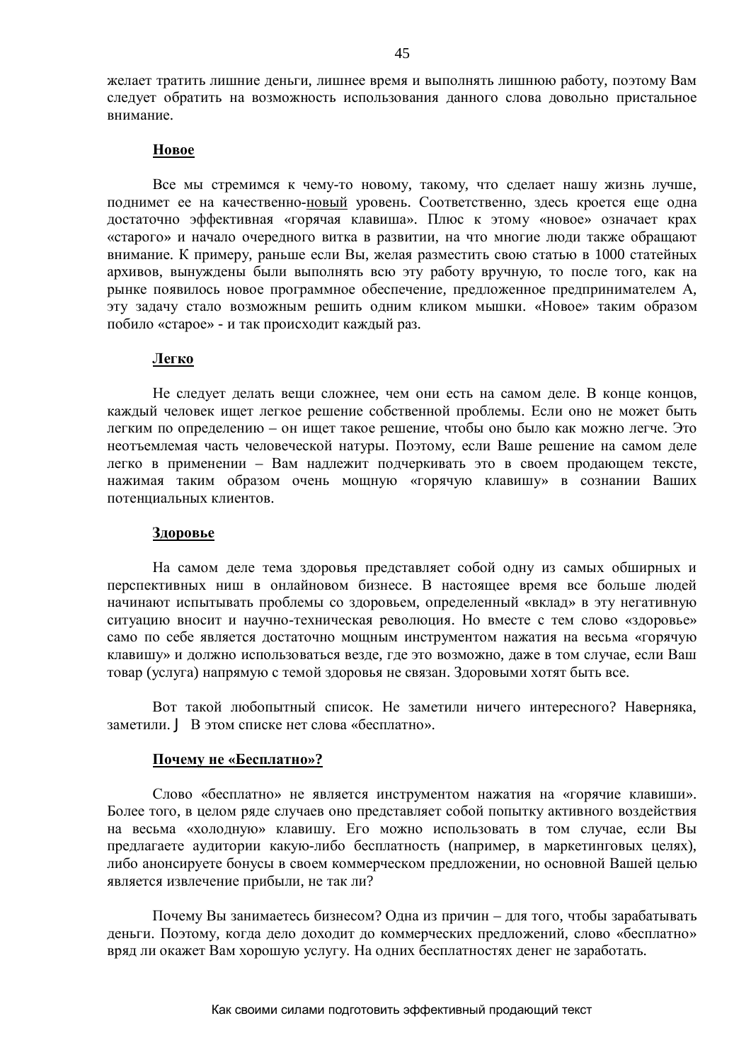желает тратить лишние деньги, лишнее время и выполнять лишнюю работу, поэтому Вам следует обратить на возможность использования данного слова довольно пристальное внимание.

### Новое

Все мы стремимся к чему-то новому, такому, что сделает нашу жизнь лучше, поднимет ее на качественно-новый уровень. Соответственно, здесь кроется еще одна достаточно эффективная «горячая клавиша». Плюс к этому «новое» означает крах «старого» и начало очередного витка в развитии, на что многие люди также обращают внимание. К примеру, раньше если Вы, желая разместить свою статью в 1000 статейных архивов, вынуждены были выполнять всю эту работу вручную, то после того, как на рынке появилось новое программное обеспечение, предложенное предпринимателем А, эту задачу стало возможным решить одним кликом мышки. «Новое» таким образом побило «старое» - и так происходит каждый раз.

### Легко

Не следует делать вещи сложнее, чем они есть на самом деле. В конце концов, каждый человек ищет легкое решение собственной проблемы. Если оно не может быть легким по определению – он ищет такое решение, чтобы оно было как можно легче. Это неотъемлемая часть человеческой натуры. Поэтому, если Ваше решение на самом деле легко в применении – Вам надлежит подчеркивать это в своем продающем тексте, нажимая таким образом очень мощную «горячую клавишу» в сознании Ваших потенциальных клиентов.

### Здоровье

На самом деле тема здоровья представляет собой одну из самых обширных и перспективных ниш в онлайновом бизнесе. В настоящее время все больше людей начинают испытывать проблемы со здоровьем, определенный «вклад» в эту негативную ситуацию вносит и научно-техническая революция. Но вместе с тем слово «здоровье» само по себе является достаточно мощным инструментом нажатия на весьма «горячую клавишу» и должно использоваться везде, где это возможно, даже в том случае, если Ваш товар (услуга) напрямую с темой здоровья не связан. Здоровыми хотят быть все.

Вот такой любопытный список. Не заметили ничего интересного? Наверняка, заметили. J В этом списке нет слова «бесплатно».

### Почему не «Бесплатно»?

Слово «бесплатно» не является инструментом нажатия на «горячие клавиши». Более того, в целом ряде случаев оно представляет собой попытку активного воздействия на весьма «холодную» клавишу. Его можно использовать в том случае, если Вы предлагаете аудитории какую-либо бесплатность (например, в маркетинговых целях), либо анонсируете бонусы в своем коммерческом предложении, но основной Вашей целью является извлечение прибыли, не так ли?

Почему Вы занимаетесь бизнесом? Одна из причин – для того, чтобы зарабатывать деньги. Поэтому, когда дело доходит до коммерческих предложений, слово «бесплатно» вряд ли окажет Вам хорошую услугу. На одних бесплатностях денег не заработать.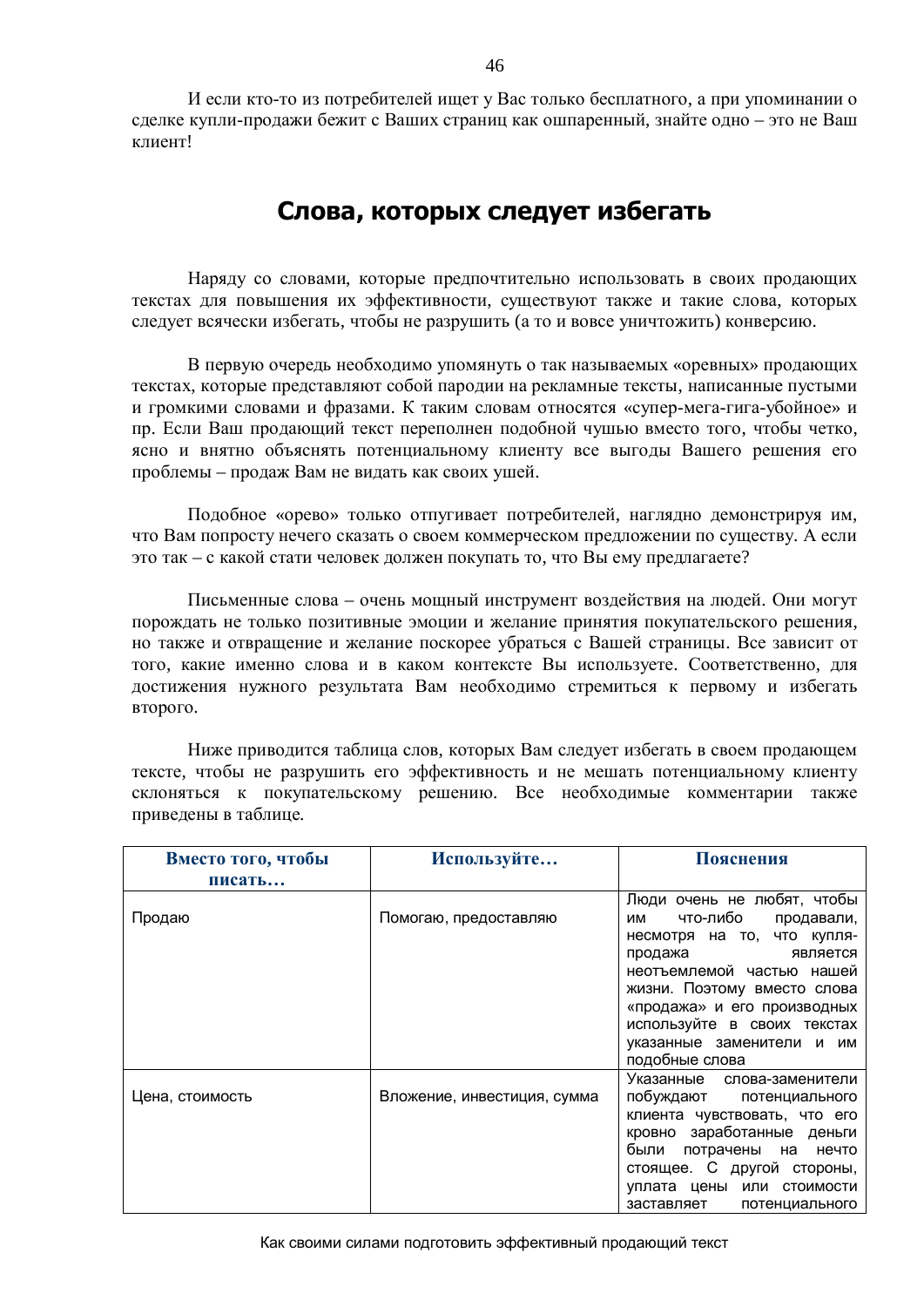И если кто-то из потребителей ищет у Вас только бесплатного, а при упоминании о сделке купли-продажи бежит с Ваших страниц как ошпаренный, знайте одно – это не Ваш клиент!

## Слова, которых следует избегать

Наряду со словами, которые предпочтительно использовать в своих продающих текстах для повышения их эффективности, существуют также и такие слова, которых следует всячески избегать, чтобы не разрушить (а то и вовсе уничтожить) конверсию.

В первую очередь необходимо упомянуть о так называемых «оревных» продающих текстах, которые представляют собой пародии на рекламные тексты, написанные пустыми и громкими словами и фразами. К таким словам относятся «супер-мега-гига-убойное» и пр. Если Ваш продающий текст переполнен подобной чушью вместо того, чтобы четко, ясно и внятно объяснять потенциальному клиенту все выгоды Вашего решения его проблемы – продаж Вам не видать как своих ушей.

Подобное «орево» только отпугивает потребителей, наглядно демонстрируя им, что Вам попросту нечего сказать о своем коммерческом предложении по существу. А если это так – с какой стати человек должен покупать то, что Вы ему предлагаете?

Письменные слова – очень мощный инструмент воздействия на людей. Они могут порождать не только позитивные эмоции и желание принятия покупательского решения, но также и отвращение и желание поскорее убраться с Вашей страницы. Все зависит от того, какие именно слова и в каком контексте Вы используете. Соответственно, для достижения нужного результата Вам необходимо стремиться к первому и избегать второго.

Ниже приводится таблица слов, которых Вам следует избегать в своем продающем тексте, чтобы не разрушить его эффективность и не мешать потенциальному клиенту склоняться к покупательскому решению. Все необходимые комментарии также приведены в таблице.

| **Вместо того, чтобы писать…** | **Используйте…** | **Пояснения** |
|---|---|---|
| Продаю | Помогаю, предоставляю | Люди очень не любят, чтобы им что-либо продавали, несмотря на то, что купля-продажа является неотъемлемой частью нашей жизни. Поэтому вместо слова «продажа» и его производных используйте в своих текстах указанные заменители и им подобные слова |
| Цена, стоимость | Вложение, инвестиция, сумма | Указанные слова-заменители побуждают потенциального клиента чувствовать, что его кровно заработанные деньги были потрачены на нечто стоящее. С другой стороны, уплата цены или стоимости заставляет потенциального |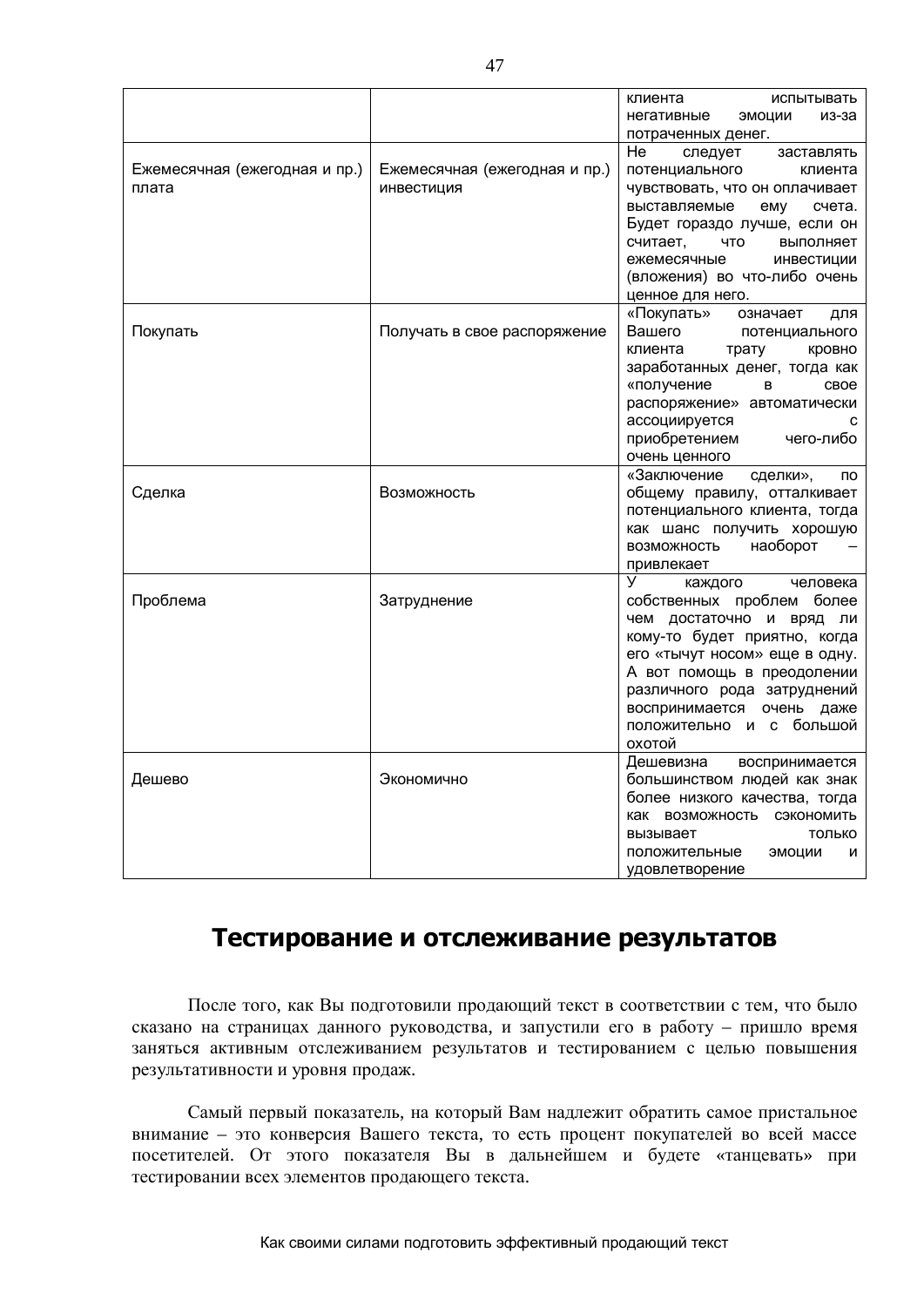| | | |
|---|---|---|
| | | клиента испытывать негативные эмоции из-за потраченных денег. |
| Ежемесячная (ежегодная и пр.) плата | Ежемесячная (ежегодная и пр.) инвестиция | Не следует заставлять потенциального клиента чувствовать, что он оплачивает выставляемые ему счета. Будет гораздо лучше, если он считает, что выполняет ежемесячные инвестиции (вложения) во что-либо очень ценное для него. |
| Покупать | Получать в свое распоряжение | «Покупать» означает для Вашего потенциального клиента трату кровно заработанных денег, тогда как «получение в свое распоряжение» автоматически ассоциируется с приобретением чего-либо очень ценного |
| Сделка | Возможность | «Заключение сделки», по общему правилу, отталкивает потенциального клиента, тогда как шанс получить хорошую возможность наоборот – привлекает |
| Проблема | Затруднение | У каждого человека собственных проблем более чем достаточно и вряд ли кому-то будет приятно, когда его «тычут носом» еще в одну. А вот помощь в преодолении различного рода затруднений воспринимается очень даже положительно и с большой охотой |
| Дешево | Экономично | Дешевизна воспринимается большинством людей как знак более низкого качества, тогда как возможность сэкономить вызывает только положительные эмоции и удовлетворение |

## Тестирование и отслеживание результатов

После того, как Вы подготовили продающий текст в соответствии с тем, что было сказано на страницах данного руководства, и запустили его в работу – пришло время заняться активным отслеживанием результатов и тестированием с целью повышения результативности и уровня продаж.

Самый первый показатель, на который Вам надлежит обратить самое пристальное внимание – это конверсия Вашего текста, то есть процент покупателей во всей массе посетителей. От этого показателя Вы в дальнейшем и будете «танцевать» при тестировании всех элементов продающего текста.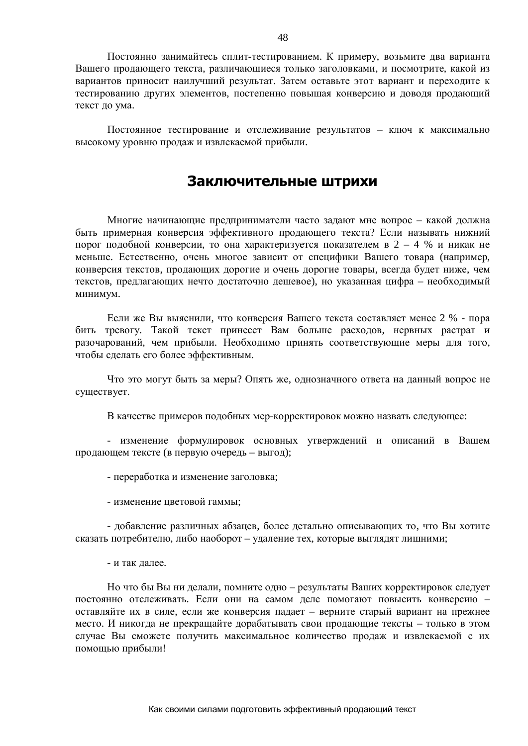Постоянно занимайтесь сплит-тестированием. К примеру, возьмите два варианта Вашего продающего текста, различающиеся только заголовками, и посмотрите, какой из вариантов приносит наилучший результат. Затем оставьте этот вариант и переходите к тестированию других элементов, постепенно повышая конверсию и доводя продающий текст до ума.

Постоянное тестирование и отслеживание результатов – ключ к максимально высокому уровню продаж и извлекаемой прибыли.

## Заключительные штрихи

Многие начинающие предприниматели часто задают мне вопрос – какой должна быть примерная конверсия эффективного продающего текста? Если называть нижний порог подобной конверсии, то она характеризуется показателем в 2 – 4 % и никак не меньше. Естественно, очень многое зависит от специфики Вашего товара (например, конверсия текстов, продающих дорогие и очень дорогие товары, всегда будет ниже, чем текстов, предлагающих нечто достаточно дешевое), но указанная цифра – необходимый минимум.

Если же Вы выяснили, что конверсия Вашего текста составляет менее 2 % - пора бить тревогу. Такой текст принесет Вам больше расходов, нервных растрат и разочарований, чем прибыли. Необходимо принять соответствующие меры для того, чтобы сделать его более эффективным.

Что это могут быть за меры? Опять же, однозначного ответа на данный вопрос не существует.

В качестве примеров подобных мер-корректировок можно назвать следующее:

- изменение формулировок основных утверждений и описаний в Вашем продающем тексте (в первую очередь – выгод);

- переработка и изменение заголовка;

- изменение цветовой гаммы;

- добавление различных абзацев, более детально описывающих то, что Вы хотите сказать потребителю, либо наоборот – удаление тех, которые выглядят лишними;

- и так далее.

Но что бы Вы ни делали, помните одно – результаты Ваших корректировок следует постоянно отслеживать. Если они на самом деле помогают повысить конверсию – оставляйте их в силе, если же конверсия падает – верните старый вариант на прежнее место. И никогда не прекращайте дорабатывать свои продающие тексты – только в этом случае Вы сможете получить максимальное количество продаж и извлекаемой с их помощью прибыли!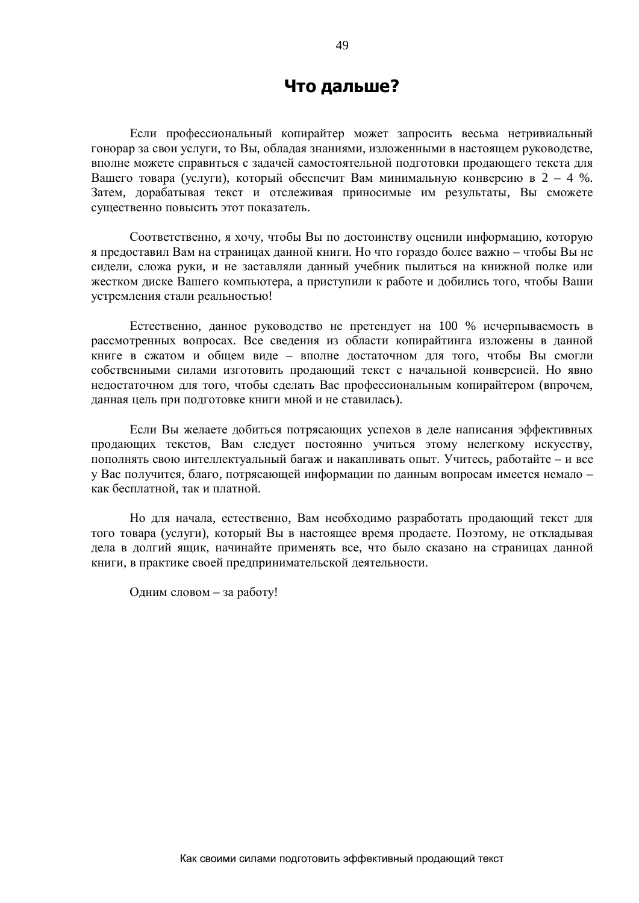# Что дальше?

Если профессиональный копирайтер может запросить весьма нетривиальный гонорар за свои услуги, то Вы, обладая знаниями, изложенными в настоящем руководстве, вполне можете справиться с задачей самостоятельной подготовки продающего текста для Вашего товара (услуги), который обеспечит Вам минимальную конверсию в 2 – 4 %. Затем, дорабатывая текст и отслеживая приносимые им результаты, Вы сможете существенно повысить этот показатель.

Соответственно, я хочу, чтобы Вы по достоинству оценили информацию, которую я предоставил Вам на страницах данной книги. Но что гораздо более важно – чтобы Вы не сидели, сложа руки, и не заставляли данный учебник пылиться на книжной полке или жестком диске Вашего компьютера, а приступили к работе и добились того, чтобы Ваши устремления стали реальностью!

Естественно, данное руководство не претендует на 100 % исчерпываемость в рассмотренных вопросах. Все сведения из области копирайтинга изложены в данной книге в сжатом и общем виде – вполне достаточном для того, чтобы Вы смогли собственными силами изготовить продающий текст с начальной конверсией. Но явно недостаточном для того, чтобы сделать Вас профессиональным копирайтером (впрочем, данная цель при подготовке книги мной и не ставилась).

Если Вы желаете добиться потрясающих успехов в деле написания эффективных продающих текстов, Вам следует постоянно учиться этому нелегкому искусству, пополнять свою интеллектуальный багаж и накапливать опыт. Учитесь, работайте – и все у Вас получится, благо, потрясающей информации по данным вопросам имеется немало – как бесплатной, так и платной.

Но для начала, естественно, Вам необходимо разработать продающий текст для того товара (услуги), который Вы в настоящее время продаете. Поэтому, не откладывая дела в долгий ящик, начинайте применять все, что было сказано на страницах данной книги, в практике своей предпринимательской деятельности.

Одним словом – за работу!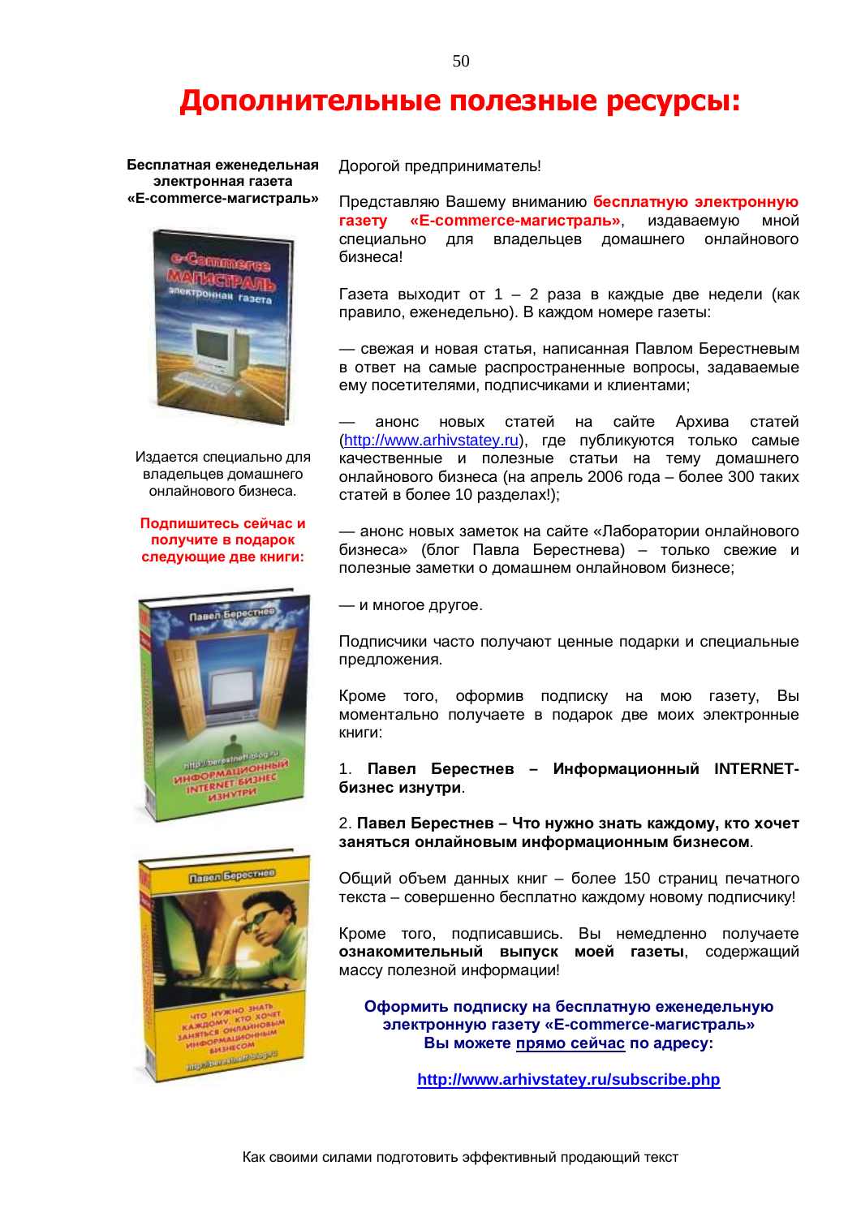# Дополнительные полезные ресурсы:

**Бесплатная еженедельная электронная газета «E-commerce-магистраль»**

Издается специально для владельцев домашнего онлайнового бизнеса.

**Подпишитесь сейчас и получите в подарок следующие две книги:**

Дорогой предприниматель!

Представляю Вашему вниманию **бесплатную электронную газету «E-commerce-магистраль»**, издаваемую мной специально для владельцев домашнего онлайнового бизнеса!

Газета выходит от 1 – 2 раза в каждые две недели (как правило, еженедельно). В каждом номере газеты:

— свежая и новая статья, написанная Павлом Берестневым в ответ на самые распространенные вопросы, задаваемые ему посетителями, подписчиками и клиентами;

— анонс новых статей на сайте Архива статей (http://www.arhivstatey.ru), где публикуются только самые качественные и полезные статьи на тему домашнего онлайнового бизнеса (на апрель 2006 года – более 300 таких статей в более 10 разделах!);

— анонс новых заметок на сайте «Лаборатории онлайнового бизнеса» (блог Павла Берестнева) – только свежие и полезные заметки о домашнем онлайновом бизнесе;

— и многое другое.

Подписчики часто получают ценные подарки и специальные предложения.

Кроме того, оформив подписку на мою газету, Вы моментально получаете в подарок две моих электронные книги:

1. **Павел Берестнев – Информационный INTERNET-бизнес изнутри**.

2. **Павел Берестнев – Что нужно знать каждому, кто хочет заняться онлайновым информационным бизнесом**.

Общий объем данных книг – более 150 страниц печатного текста – совершенно бесплатно каждому новому подписчику!

Кроме того, подписавшись. Вы немедленно получаете **ознакомительный выпуск моей газеты**, содержащий массу полезной информации!

**Оформить подписку на бесплатную еженедельную электронную газету «E-commerce-магистраль» Вы можете прямо сейчас по адресу:**

**http://www.arhivstatey.ru/subscribe.php**